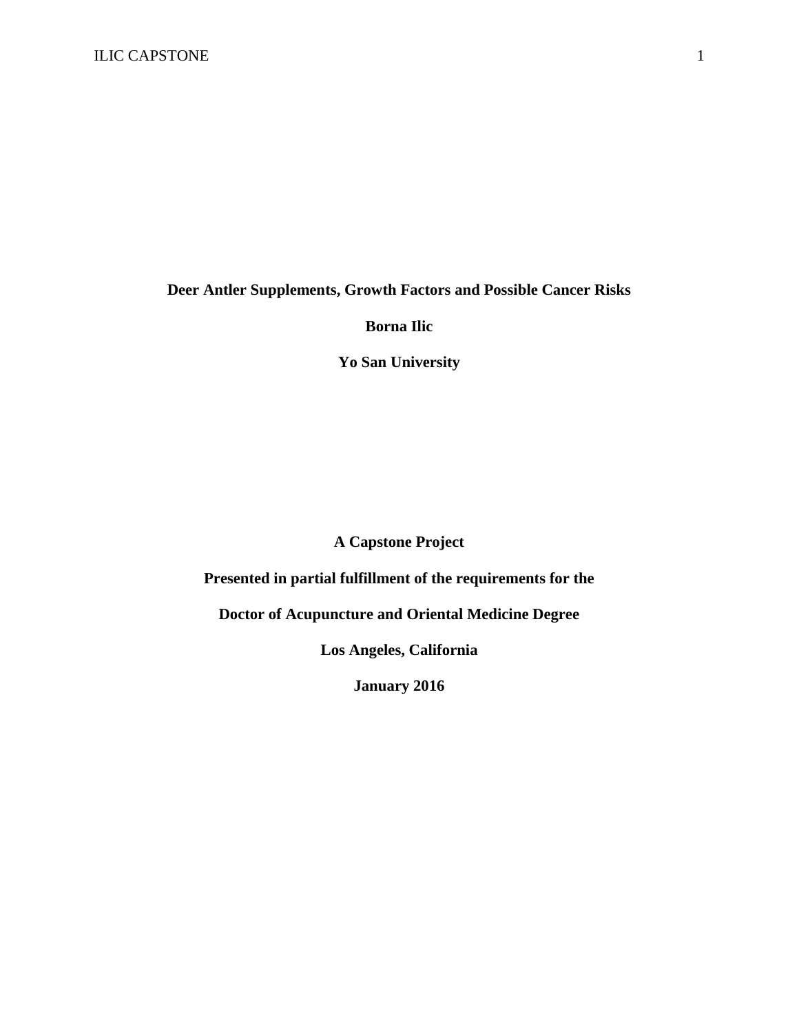# Deer Antler Supplements, Growth Factors and Possible Cancer Risks

**Borna Ilic**

**Yo San University**

**A Capstone Project**

**Presented in partial fulfillment of the requirements for the**

**Doctor of Acupuncture and Oriental Medicine Degree**

**Los Angeles, California**

**January 2016**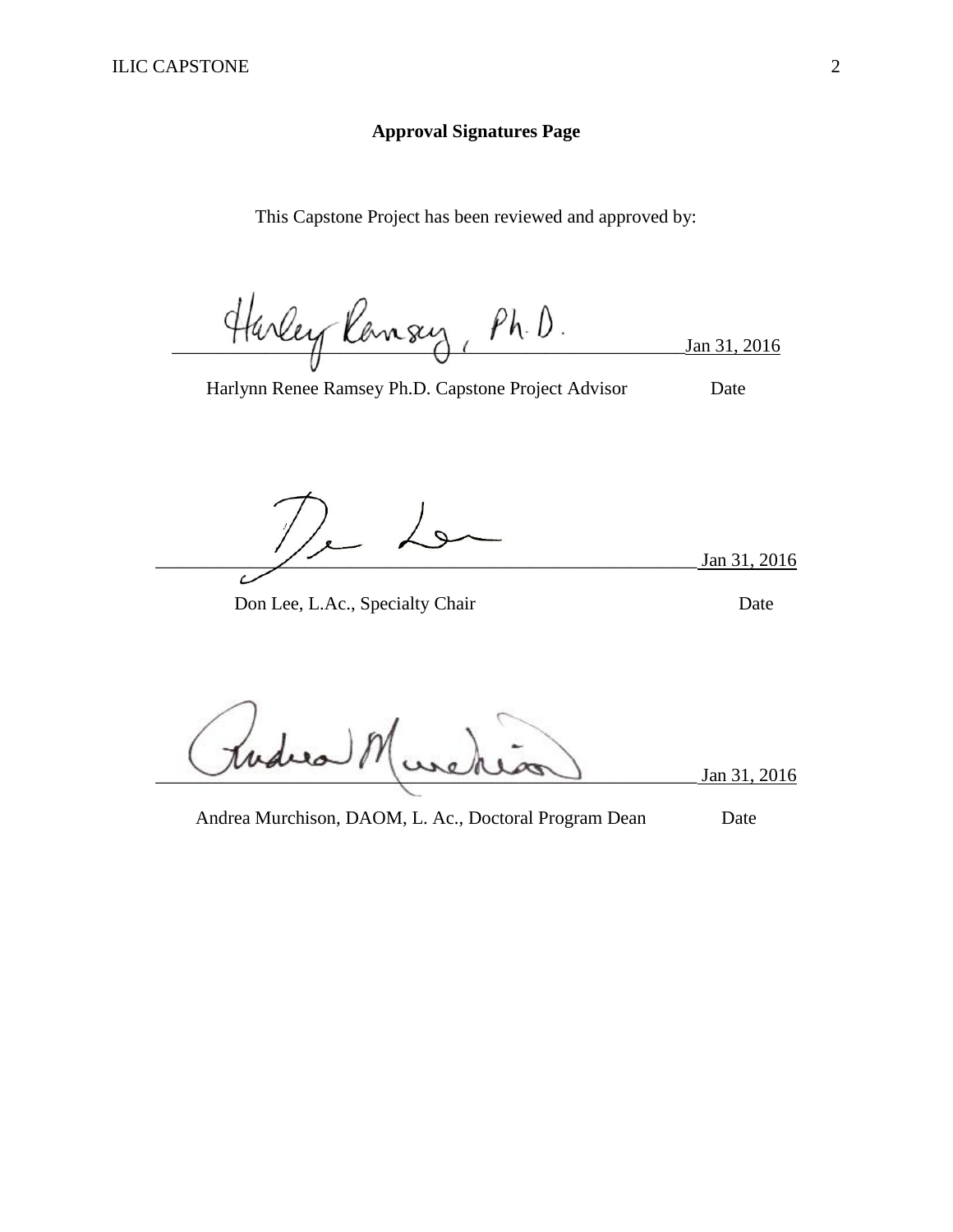**Approval Signatures Page**

This Capstone Project has been reviewed and approved by:

Harley Ramsey, Ph.D. ______________________ Jan 31, 2016

Harlynn Renee Ramsey Ph.D. Capstone Project Advisor — Date

Don Lee ______________________ Jan 31, 2016

Don Lee, L.Ac., Specialty Chair — Date

Andrea Murchison ______________________ Jan 31, 2016

Andrea Murchison, DAOM, L. Ac., Doctoral Program Dean — Date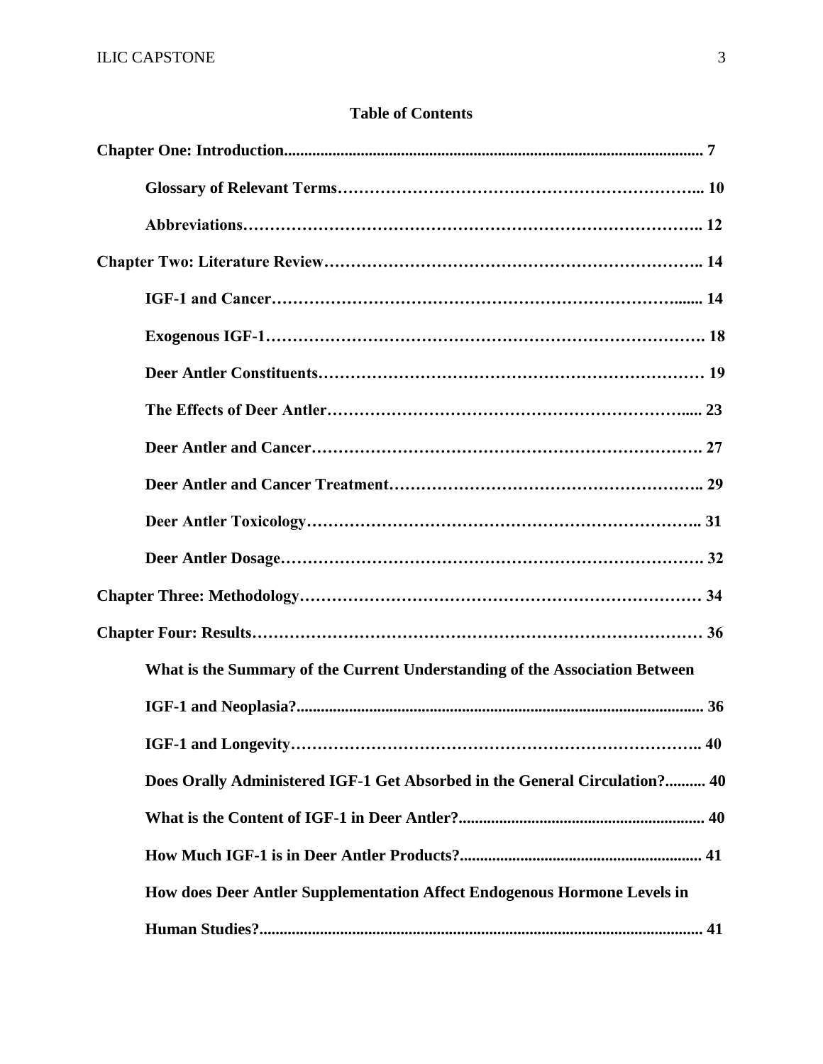**Table of Contents**

**Chapter One: Introduction........................................................................................................ 7**

**Glossary of Relevant Terms………………………………………………………... 10**

**Abbreviations……………………………………………………………………….. 12**

**Chapter Two: Literature Review……………………………………………………….. 14**

**IGF-1 and Cancer………………………………………………………………....... 14**

**Exogenous IGF-1…………………………………………………………………… 18**

**Deer Antler Constituents…………………………………………………………… 19**

**The Effects of Deer Antler………………………………………………………..... 23**

**Deer Antler and Cancer…………………………………………………………… 27**

**Deer Antler and Cancer Treatment……………………………………………….. 29**

**Deer Antler Toxicology…………………………………………………………….. 31**

**Deer Antler Dosage………………………………………………………………… 32**

**Chapter Three: Methodology…………………………………………………………… 34**

**Chapter Four: Results…………………………………………………………………… 36**

**What is the Summary of the Current Understanding of the Association Between IGF-1 and Neoplasia?................................................................................................... 36**

**IGF-1 and Longevity……………………………………………………………….. 40**

**Does Orally Administered IGF-1 Get Absorbed in the General Circulation?.......... 40**

**What is the Content of IGF-1 in Deer Antler?............................................................. 40**

**How Much IGF-1 is in Deer Antler Products?............................................................ 41**

**How does Deer Antler Supplementation Affect Endogenous Hormone Levels in Human Studies?............................................................................................................. 41**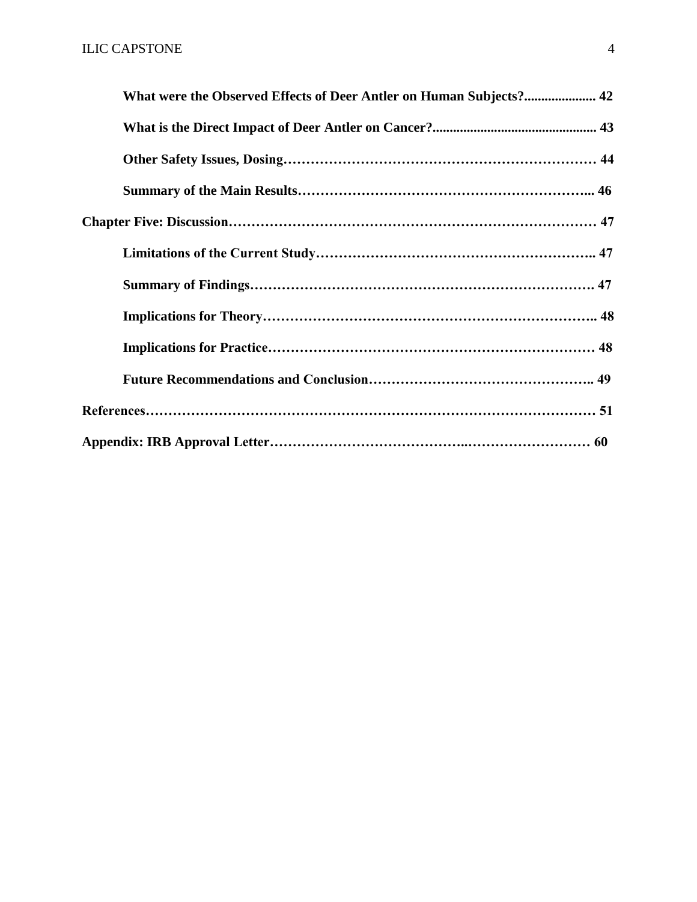**What were the Observed Effects of Deer Antler on Human Subjects?..................... 42**

**What is the Direct Impact of Deer Antler on Cancer?................................................ 43**

**Other Safety Issues, Dosing…………………………………………………………… 44**

**Summary of the Main Results………………………………………………………... 46**

**Chapter Five: Discussion……………………………………………………………………… 47**

**Limitations of the Current Study…………………………………………………….. 47**

**Summary of Findings…………………………………………………………………. 47**

**Implications for Theory……………………………………………………………….. 48**

**Implications for Practice……………………………………………………………… 48**

**Future Recommendations and Conclusion………………………………………….. 49**

**References……………………………………………………………………………………… 51**

**Appendix: IRB Approval Letter…………………………………..……………………… 60**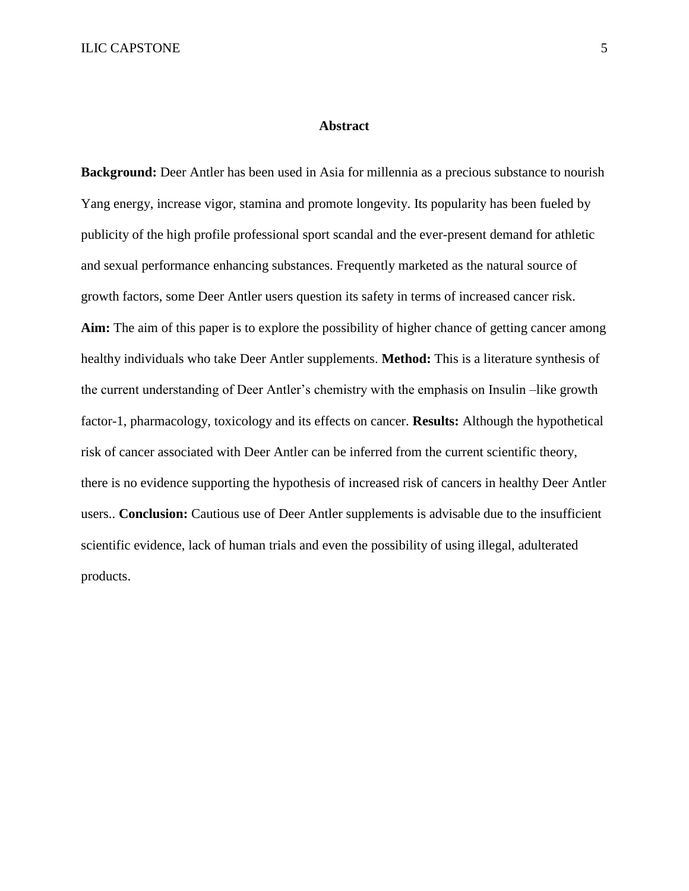## Abstract

**Background:** Deer Antler has been used in Asia for millennia as a precious substance to nourish Yang energy, increase vigor, stamina and promote longevity. Its popularity has been fueled by publicity of the high profile professional sport scandal and the ever-present demand for athletic and sexual performance enhancing substances. Frequently marketed as the natural source of growth factors, some Deer Antler users question its safety in terms of increased cancer risk. **Aim:** The aim of this paper is to explore the possibility of higher chance of getting cancer among healthy individuals who take Deer Antler supplements. **Method:** This is a literature synthesis of the current understanding of Deer Antler's chemistry with the emphasis on Insulin –like growth factor-1, pharmacology, toxicology and its effects on cancer. **Results:** Although the hypothetical risk of cancer associated with Deer Antler can be inferred from the current scientific theory, there is no evidence supporting the hypothesis of increased risk of cancers in healthy Deer Antler users.. **Conclusion:** Cautious use of Deer Antler supplements is advisable due to the insufficient scientific evidence, lack of human trials and even the possibility of using illegal, adulterated products.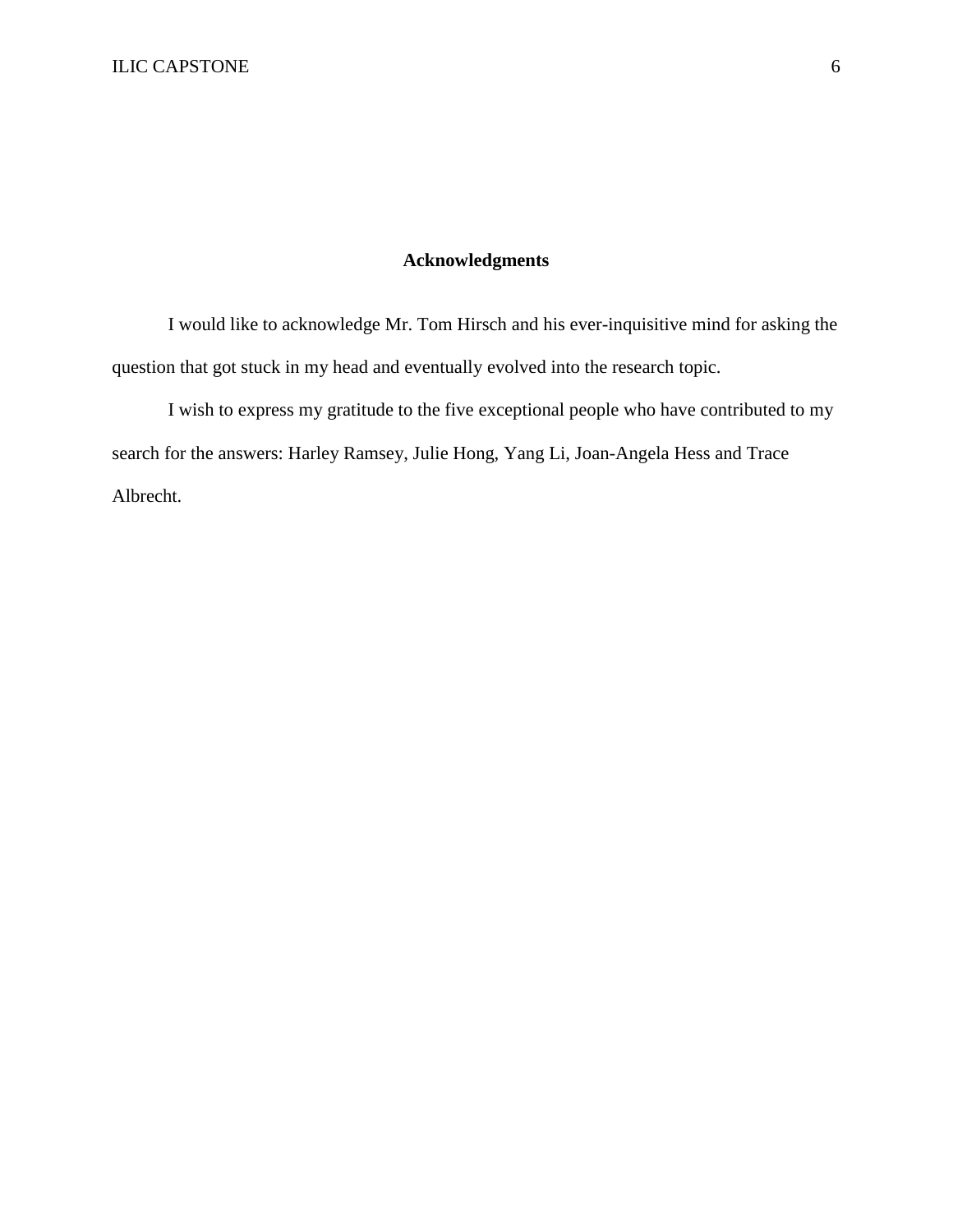# Acknowledgments

I would like to acknowledge Mr. Tom Hirsch and his ever-inquisitive mind for asking the question that got stuck in my head and eventually evolved into the research topic.

I wish to express my gratitude to the five exceptional people who have contributed to my search for the answers: Harley Ramsey, Julie Hong, Yang Li, Joan-Angela Hess and Trace Albrecht.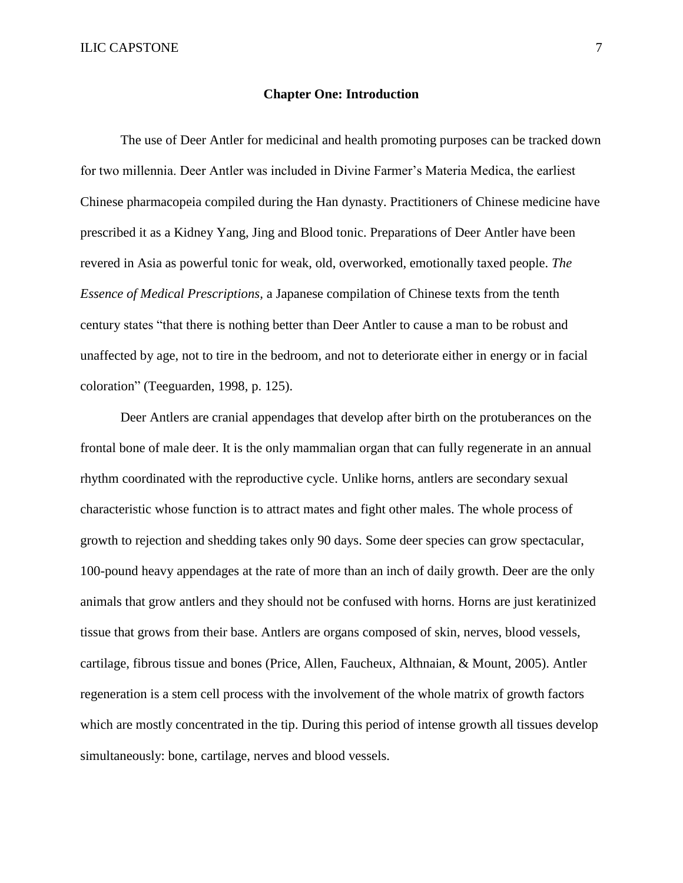## Chapter One: Introduction

The use of Deer Antler for medicinal and health promoting purposes can be tracked down for two millennia. Deer Antler was included in Divine Farmer's Materia Medica, the earliest Chinese pharmacopeia compiled during the Han dynasty. Practitioners of Chinese medicine have prescribed it as a Kidney Yang, Jing and Blood tonic. Preparations of Deer Antler have been revered in Asia as powerful tonic for weak, old, overworked, emotionally taxed people. *The Essence of Medical Prescriptions,* a Japanese compilation of Chinese texts from the tenth century states "that there is nothing better than Deer Antler to cause a man to be robust and unaffected by age, not to tire in the bedroom, and not to deteriorate either in energy or in facial coloration" (Teeguarden, 1998, p. 125).

Deer Antlers are cranial appendages that develop after birth on the protuberances on the frontal bone of male deer. It is the only mammalian organ that can fully regenerate in an annual rhythm coordinated with the reproductive cycle. Unlike horns, antlers are secondary sexual characteristic whose function is to attract mates and fight other males. The whole process of growth to rejection and shedding takes only 90 days. Some deer species can grow spectacular, 100-pound heavy appendages at the rate of more than an inch of daily growth. Deer are the only animals that grow antlers and they should not be confused with horns. Horns are just keratinized tissue that grows from their base. Antlers are organs composed of skin, nerves, blood vessels, cartilage, fibrous tissue and bones (Price, Allen, Faucheux, Althnaian, & Mount, 2005). Antler regeneration is a stem cell process with the involvement of the whole matrix of growth factors which are mostly concentrated in the tip. During this period of intense growth all tissues develop simultaneously: bone, cartilage, nerves and blood vessels.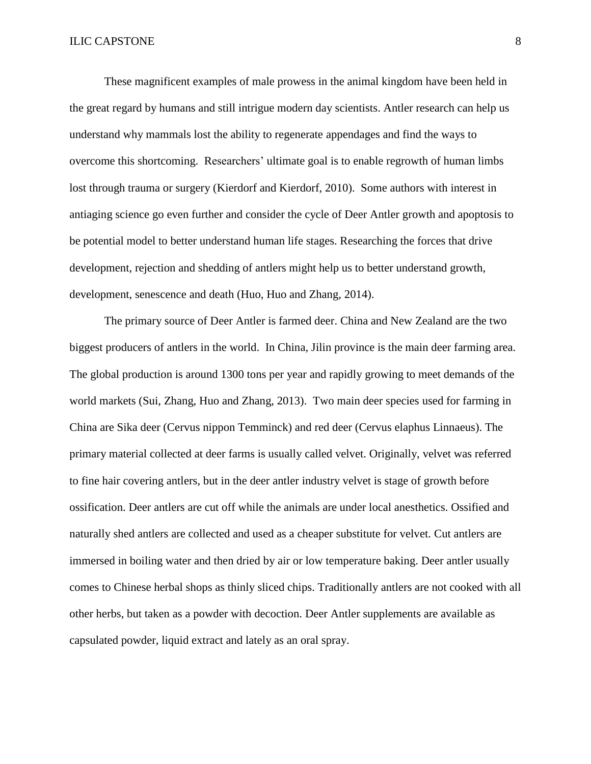These magnificent examples of male prowess in the animal kingdom have been held in the great regard by humans and still intrigue modern day scientists. Antler research can help us understand why mammals lost the ability to regenerate appendages and find the ways to overcome this shortcoming. Researchers' ultimate goal is to enable regrowth of human limbs lost through trauma or surgery (Kierdorf and Kierdorf, 2010). Some authors with interest in antiaging science go even further and consider the cycle of Deer Antler growth and apoptosis to be potential model to better understand human life stages. Researching the forces that drive development, rejection and shedding of antlers might help us to better understand growth, development, senescence and death (Huo, Huo and Zhang, 2014).

The primary source of Deer Antler is farmed deer. China and New Zealand are the two biggest producers of antlers in the world. In China, Jilin province is the main deer farming area. The global production is around 1300 tons per year and rapidly growing to meet demands of the world markets (Sui, Zhang, Huo and Zhang, 2013). Two main deer species used for farming in China are Sika deer (Cervus nippon Temminck) and red deer (Cervus elaphus Linnaeus). The primary material collected at deer farms is usually called velvet. Originally, velvet was referred to fine hair covering antlers, but in the deer antler industry velvet is stage of growth before ossification. Deer antlers are cut off while the animals are under local anesthetics. Ossified and naturally shed antlers are collected and used as a cheaper substitute for velvet. Cut antlers are immersed in boiling water and then dried by air or low temperature baking. Deer antler usually comes to Chinese herbal shops as thinly sliced chips. Traditionally antlers are not cooked with all other herbs, but taken as a powder with decoction. Deer Antler supplements are available as capsulated powder, liquid extract and lately as an oral spray.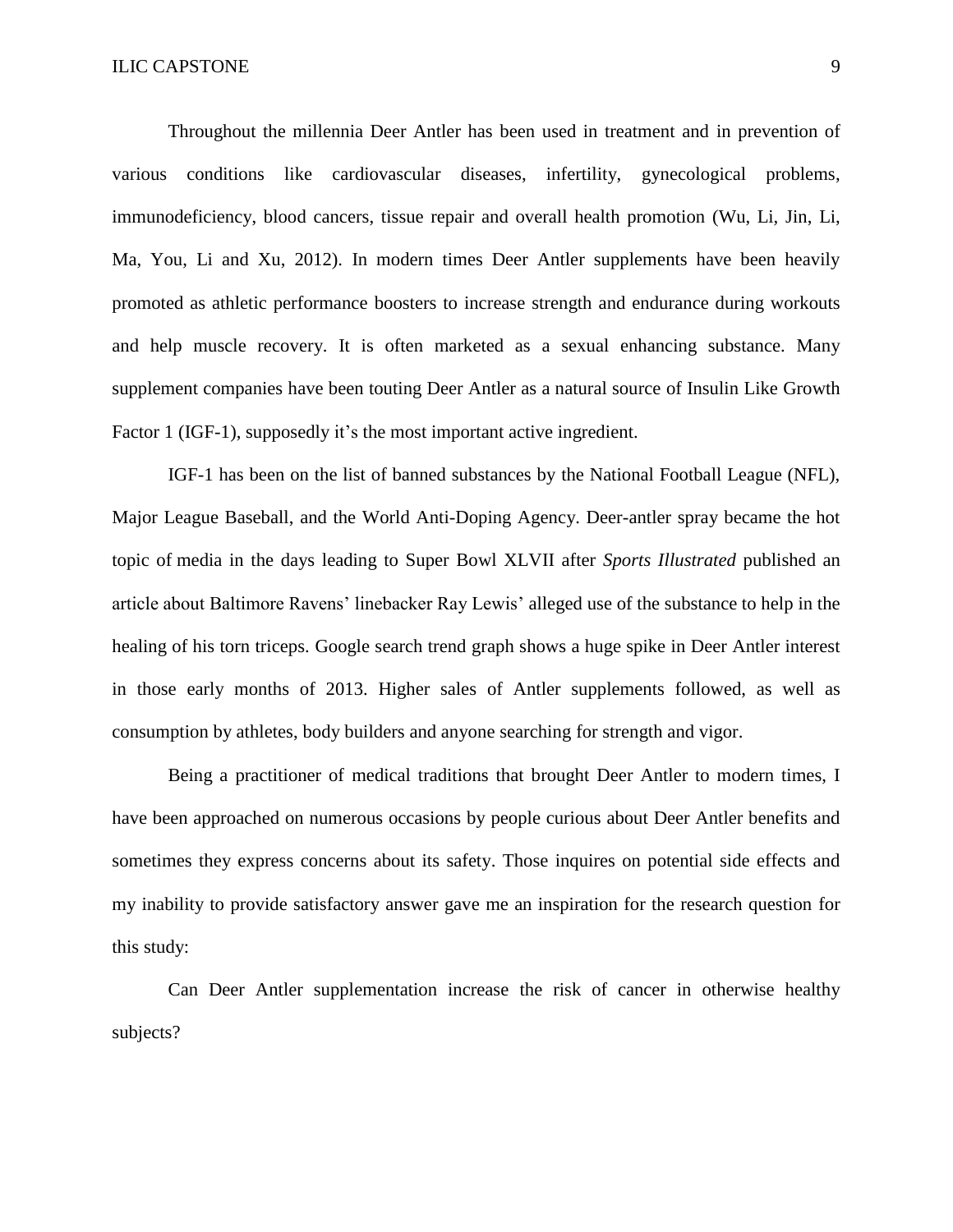Throughout the millennia Deer Antler has been used in treatment and in prevention of various conditions like cardiovascular diseases, infertility, gynecological problems, immunodeficiency, blood cancers, tissue repair and overall health promotion (Wu, Li, Jin, Li, Ma, You, Li and Xu, 2012). In modern times Deer Antler supplements have been heavily promoted as athletic performance boosters to increase strength and endurance during workouts and help muscle recovery. It is often marketed as a sexual enhancing substance. Many supplement companies have been touting Deer Antler as a natural source of Insulin Like Growth Factor 1 (IGF-1), supposedly it's the most important active ingredient.

IGF-1 has been on the list of banned substances by the National Football League (NFL), Major League Baseball, and the World Anti-Doping Agency. Deer-antler spray became the hot topic of media in the days leading to Super Bowl XLVII after *Sports Illustrated* published an article about Baltimore Ravens' linebacker Ray Lewis' alleged use of the substance to help in the healing of his torn triceps. Google search trend graph shows a huge spike in Deer Antler interest in those early months of 2013. Higher sales of Antler supplements followed, as well as consumption by athletes, body builders and anyone searching for strength and vigor.

Being a practitioner of medical traditions that brought Deer Antler to modern times, I have been approached on numerous occasions by people curious about Deer Antler benefits and sometimes they express concerns about its safety. Those inquires on potential side effects and my inability to provide satisfactory answer gave me an inspiration for the research question for this study:

Can Deer Antler supplementation increase the risk of cancer in otherwise healthy subjects?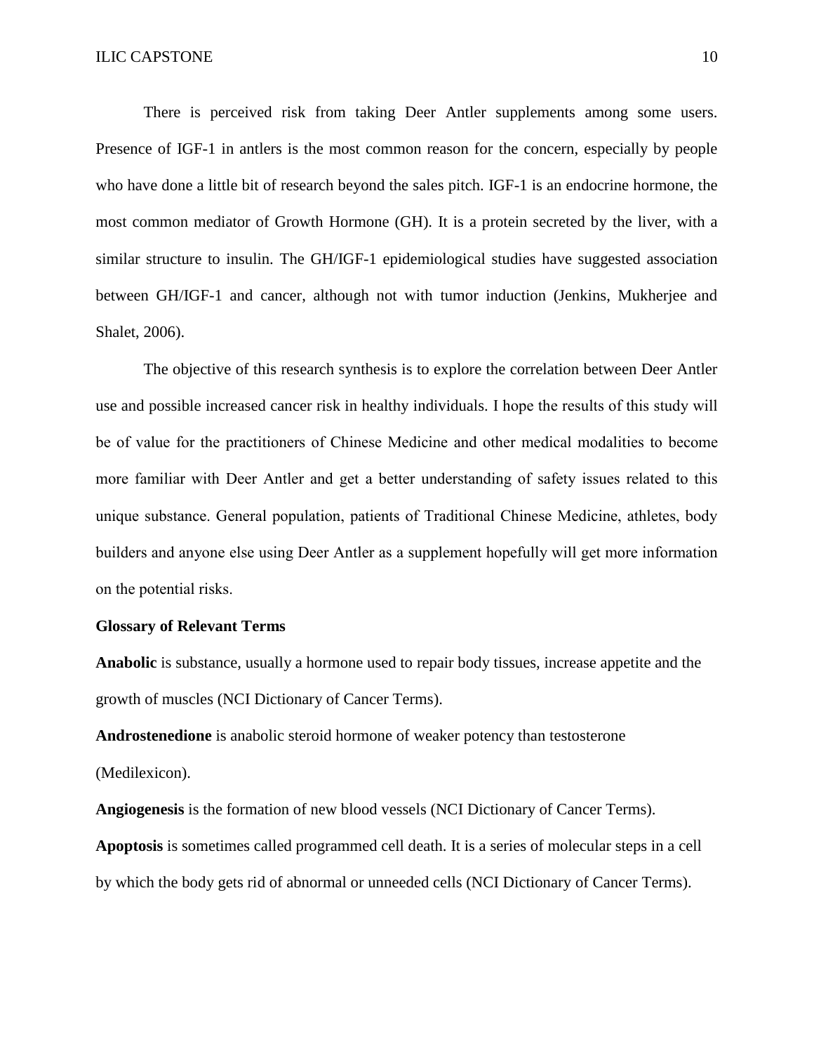There is perceived risk from taking Deer Antler supplements among some users. Presence of IGF-1 in antlers is the most common reason for the concern, especially by people who have done a little bit of research beyond the sales pitch. IGF-1 is an endocrine hormone, the most common mediator of Growth Hormone (GH). It is a protein secreted by the liver, with a similar structure to insulin. The GH/IGF-1 epidemiological studies have suggested association between GH/IGF-1 and cancer, although not with tumor induction (Jenkins, Mukherjee and Shalet, 2006).

The objective of this research synthesis is to explore the correlation between Deer Antler use and possible increased cancer risk in healthy individuals. I hope the results of this study will be of value for the practitioners of Chinese Medicine and other medical modalities to become more familiar with Deer Antler and get a better understanding of safety issues related to this unique substance. General population, patients of Traditional Chinese Medicine, athletes, body builders and anyone else using Deer Antler as a supplement hopefully will get more information on the potential risks.

**Glossary of Relevant Terms**

**Anabolic** is substance, usually a hormone used to repair body tissues, increase appetite and the growth of muscles (NCI Dictionary of Cancer Terms).

**Androstenedione** is anabolic steroid hormone of weaker potency than testosterone (Medilexicon).

**Angiogenesis** is the formation of new blood vessels (NCI Dictionary of Cancer Terms).

**Apoptosis** is sometimes called programmed cell death. It is a series of molecular steps in a cell by which the body gets rid of abnormal or unneeded cells (NCI Dictionary of Cancer Terms).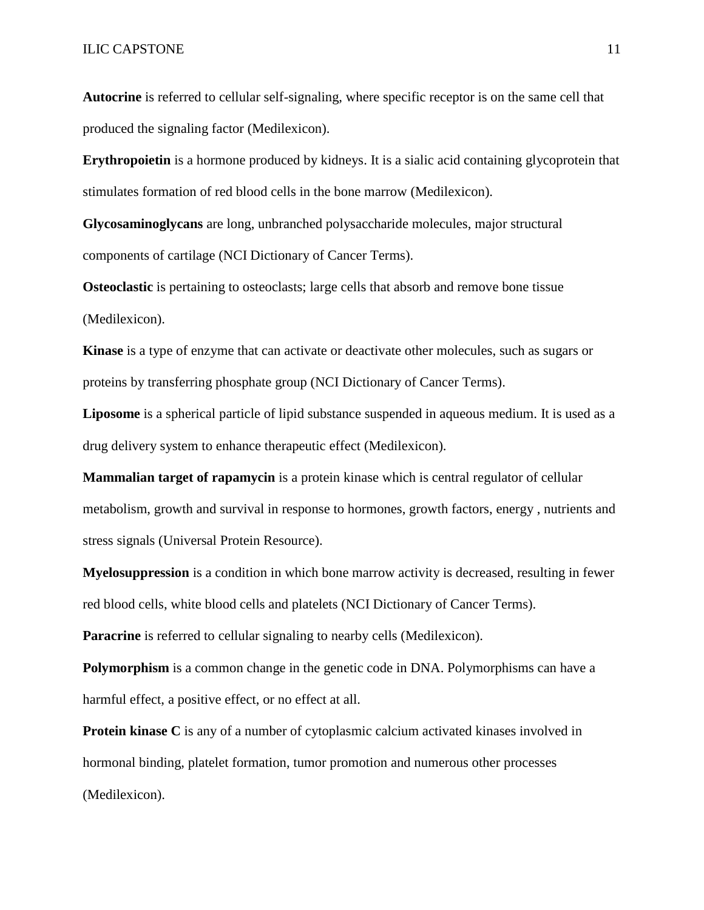**Autocrine** is referred to cellular self-signaling, where specific receptor is on the same cell that produced the signaling factor (Medilexicon).

**Erythropoietin** is a hormone produced by kidneys. It is a sialic acid containing glycoprotein that stimulates formation of red blood cells in the bone marrow (Medilexicon).

**Glycosaminoglycans** are long, unbranched polysaccharide molecules, major structural components of cartilage (NCI Dictionary of Cancer Terms).

**Osteoclastic** is pertaining to osteoclasts; large cells that absorb and remove bone tissue (Medilexicon).

**Kinase** is a type of enzyme that can activate or deactivate other molecules, such as sugars or proteins by transferring phosphate group (NCI Dictionary of Cancer Terms).

**Liposome** is a spherical particle of lipid substance suspended in aqueous medium. It is used as a drug delivery system to enhance therapeutic effect (Medilexicon).

**Mammalian target of rapamycin** is a protein kinase which is central regulator of cellular metabolism, growth and survival in response to hormones, growth factors, energy , nutrients and stress signals (Universal Protein Resource).

**Myelosuppression** is a condition in which bone marrow activity is decreased, resulting in fewer red blood cells, white blood cells and platelets (NCI Dictionary of Cancer Terms).

**Paracrine** is referred to cellular signaling to nearby cells (Medilexicon).

**Polymorphism** is a common change in the genetic code in DNA. Polymorphisms can have a harmful effect, a positive effect, or no effect at all.

**Protein kinase C** is any of a number of cytoplasmic calcium activated kinases involved in hormonal binding, platelet formation, tumor promotion and numerous other processes (Medilexicon).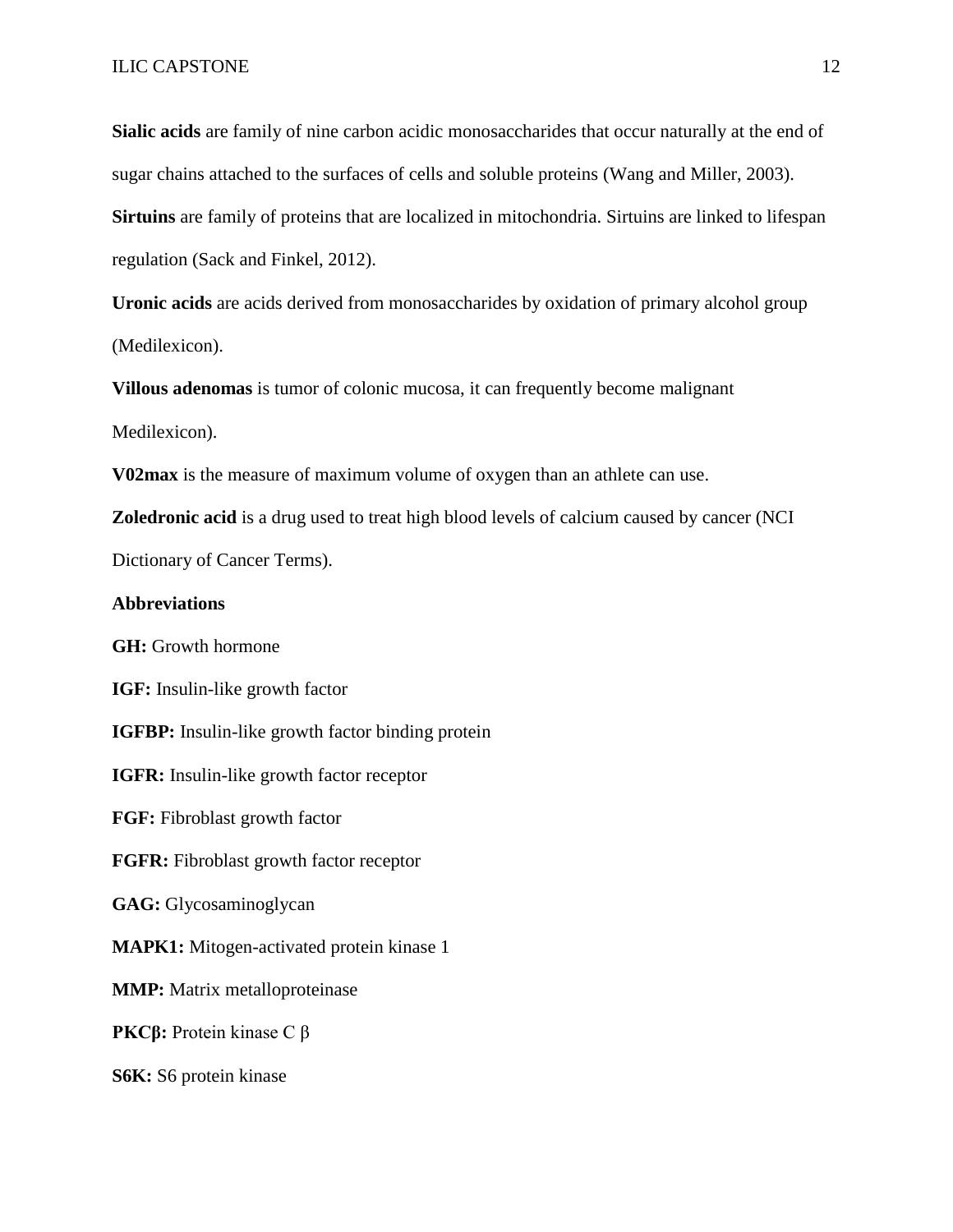**Sialic acids** are family of nine carbon acidic monosaccharides that occur naturally at the end of sugar chains attached to the surfaces of cells and soluble proteins (Wang and Miller, 2003).

**Sirtuins** are family of proteins that are localized in mitochondria. Sirtuins are linked to lifespan regulation (Sack and Finkel, 2012).

**Uronic acids** are acids derived from monosaccharides by oxidation of primary alcohol group (Medilexicon).

**Villous adenomas** is tumor of colonic mucosa, it can frequently become malignant Medilexicon).

**V02max** is the measure of maximum volume of oxygen than an athlete can use.

**Zoledronic acid** is a drug used to treat high blood levels of calcium caused by cancer (NCI Dictionary of Cancer Terms).

**Abbreviations**

**GH:** Growth hormone

**IGF:** Insulin-like growth factor

**IGFBP:** Insulin-like growth factor binding protein

**IGFR:** Insulin-like growth factor receptor

**FGF:** Fibroblast growth factor

**FGFR:** Fibroblast growth factor receptor

**GAG:** Glycosaminoglycan

**MAPK1:** Mitogen-activated protein kinase 1

**MMP:** Matrix metalloproteinase

**PKCβ:** Protein kinase C β

**S6K:** S6 protein kinase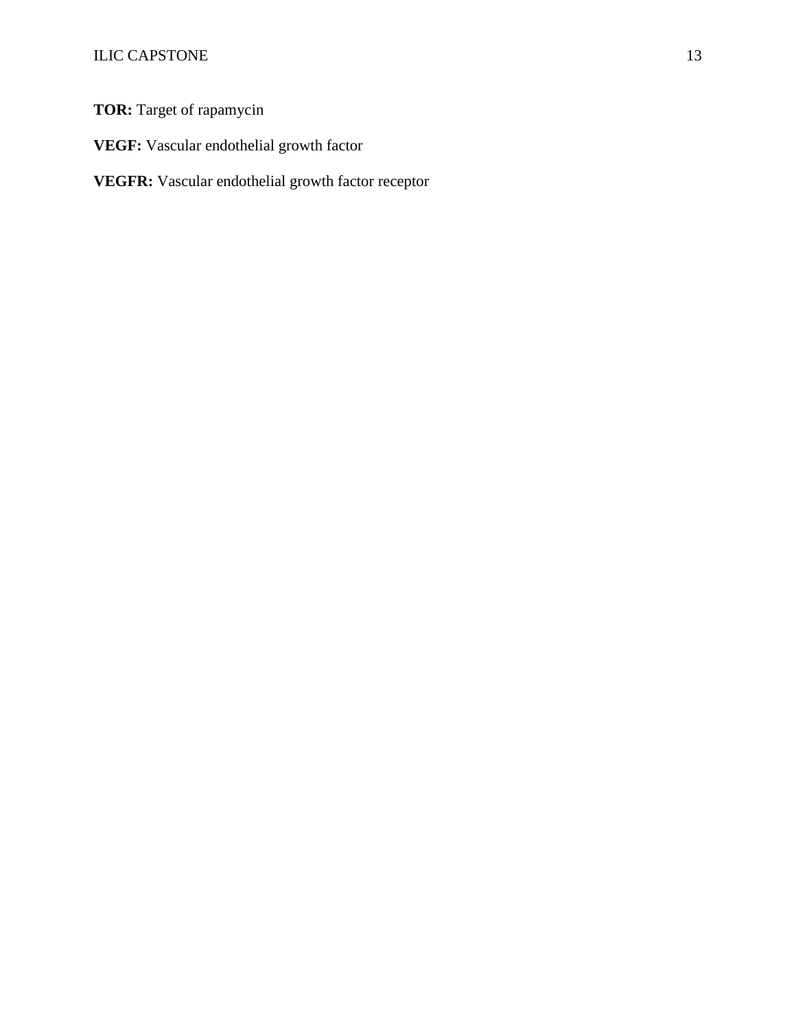**TOR:** Target of rapamycin

**VEGF:** Vascular endothelial growth factor

**VEGFR:** Vascular endothelial growth factor receptor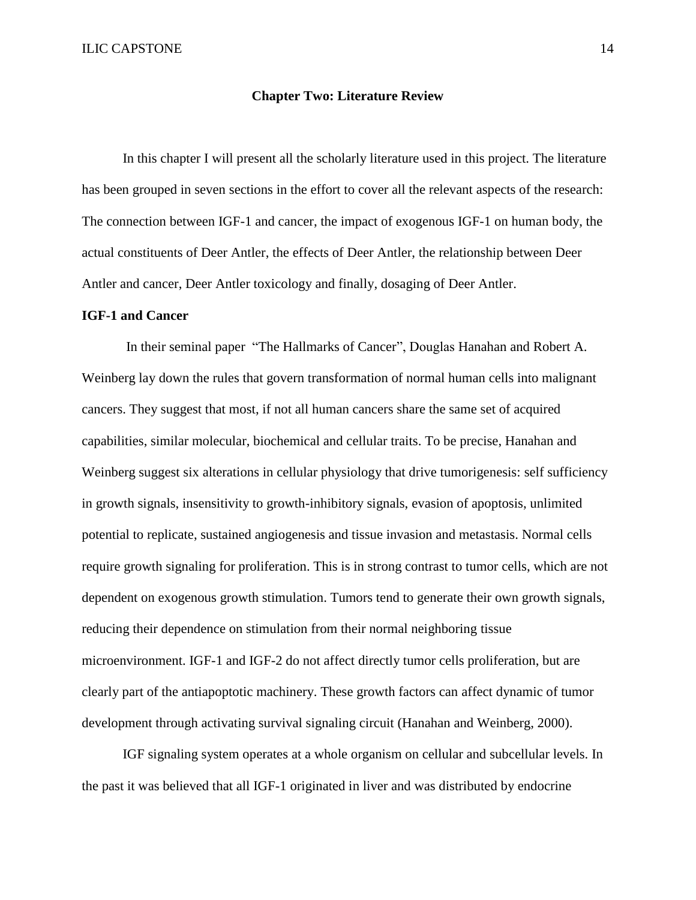# Chapter Two: Literature Review

In this chapter I will present all the scholarly literature used in this project. The literature has been grouped in seven sections in the effort to cover all the relevant aspects of the research: The connection between IGF-1 and cancer, the impact of exogenous IGF-1 on human body, the actual constituents of Deer Antler, the effects of Deer Antler, the relationship between Deer Antler and cancer, Deer Antler toxicology and finally, dosaging of Deer Antler.

**IGF-1 and Cancer**

In their seminal paper "The Hallmarks of Cancer", Douglas Hanahan and Robert A. Weinberg lay down the rules that govern transformation of normal human cells into malignant cancers. They suggest that most, if not all human cancers share the same set of acquired capabilities, similar molecular, biochemical and cellular traits. To be precise, Hanahan and Weinberg suggest six alterations in cellular physiology that drive tumorigenesis: self sufficiency in growth signals, insensitivity to growth-inhibitory signals, evasion of apoptosis, unlimited potential to replicate, sustained angiogenesis and tissue invasion and metastasis. Normal cells require growth signaling for proliferation. This is in strong contrast to tumor cells, which are not dependent on exogenous growth stimulation. Tumors tend to generate their own growth signals, reducing their dependence on stimulation from their normal neighboring tissue microenvironment. IGF-1 and IGF-2 do not affect directly tumor cells proliferation, but are clearly part of the antiapoptotic machinery. These growth factors can affect dynamic of tumor development through activating survival signaling circuit (Hanahan and Weinberg, 2000).

IGF signaling system operates at a whole organism on cellular and subcellular levels. In the past it was believed that all IGF-1 originated in liver and was distributed by endocrine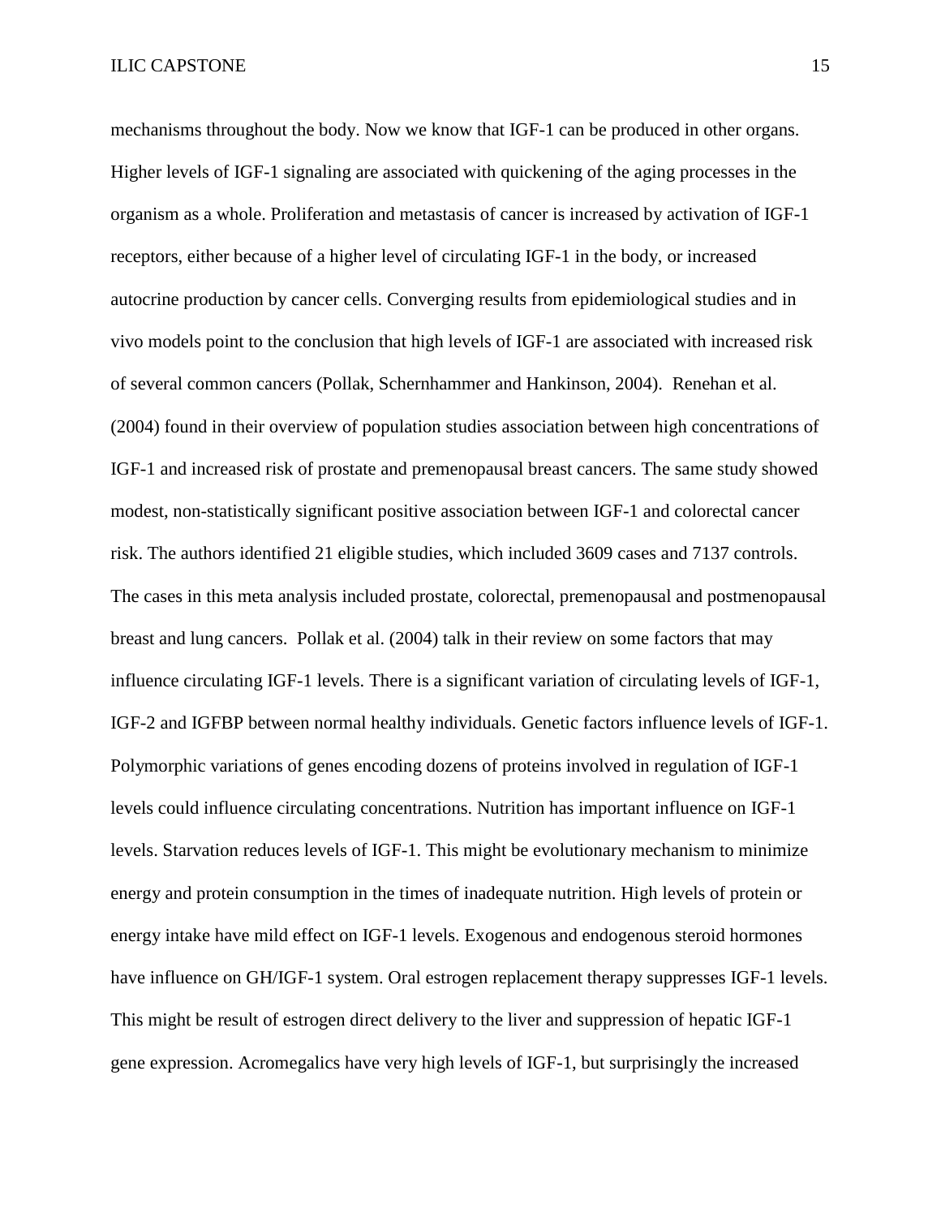mechanisms throughout the body. Now we know that IGF-1 can be produced in other organs. Higher levels of IGF-1 signaling are associated with quickening of the aging processes in the organism as a whole. Proliferation and metastasis of cancer is increased by activation of IGF-1 receptors, either because of a higher level of circulating IGF-1 in the body, or increased autocrine production by cancer cells. Converging results from epidemiological studies and in vivo models point to the conclusion that high levels of IGF-1 are associated with increased risk of several common cancers (Pollak, Schernhammer and Hankinson, 2004). Renehan et al. (2004) found in their overview of population studies association between high concentrations of IGF-1 and increased risk of prostate and premenopausal breast cancers. The same study showed modest, non-statistically significant positive association between IGF-1 and colorectal cancer risk. The authors identified 21 eligible studies, which included 3609 cases and 7137 controls. The cases in this meta analysis included prostate, colorectal, premenopausal and postmenopausal breast and lung cancers. Pollak et al. (2004) talk in their review on some factors that may influence circulating IGF-1 levels. There is a significant variation of circulating levels of IGF-1, IGF-2 and IGFBP between normal healthy individuals. Genetic factors influence levels of IGF-1. Polymorphic variations of genes encoding dozens of proteins involved in regulation of IGF-1 levels could influence circulating concentrations. Nutrition has important influence on IGF-1 levels. Starvation reduces levels of IGF-1. This might be evolutionary mechanism to minimize energy and protein consumption in the times of inadequate nutrition. High levels of protein or energy intake have mild effect on IGF-1 levels. Exogenous and endogenous steroid hormones have influence on GH/IGF-1 system. Oral estrogen replacement therapy suppresses IGF-1 levels. This might be result of estrogen direct delivery to the liver and suppression of hepatic IGF-1 gene expression. Acromegalics have very high levels of IGF-1, but surprisingly the increased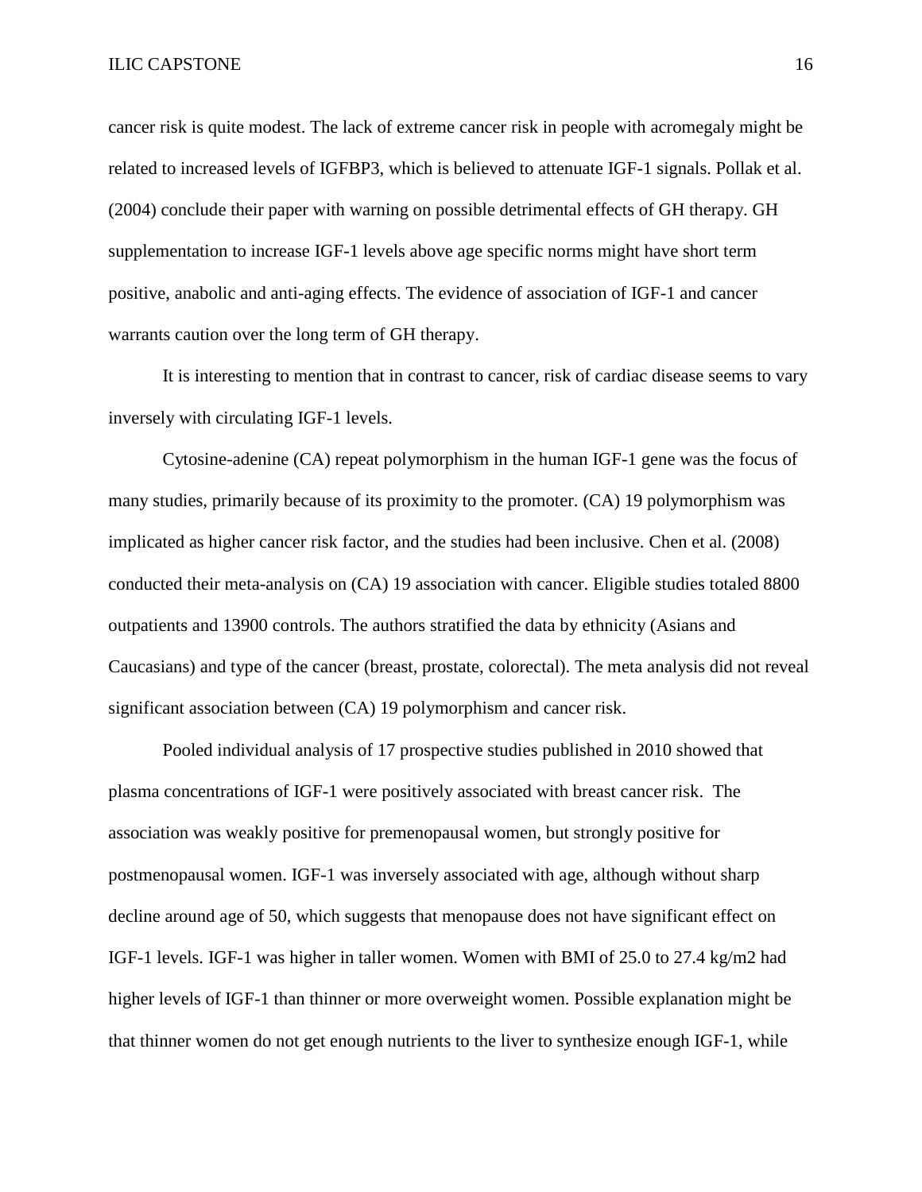cancer risk is quite modest. The lack of extreme cancer risk in people with acromegaly might be related to increased levels of IGFBP3, which is believed to attenuate IGF-1 signals. Pollak et al. (2004) conclude their paper with warning on possible detrimental effects of GH therapy. GH supplementation to increase IGF-1 levels above age specific norms might have short term positive, anabolic and anti-aging effects. The evidence of association of IGF-1 and cancer warrants caution over the long term of GH therapy.

It is interesting to mention that in contrast to cancer, risk of cardiac disease seems to vary inversely with circulating IGF-1 levels.

Cytosine-adenine (CA) repeat polymorphism in the human IGF-1 gene was the focus of many studies, primarily because of its proximity to the promoter. (CA) 19 polymorphism was implicated as higher cancer risk factor, and the studies had been inclusive. Chen et al. (2008) conducted their meta-analysis on (CA) 19 association with cancer. Eligible studies totaled 8800 outpatients and 13900 controls. The authors stratified the data by ethnicity (Asians and Caucasians) and type of the cancer (breast, prostate, colorectal). The meta analysis did not reveal significant association between (CA) 19 polymorphism and cancer risk.

Pooled individual analysis of 17 prospective studies published in 2010 showed that plasma concentrations of IGF-1 were positively associated with breast cancer risk. The association was weakly positive for premenopausal women, but strongly positive for postmenopausal women. IGF-1 was inversely associated with age, although without sharp decline around age of 50, which suggests that menopause does not have significant effect on IGF-1 levels. IGF-1 was higher in taller women. Women with BMI of 25.0 to 27.4 kg/m2 had higher levels of IGF-1 than thinner or more overweight women. Possible explanation might be that thinner women do not get enough nutrients to the liver to synthesize enough IGF-1, while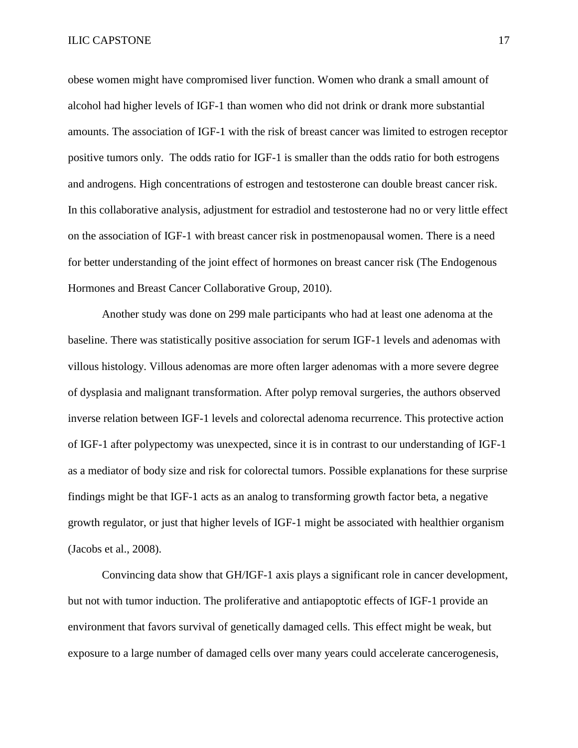obese women might have compromised liver function. Women who drank a small amount of alcohol had higher levels of IGF-1 than women who did not drink or drank more substantial amounts. The association of IGF-1 with the risk of breast cancer was limited to estrogen receptor positive tumors only. The odds ratio for IGF-1 is smaller than the odds ratio for both estrogens and androgens. High concentrations of estrogen and testosterone can double breast cancer risk. In this collaborative analysis, adjustment for estradiol and testosterone had no or very little effect on the association of IGF-1 with breast cancer risk in postmenopausal women. There is a need for better understanding of the joint effect of hormones on breast cancer risk (The Endogenous Hormones and Breast Cancer Collaborative Group, 2010).

Another study was done on 299 male participants who had at least one adenoma at the baseline. There was statistically positive association for serum IGF-1 levels and adenomas with villous histology. Villous adenomas are more often larger adenomas with a more severe degree of dysplasia and malignant transformation. After polyp removal surgeries, the authors observed inverse relation between IGF-1 levels and colorectal adenoma recurrence. This protective action of IGF-1 after polypectomy was unexpected, since it is in contrast to our understanding of IGF-1 as a mediator of body size and risk for colorectal tumors. Possible explanations for these surprise findings might be that IGF-1 acts as an analog to transforming growth factor beta, a negative growth regulator, or just that higher levels of IGF-1 might be associated with healthier organism (Jacobs et al., 2008).

Convincing data show that GH/IGF-1 axis plays a significant role in cancer development, but not with tumor induction. The proliferative and antiapoptotic effects of IGF-1 provide an environment that favors survival of genetically damaged cells. This effect might be weak, but exposure to a large number of damaged cells over many years could accelerate cancerogenesis,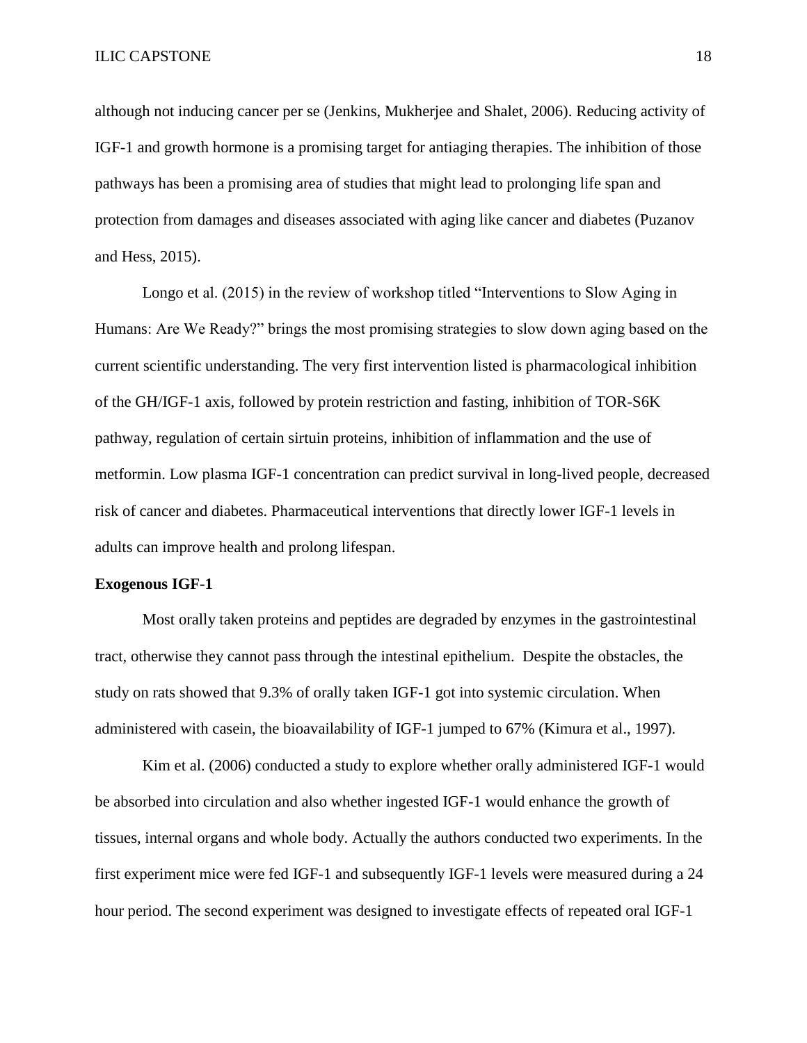although not inducing cancer per se (Jenkins, Mukherjee and Shalet, 2006). Reducing activity of IGF-1 and growth hormone is a promising target for antiaging therapies. The inhibition of those pathways has been a promising area of studies that might lead to prolonging life span and protection from damages and diseases associated with aging like cancer and diabetes (Puzanov and Hess, 2015).

Longo et al. (2015) in the review of workshop titled "Interventions to Slow Aging in Humans: Are We Ready?" brings the most promising strategies to slow down aging based on the current scientific understanding. The very first intervention listed is pharmacological inhibition of the GH/IGF-1 axis, followed by protein restriction and fasting, inhibition of TOR-S6K pathway, regulation of certain sirtuin proteins, inhibition of inflammation and the use of metformin. Low plasma IGF-1 concentration can predict survival in long-lived people, decreased risk of cancer and diabetes. Pharmaceutical interventions that directly lower IGF-1 levels in adults can improve health and prolong lifespan.

**Exogenous IGF-1**

Most orally taken proteins and peptides are degraded by enzymes in the gastrointestinal tract, otherwise they cannot pass through the intestinal epithelium. Despite the obstacles, the study on rats showed that 9.3% of orally taken IGF-1 got into systemic circulation. When administered with casein, the bioavailability of IGF-1 jumped to 67% (Kimura et al., 1997).

Kim et al. (2006) conducted a study to explore whether orally administered IGF-1 would be absorbed into circulation and also whether ingested IGF-1 would enhance the growth of tissues, internal organs and whole body. Actually the authors conducted two experiments. In the first experiment mice were fed IGF-1 and subsequently IGF-1 levels were measured during a 24 hour period. The second experiment was designed to investigate effects of repeated oral IGF-1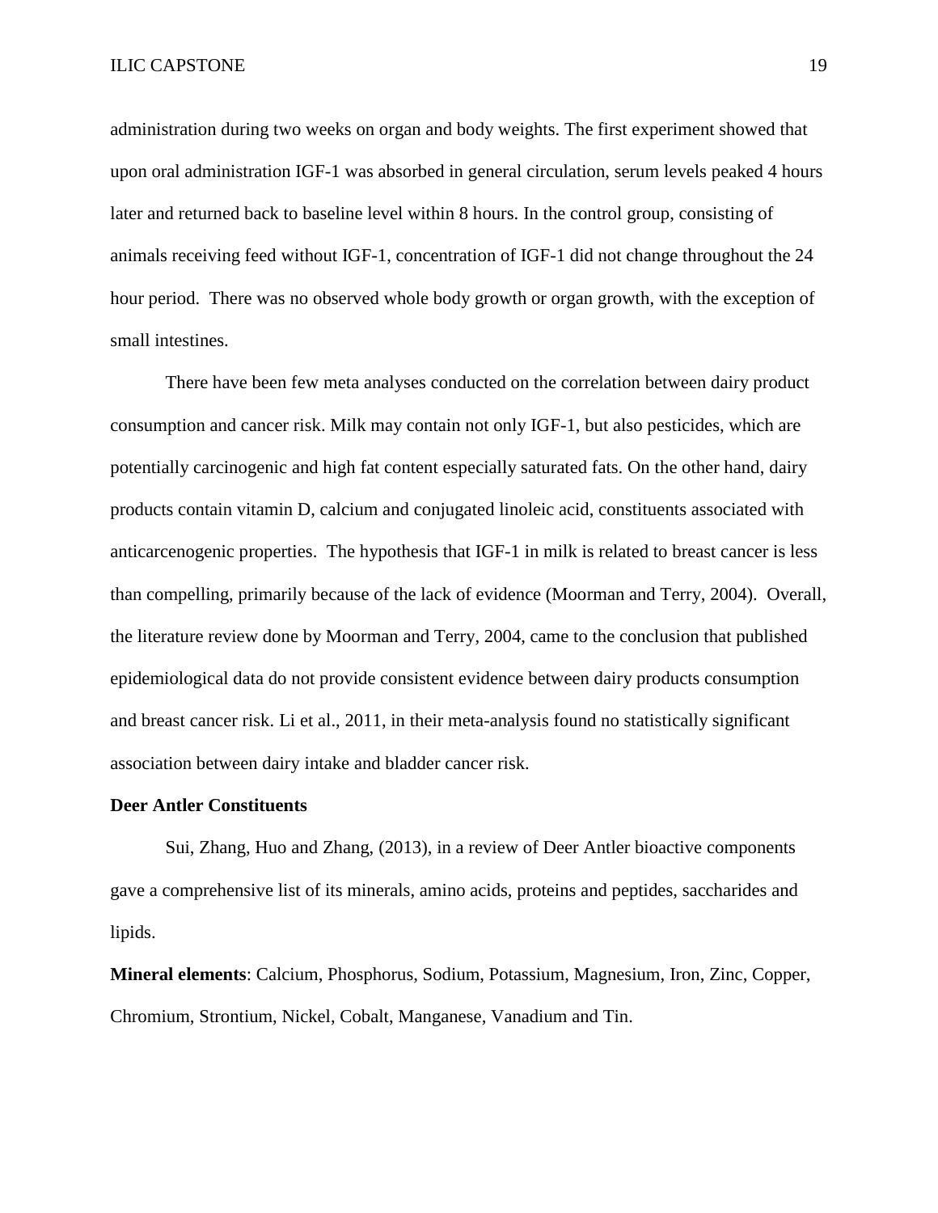administration during two weeks on organ and body weights. The first experiment showed that upon oral administration IGF-1 was absorbed in general circulation, serum levels peaked 4 hours later and returned back to baseline level within 8 hours. In the control group, consisting of animals receiving feed without IGF-1, concentration of IGF-1 did not change throughout the 24 hour period. There was no observed whole body growth or organ growth, with the exception of small intestines.

There have been few meta analyses conducted on the correlation between dairy product consumption and cancer risk. Milk may contain not only IGF-1, but also pesticides, which are potentially carcinogenic and high fat content especially saturated fats. On the other hand, dairy products contain vitamin D, calcium and conjugated linoleic acid, constituents associated with anticarcenogenic properties. The hypothesis that IGF-1 in milk is related to breast cancer is less than compelling, primarily because of the lack of evidence (Moorman and Terry, 2004). Overall, the literature review done by Moorman and Terry, 2004, came to the conclusion that published epidemiological data do not provide consistent evidence between dairy products consumption and breast cancer risk. Li et al., 2011, in their meta-analysis found no statistically significant association between dairy intake and bladder cancer risk.

**Deer Antler Constituents**

Sui, Zhang, Huo and Zhang, (2013), in a review of Deer Antler bioactive components gave a comprehensive list of its minerals, amino acids, proteins and peptides, saccharides and lipids.

**Mineral elements**: Calcium, Phosphorus, Sodium, Potassium, Magnesium, Iron, Zinc, Copper, Chromium, Strontium, Nickel, Cobalt, Manganese, Vanadium and Tin.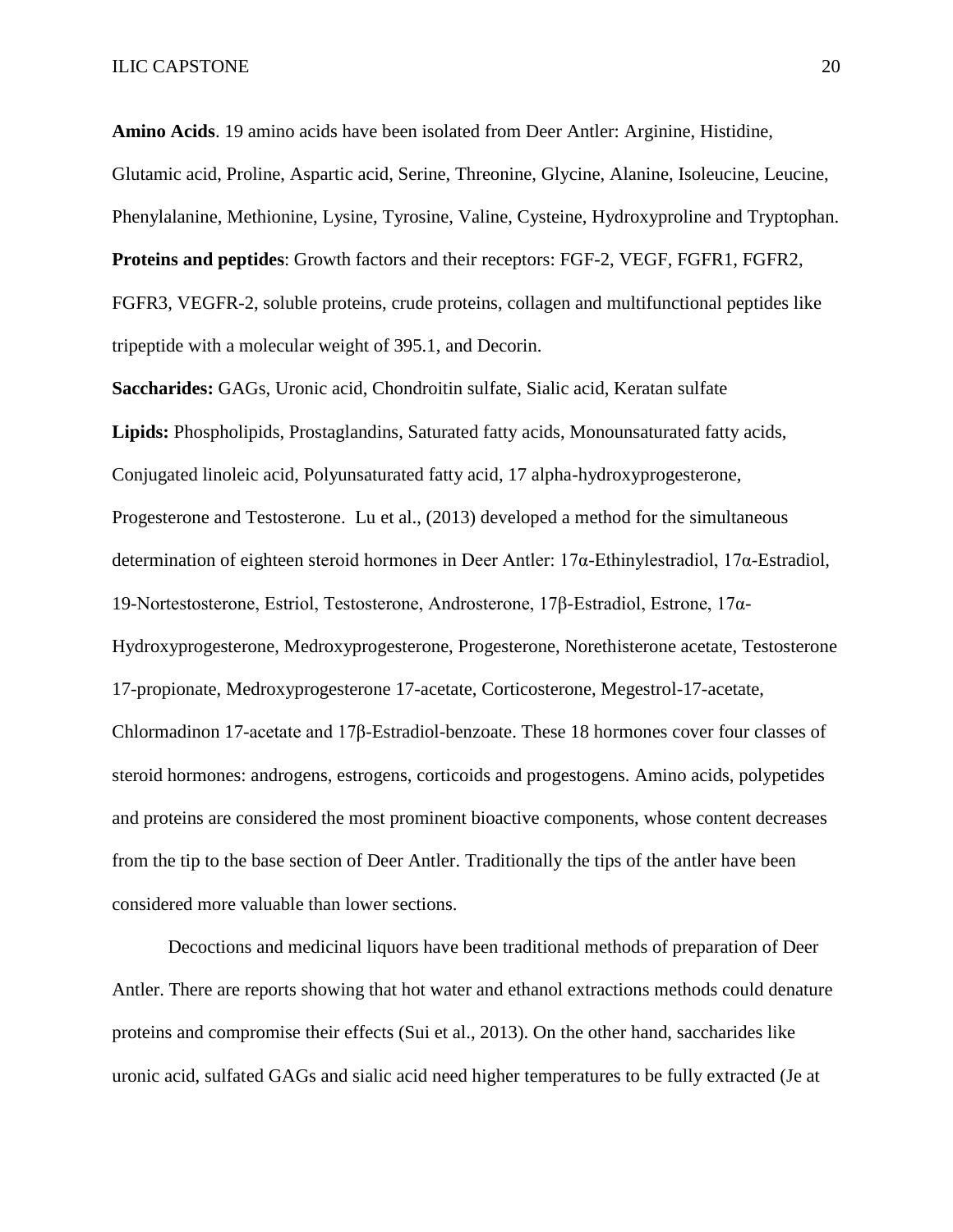**Amino Acids**. 19 amino acids have been isolated from Deer Antler: Arginine, Histidine, Glutamic acid, Proline, Aspartic acid, Serine, Threonine, Glycine, Alanine, Isoleucine, Leucine, Phenylalanine, Methionine, Lysine, Tyrosine, Valine, Cysteine, Hydroxyproline and Tryptophan.

**Proteins and peptides**: Growth factors and their receptors: FGF-2, VEGF, FGFR1, FGFR2, FGFR3, VEGFR-2, soluble proteins, crude proteins, collagen and multifunctional peptides like tripeptide with a molecular weight of 395.1, and Decorin.

**Saccharides:** GAGs, Uronic acid, Chondroitin sulfate, Sialic acid, Keratan sulfate

**Lipids:** Phospholipids, Prostaglandins, Saturated fatty acids, Monounsaturated fatty acids, Conjugated linoleic acid, Polyunsaturated fatty acid, 17 alpha-hydroxyprogesterone, Progesterone and Testosterone. Lu et al., (2013) developed a method for the simultaneous determination of eighteen steroid hormones in Deer Antler: 17α-Ethinylestradiol, 17α-Estradiol, 19-Nortestosterone, Estriol, Testosterone, Androsterone, 17β-Estradiol, Estrone, 17α-Hydroxyprogesterone, Medroxyprogesterone, Progesterone, Norethisterone acetate, Testosterone 17-propionate, Medroxyprogesterone 17-acetate, Corticosterone, Megestrol-17-acetate, Chlormadinon 17-acetate and 17β-Estradiol-benzoate. These 18 hormones cover four classes of steroid hormones: androgens, estrogens, corticoids and progestogens. Amino acids, polypetides and proteins are considered the most prominent bioactive components, whose content decreases from the tip to the base section of Deer Antler. Traditionally the tips of the antler have been considered more valuable than lower sections.

Decoctions and medicinal liquors have been traditional methods of preparation of Deer Antler. There are reports showing that hot water and ethanol extractions methods could denature proteins and compromise their effects (Sui et al., 2013). On the other hand, saccharides like uronic acid, sulfated GAGs and sialic acid need higher temperatures to be fully extracted (Je at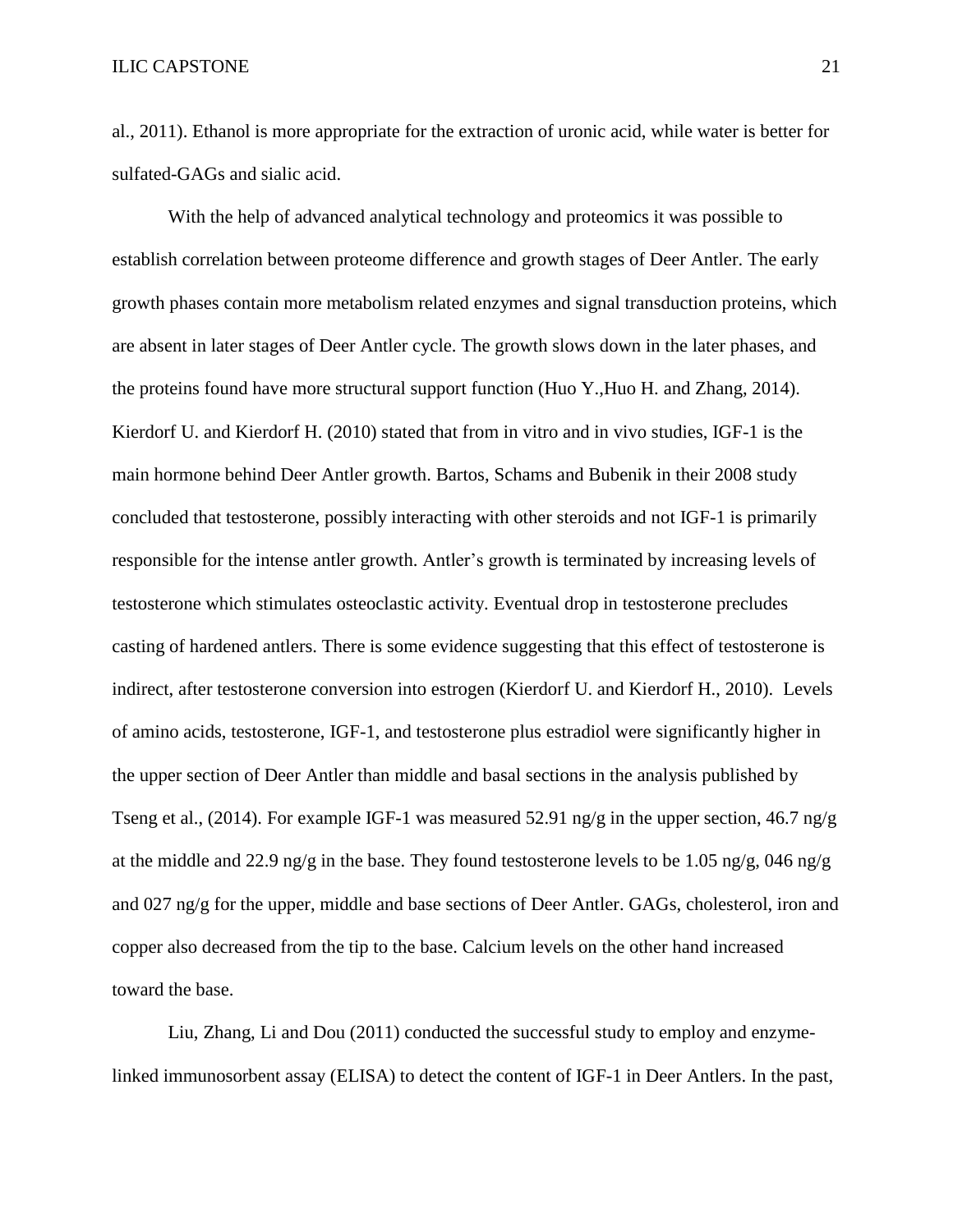al., 2011). Ethanol is more appropriate for the extraction of uronic acid, while water is better for sulfated-GAGs and sialic acid.

With the help of advanced analytical technology and proteomics it was possible to establish correlation between proteome difference and growth stages of Deer Antler. The early growth phases contain more metabolism related enzymes and signal transduction proteins, which are absent in later stages of Deer Antler cycle. The growth slows down in the later phases, and the proteins found have more structural support function (Huo Y.,Huo H. and Zhang, 2014). Kierdorf U. and Kierdorf H. (2010) stated that from in vitro and in vivo studies, IGF-1 is the main hormone behind Deer Antler growth. Bartos, Schams and Bubenik in their 2008 study concluded that testosterone, possibly interacting with other steroids and not IGF-1 is primarily responsible for the intense antler growth. Antler's growth is terminated by increasing levels of testosterone which stimulates osteoclastic activity. Eventual drop in testosterone precludes casting of hardened antlers. There is some evidence suggesting that this effect of testosterone is indirect, after testosterone conversion into estrogen (Kierdorf U. and Kierdorf H., 2010). Levels of amino acids, testosterone, IGF-1, and testosterone plus estradiol were significantly higher in the upper section of Deer Antler than middle and basal sections in the analysis published by Tseng et al., (2014). For example IGF-1 was measured 52.91 ng/g in the upper section, 46.7 ng/g at the middle and 22.9 ng/g in the base. They found testosterone levels to be 1.05 ng/g, 046 ng/g and 027 ng/g for the upper, middle and base sections of Deer Antler. GAGs, cholesterol, iron and copper also decreased from the tip to the base. Calcium levels on the other hand increased toward the base.

Liu, Zhang, Li and Dou (2011) conducted the successful study to employ and enzyme-linked immunosorbent assay (ELISA) to detect the content of IGF-1 in Deer Antlers. In the past,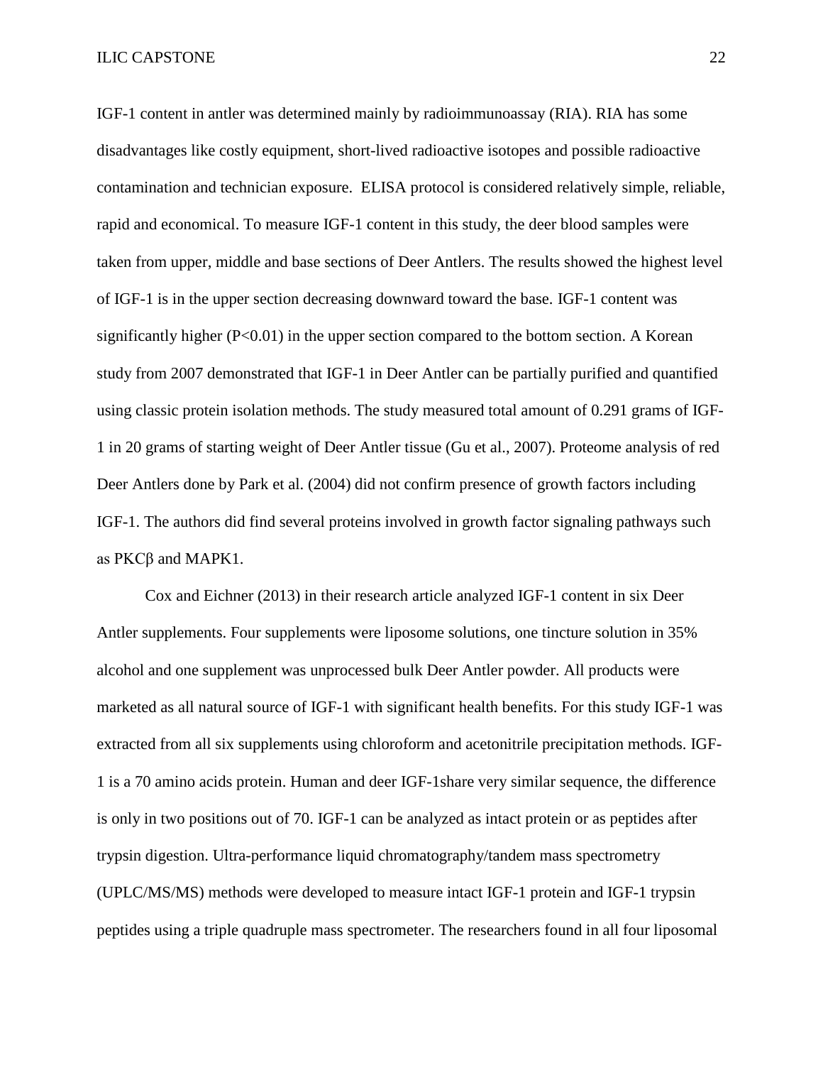IGF-1 content in antler was determined mainly by radioimmunoassay (RIA). RIA has some disadvantages like costly equipment, short-lived radioactive isotopes and possible radioactive contamination and technician exposure. ELISA protocol is considered relatively simple, reliable, rapid and economical. To measure IGF-1 content in this study, the deer blood samples were taken from upper, middle and base sections of Deer Antlers. The results showed the highest level of IGF-1 is in the upper section decreasing downward toward the base. IGF-1 content was significantly higher ($P<0.01$) in the upper section compared to the bottom section. A Korean study from 2007 demonstrated that IGF-1 in Deer Antler can be partially purified and quantified using classic protein isolation methods. The study measured total amount of 0.291 grams of IGF-1 in 20 grams of starting weight of Deer Antler tissue (Gu et al., 2007). Proteome analysis of red Deer Antlers done by Park et al. (2004) did not confirm presence of growth factors including IGF-1. The authors did find several proteins involved in growth factor signaling pathways such as PKCβ and MAPK1.

Cox and Eichner (2013) in their research article analyzed IGF-1 content in six Deer Antler supplements. Four supplements were liposome solutions, one tincture solution in 35% alcohol and one supplement was unprocessed bulk Deer Antler powder. All products were marketed as all natural source of IGF-1 with significant health benefits. For this study IGF-1 was extracted from all six supplements using chloroform and acetonitrile precipitation methods. IGF-1 is a 70 amino acids protein. Human and deer IGF-1share very similar sequence, the difference is only in two positions out of 70. IGF-1 can be analyzed as intact protein or as peptides after trypsin digestion. Ultra-performance liquid chromatography/tandem mass spectrometry (UPLC/MS/MS) methods were developed to measure intact IGF-1 protein and IGF-1 trypsin peptides using a triple quadruple mass spectrometer. The researchers found in all four liposomal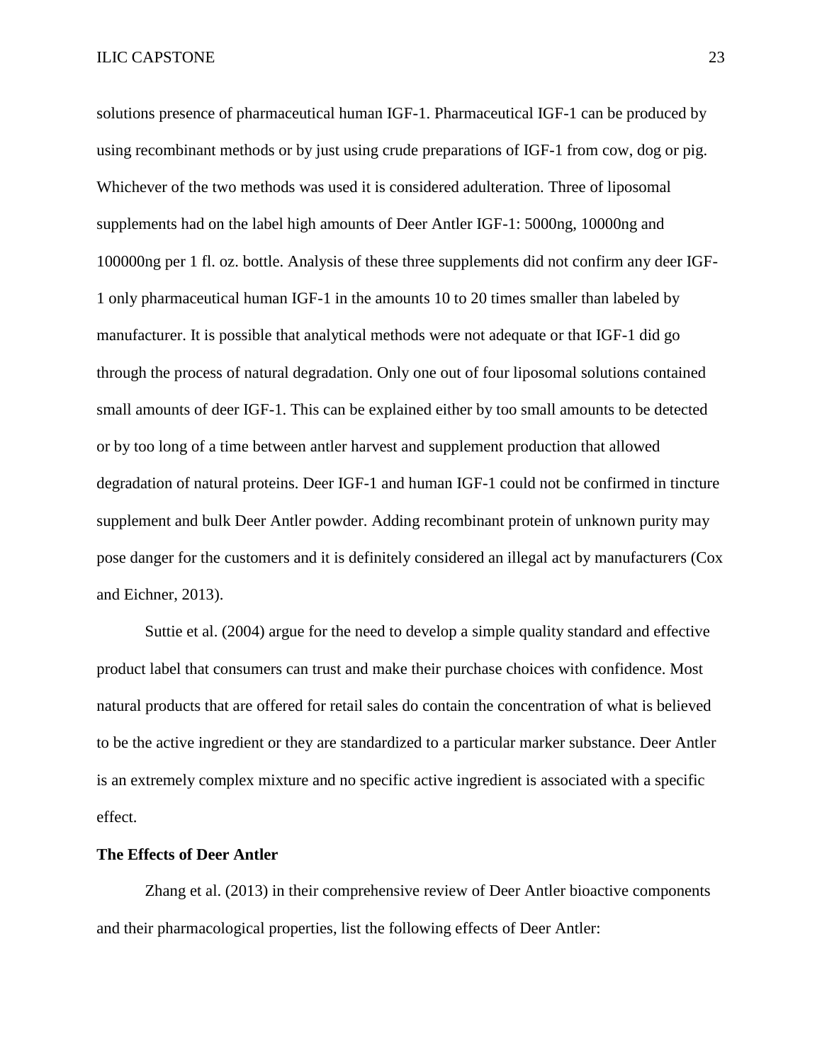solutions presence of pharmaceutical human IGF-1. Pharmaceutical IGF-1 can be produced by using recombinant methods or by just using crude preparations of IGF-1 from cow, dog or pig. Whichever of the two methods was used it is considered adulteration. Three of liposomal supplements had on the label high amounts of Deer Antler IGF-1: 5000ng, 10000ng and 100000ng per 1 fl. oz. bottle. Analysis of these three supplements did not confirm any deer IGF-1 only pharmaceutical human IGF-1 in the amounts 10 to 20 times smaller than labeled by manufacturer. It is possible that analytical methods were not adequate or that IGF-1 did go through the process of natural degradation. Only one out of four liposomal solutions contained small amounts of deer IGF-1. This can be explained either by too small amounts to be detected or by too long of a time between antler harvest and supplement production that allowed degradation of natural proteins. Deer IGF-1 and human IGF-1 could not be confirmed in tincture supplement and bulk Deer Antler powder. Adding recombinant protein of unknown purity may pose danger for the customers and it is definitely considered an illegal act by manufacturers (Cox and Eichner, 2013).

Suttie et al. (2004) argue for the need to develop a simple quality standard and effective product label that consumers can trust and make their purchase choices with confidence. Most natural products that are offered for retail sales do contain the concentration of what is believed to be the active ingredient or they are standardized to a particular marker substance. Deer Antler is an extremely complex mixture and no specific active ingredient is associated with a specific effect.

**The Effects of Deer Antler**

Zhang et al. (2013) in their comprehensive review of Deer Antler bioactive components and their pharmacological properties, list the following effects of Deer Antler: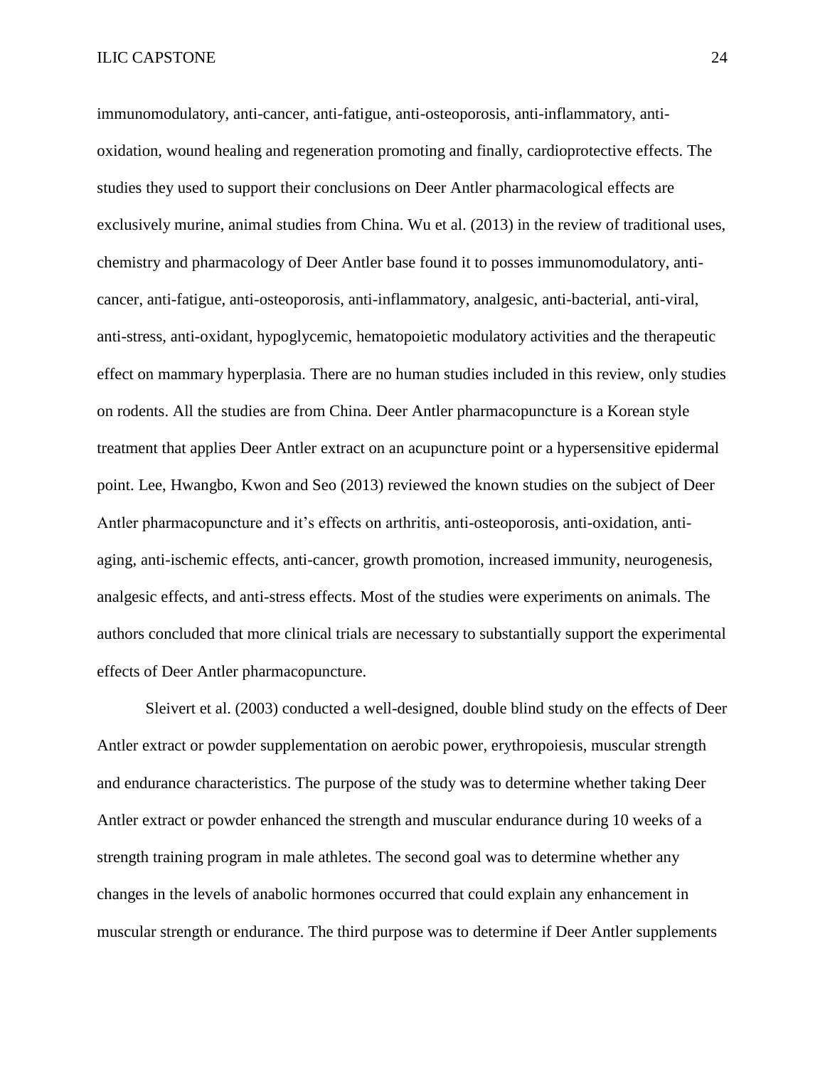immunomodulatory, anti-cancer, anti-fatigue, anti-osteoporosis, anti-inflammatory, anti-oxidation, wound healing and regeneration promoting and finally, cardioprotective effects. The studies they used to support their conclusions on Deer Antler pharmacological effects are exclusively murine, animal studies from China. Wu et al. (2013) in the review of traditional uses, chemistry and pharmacology of Deer Antler base found it to posses immunomodulatory, anti-cancer, anti-fatigue, anti-osteoporosis, anti-inflammatory, analgesic, anti-bacterial, anti-viral, anti-stress, anti-oxidant, hypoglycemic, hematopoietic modulatory activities and the therapeutic effect on mammary hyperplasia. There are no human studies included in this review, only studies on rodents. All the studies are from China. Deer Antler pharmacopuncture is a Korean style treatment that applies Deer Antler extract on an acupuncture point or a hypersensitive epidermal point. Lee, Hwangbo, Kwon and Seo (2013) reviewed the known studies on the subject of Deer Antler pharmacopuncture and it's effects on arthritis, anti-osteoporosis, anti-oxidation, anti-aging, anti-ischemic effects, anti-cancer, growth promotion, increased immunity, neurogenesis, analgesic effects, and anti-stress effects. Most of the studies were experiments on animals. The authors concluded that more clinical trials are necessary to substantially support the experimental effects of Deer Antler pharmacopuncture.

Sleivert et al. (2003) conducted a well-designed, double blind study on the effects of Deer Antler extract or powder supplementation on aerobic power, erythropoiesis, muscular strength and endurance characteristics. The purpose of the study was to determine whether taking Deer Antler extract or powder enhanced the strength and muscular endurance during 10 weeks of a strength training program in male athletes. The second goal was to determine whether any changes in the levels of anabolic hormones occurred that could explain any enhancement in muscular strength or endurance. The third purpose was to determine if Deer Antler supplements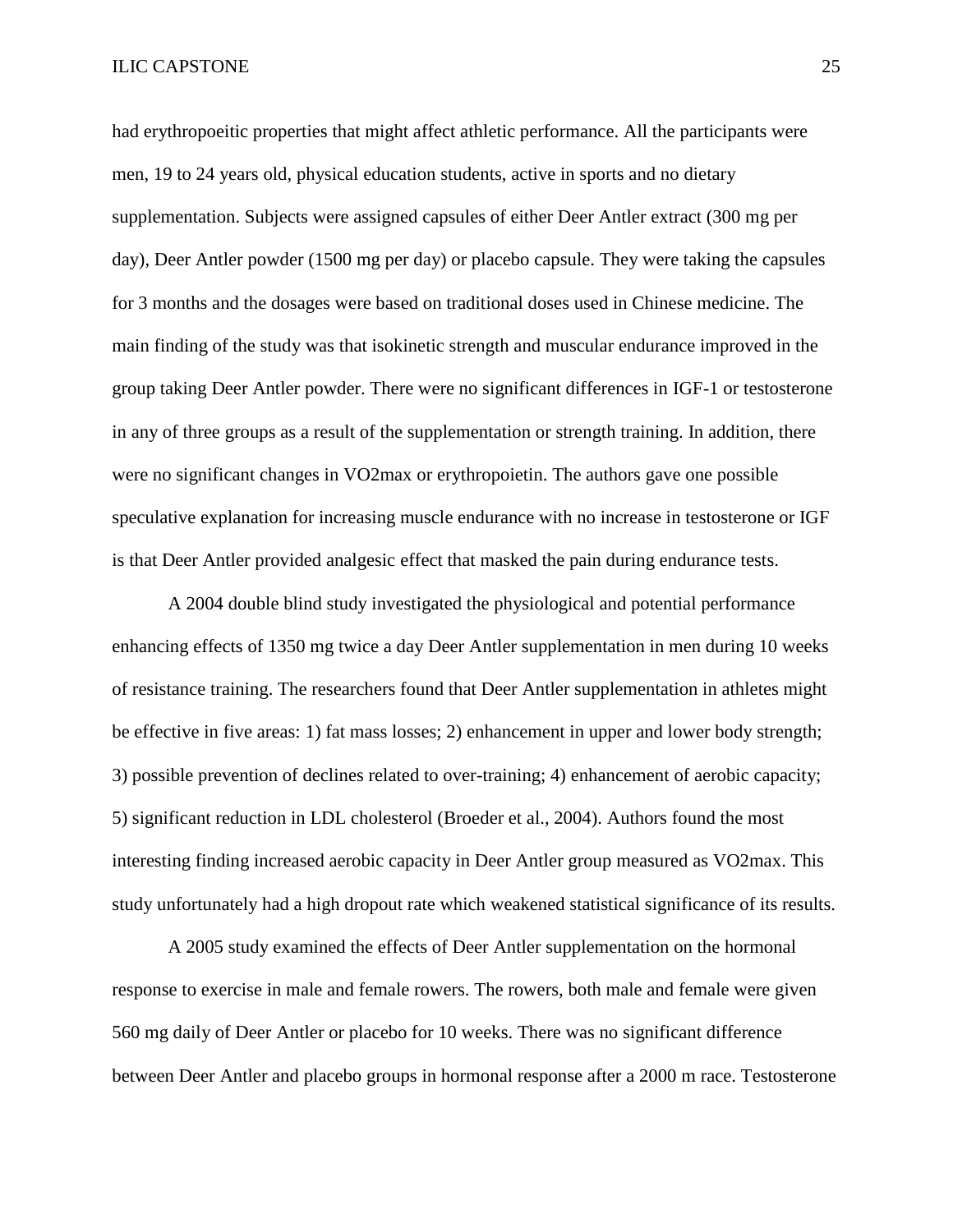had erythropoeitic properties that might affect athletic performance. All the participants were men, 19 to 24 years old, physical education students, active in sports and no dietary supplementation. Subjects were assigned capsules of either Deer Antler extract (300 mg per day), Deer Antler powder (1500 mg per day) or placebo capsule. They were taking the capsules for 3 months and the dosages were based on traditional doses used in Chinese medicine. The main finding of the study was that isokinetic strength and muscular endurance improved in the group taking Deer Antler powder. There were no significant differences in IGF-1 or testosterone in any of three groups as a result of the supplementation or strength training. In addition, there were no significant changes in VO2max or erythropoietin. The authors gave one possible speculative explanation for increasing muscle endurance with no increase in testosterone or IGF is that Deer Antler provided analgesic effect that masked the pain during endurance tests.

A 2004 double blind study investigated the physiological and potential performance enhancing effects of 1350 mg twice a day Deer Antler supplementation in men during 10 weeks of resistance training. The researchers found that Deer Antler supplementation in athletes might be effective in five areas: 1) fat mass losses; 2) enhancement in upper and lower body strength; 3) possible prevention of declines related to over-training; 4) enhancement of aerobic capacity; 5) significant reduction in LDL cholesterol (Broeder et al., 2004). Authors found the most interesting finding increased aerobic capacity in Deer Antler group measured as VO2max. This study unfortunately had a high dropout rate which weakened statistical significance of its results.

A 2005 study examined the effects of Deer Antler supplementation on the hormonal response to exercise in male and female rowers. The rowers, both male and female were given 560 mg daily of Deer Antler or placebo for 10 weeks. There was no significant difference between Deer Antler and placebo groups in hormonal response after a 2000 m race. Testosterone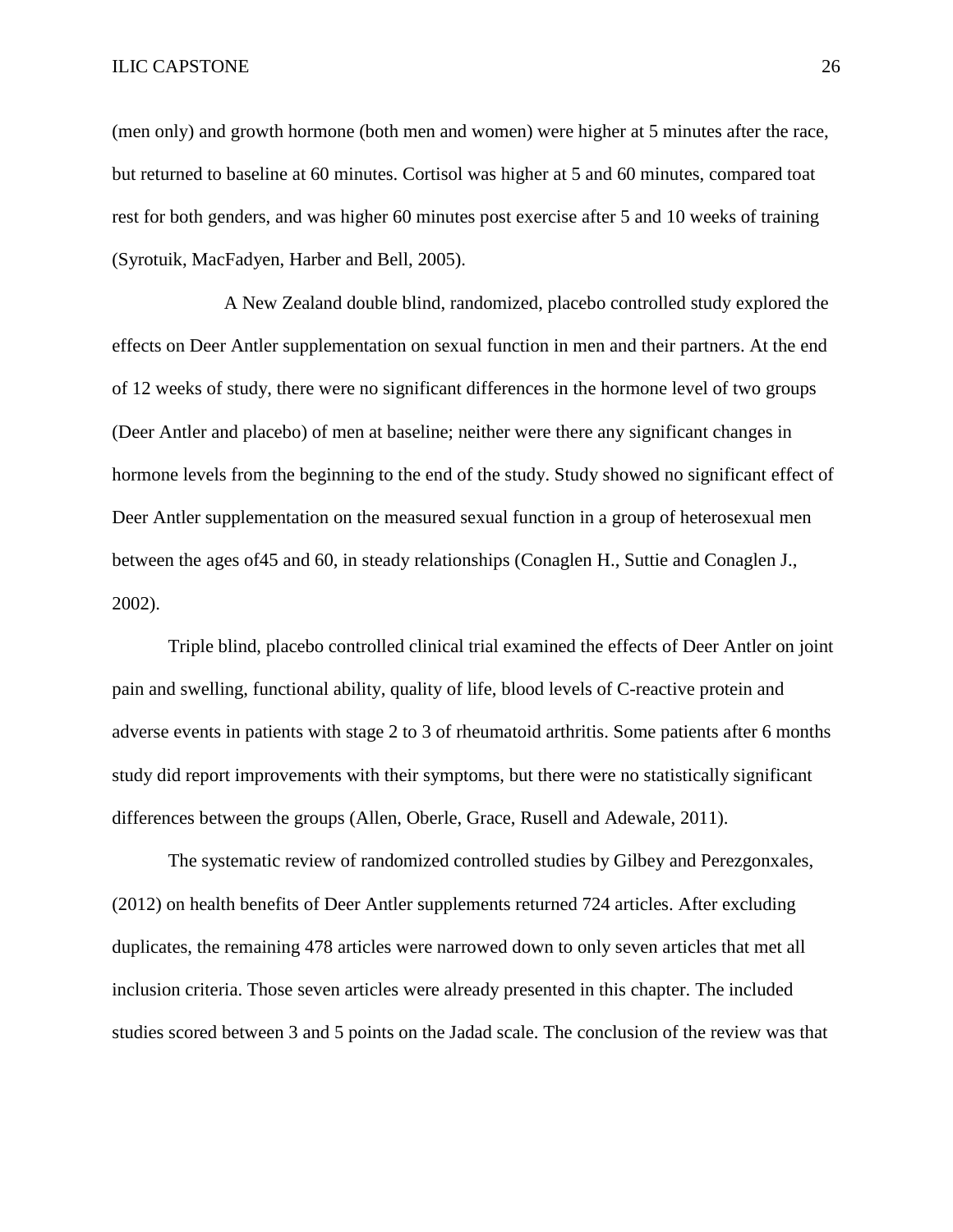(men only) and growth hormone (both men and women) were higher at 5 minutes after the race, but returned to baseline at 60 minutes. Cortisol was higher at 5 and 60 minutes, compared toat rest for both genders, and was higher 60 minutes post exercise after 5 and 10 weeks of training (Syrotuik, MacFadyen, Harber and Bell, 2005).

A New Zealand double blind, randomized, placebo controlled study explored the effects on Deer Antler supplementation on sexual function in men and their partners. At the end of 12 weeks of study, there were no significant differences in the hormone level of two groups (Deer Antler and placebo) of men at baseline; neither were there any significant changes in hormone levels from the beginning to the end of the study. Study showed no significant effect of Deer Antler supplementation on the measured sexual function in a group of heterosexual men between the ages of45 and 60, in steady relationships (Conaglen H., Suttie and Conaglen J., 2002).

Triple blind, placebo controlled clinical trial examined the effects of Deer Antler on joint pain and swelling, functional ability, quality of life, blood levels of C-reactive protein and adverse events in patients with stage 2 to 3 of rheumatoid arthritis. Some patients after 6 months study did report improvements with their symptoms, but there were no statistically significant differences between the groups (Allen, Oberle, Grace, Rusell and Adewale, 2011).

The systematic review of randomized controlled studies by Gilbey and Perezgonxales, (2012) on health benefits of Deer Antler supplements returned 724 articles. After excluding duplicates, the remaining 478 articles were narrowed down to only seven articles that met all inclusion criteria. Those seven articles were already presented in this chapter. The included studies scored between 3 and 5 points on the Jadad scale. The conclusion of the review was that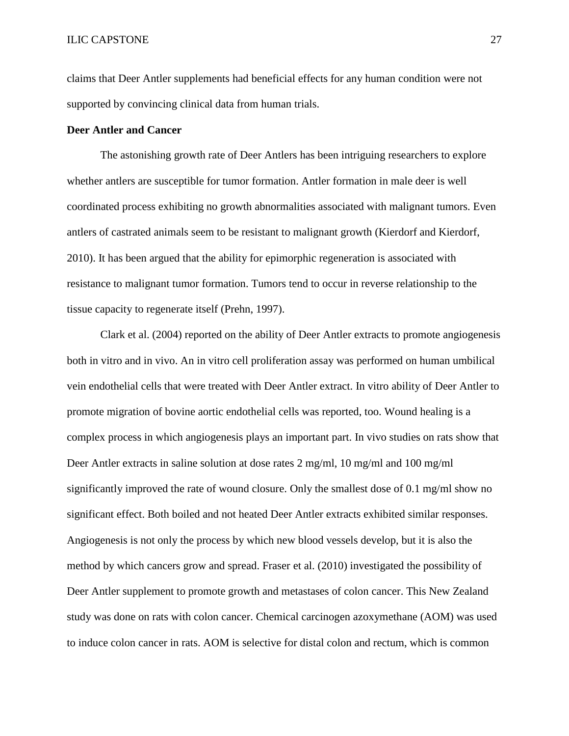claims that Deer Antler supplements had beneficial effects for any human condition were not supported by convincing clinical data from human trials.

**Deer Antler and Cancer**

The astonishing growth rate of Deer Antlers has been intriguing researchers to explore whether antlers are susceptible for tumor formation. Antler formation in male deer is well coordinated process exhibiting no growth abnormalities associated with malignant tumors. Even antlers of castrated animals seem to be resistant to malignant growth (Kierdorf and Kierdorf, 2010). It has been argued that the ability for epimorphic regeneration is associated with resistance to malignant tumor formation. Tumors tend to occur in reverse relationship to the tissue capacity to regenerate itself (Prehn, 1997).

Clark et al. (2004) reported on the ability of Deer Antler extracts to promote angiogenesis both in vitro and in vivo. An in vitro cell proliferation assay was performed on human umbilical vein endothelial cells that were treated with Deer Antler extract. In vitro ability of Deer Antler to promote migration of bovine aortic endothelial cells was reported, too. Wound healing is a complex process in which angiogenesis plays an important part. In vivo studies on rats show that Deer Antler extracts in saline solution at dose rates 2 mg/ml, 10 mg/ml and 100 mg/ml significantly improved the rate of wound closure. Only the smallest dose of 0.1 mg/ml show no significant effect. Both boiled and not heated Deer Antler extracts exhibited similar responses. Angiogenesis is not only the process by which new blood vessels develop, but it is also the method by which cancers grow and spread. Fraser et al. (2010) investigated the possibility of Deer Antler supplement to promote growth and metastases of colon cancer. This New Zealand study was done on rats with colon cancer. Chemical carcinogen azoxymethane (AOM) was used to induce colon cancer in rats. AOM is selective for distal colon and rectum, which is common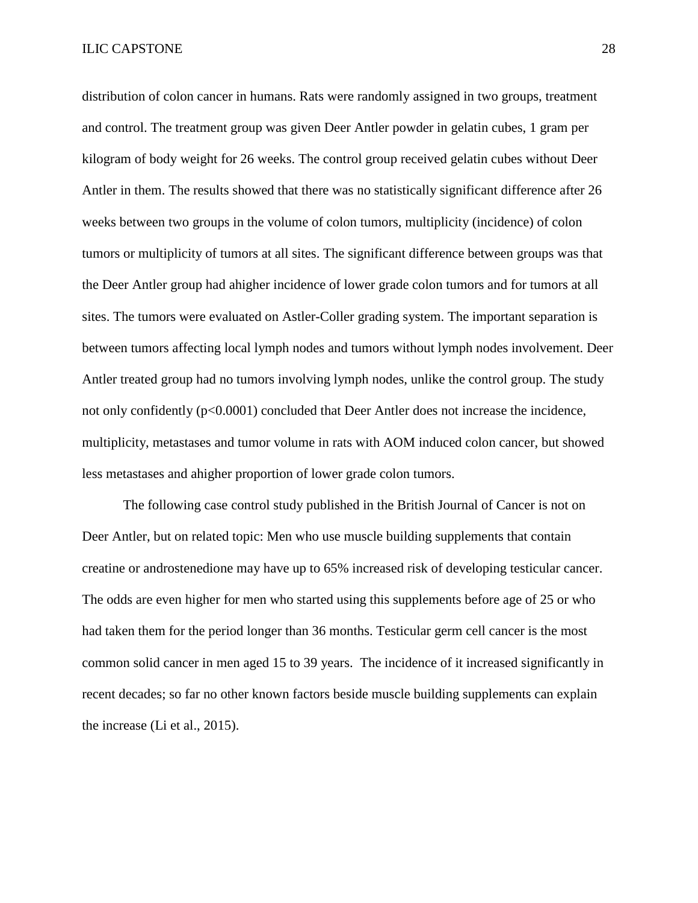distribution of colon cancer in humans. Rats were randomly assigned in two groups, treatment and control. The treatment group was given Deer Antler powder in gelatin cubes, 1 gram per kilogram of body weight for 26 weeks. The control group received gelatin cubes without Deer Antler in them. The results showed that there was no statistically significant difference after 26 weeks between two groups in the volume of colon tumors, multiplicity (incidence) of colon tumors or multiplicity of tumors at all sites. The significant difference between groups was that the Deer Antler group had ahigher incidence of lower grade colon tumors and for tumors at all sites. The tumors were evaluated on Astler-Coller grading system. The important separation is between tumors affecting local lymph nodes and tumors without lymph nodes involvement. Deer Antler treated group had no tumors involving lymph nodes, unlike the control group. The study not only confidently ($p<0.0001$) concluded that Deer Antler does not increase the incidence, multiplicity, metastases and tumor volume in rats with AOM induced colon cancer, but showed less metastases and ahigher proportion of lower grade colon tumors.

The following case control study published in the British Journal of Cancer is not on Deer Antler, but on related topic: Men who use muscle building supplements that contain creatine or androstenedione may have up to 65% increased risk of developing testicular cancer. The odds are even higher for men who started using this supplements before age of 25 or who had taken them for the period longer than 36 months. Testicular germ cell cancer is the most common solid cancer in men aged 15 to 39 years. The incidence of it increased significantly in recent decades; so far no other known factors beside muscle building supplements can explain the increase (Li et al., 2015).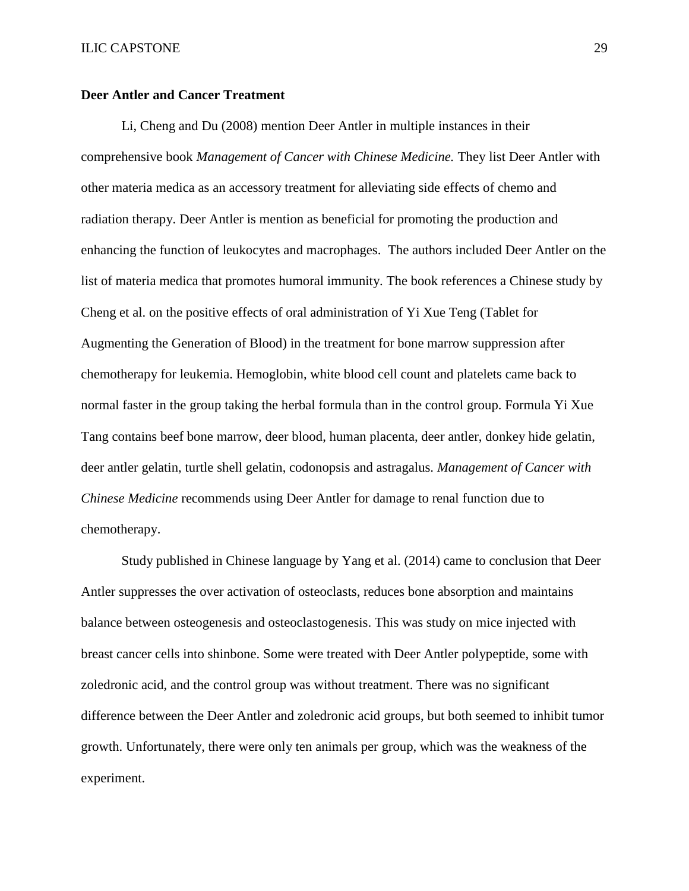**Deer Antler and Cancer Treatment**

Li, Cheng and Du (2008) mention Deer Antler in multiple instances in their comprehensive book *Management of Cancer with Chinese Medicine.* They list Deer Antler with other materia medica as an accessory treatment for alleviating side effects of chemo and radiation therapy. Deer Antler is mention as beneficial for promoting the production and enhancing the function of leukocytes and macrophages. The authors included Deer Antler on the list of materia medica that promotes humoral immunity. The book references a Chinese study by Cheng et al. on the positive effects of oral administration of Yi Xue Teng (Tablet for Augmenting the Generation of Blood) in the treatment for bone marrow suppression after chemotherapy for leukemia. Hemoglobin, white blood cell count and platelets came back to normal faster in the group taking the herbal formula than in the control group. Formula Yi Xue Tang contains beef bone marrow, deer blood, human placenta, deer antler, donkey hide gelatin, deer antler gelatin, turtle shell gelatin, codonopsis and astragalus. *Management of Cancer with Chinese Medicine* recommends using Deer Antler for damage to renal function due to chemotherapy.

Study published in Chinese language by Yang et al. (2014) came to conclusion that Deer Antler suppresses the over activation of osteoclasts, reduces bone absorption and maintains balance between osteogenesis and osteoclastogenesis. This was study on mice injected with breast cancer cells into shinbone. Some were treated with Deer Antler polypeptide, some with zoledronic acid, and the control group was without treatment. There was no significant difference between the Deer Antler and zoledronic acid groups, but both seemed to inhibit tumor growth. Unfortunately, there were only ten animals per group, which was the weakness of the experiment.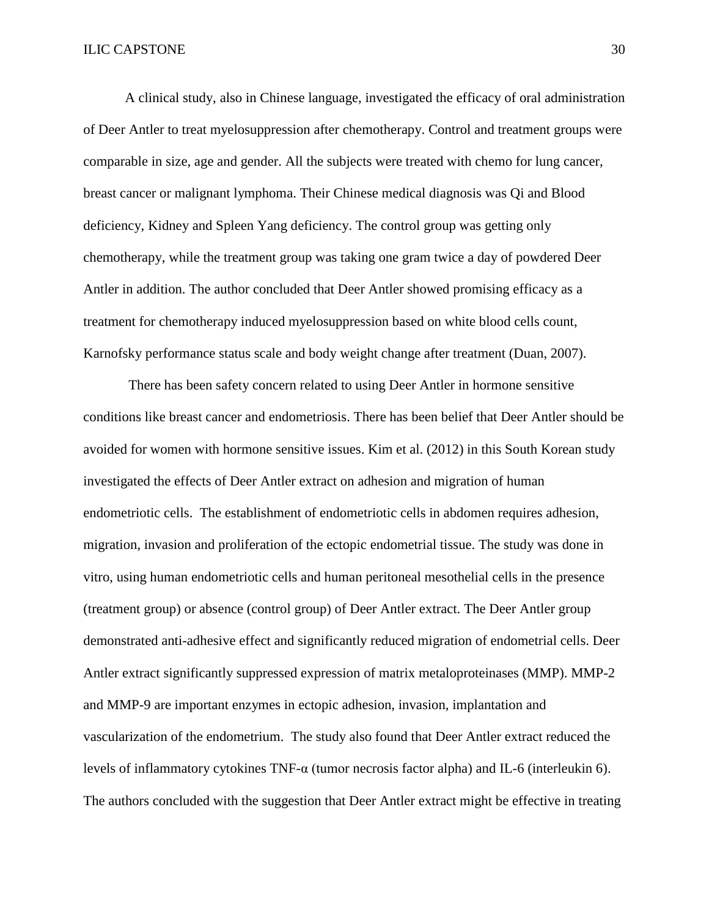A clinical study, also in Chinese language, investigated the efficacy of oral administration of Deer Antler to treat myelosuppression after chemotherapy. Control and treatment groups were comparable in size, age and gender. All the subjects were treated with chemo for lung cancer, breast cancer or malignant lymphoma. Their Chinese medical diagnosis was Qi and Blood deficiency, Kidney and Spleen Yang deficiency. The control group was getting only chemotherapy, while the treatment group was taking one gram twice a day of powdered Deer Antler in addition. The author concluded that Deer Antler showed promising efficacy as a treatment for chemotherapy induced myelosuppression based on white blood cells count, Karnofsky performance status scale and body weight change after treatment (Duan, 2007).

There has been safety concern related to using Deer Antler in hormone sensitive conditions like breast cancer and endometriosis. There has been belief that Deer Antler should be avoided for women with hormone sensitive issues. Kim et al. (2012) in this South Korean study investigated the effects of Deer Antler extract on adhesion and migration of human endometriotic cells. The establishment of endometriotic cells in abdomen requires adhesion, migration, invasion and proliferation of the ectopic endometrial tissue. The study was done in vitro, using human endometriotic cells and human peritoneal mesothelial cells in the presence (treatment group) or absence (control group) of Deer Antler extract. The Deer Antler group demonstrated anti-adhesive effect and significantly reduced migration of endometrial cells. Deer Antler extract significantly suppressed expression of matrix metaloproteinases (MMP). MMP-2 and MMP-9 are important enzymes in ectopic adhesion, invasion, implantation and vascularization of the endometrium. The study also found that Deer Antler extract reduced the levels of inflammatory cytokines TNF-α (tumor necrosis factor alpha) and IL-6 (interleukin 6). The authors concluded with the suggestion that Deer Antler extract might be effective in treating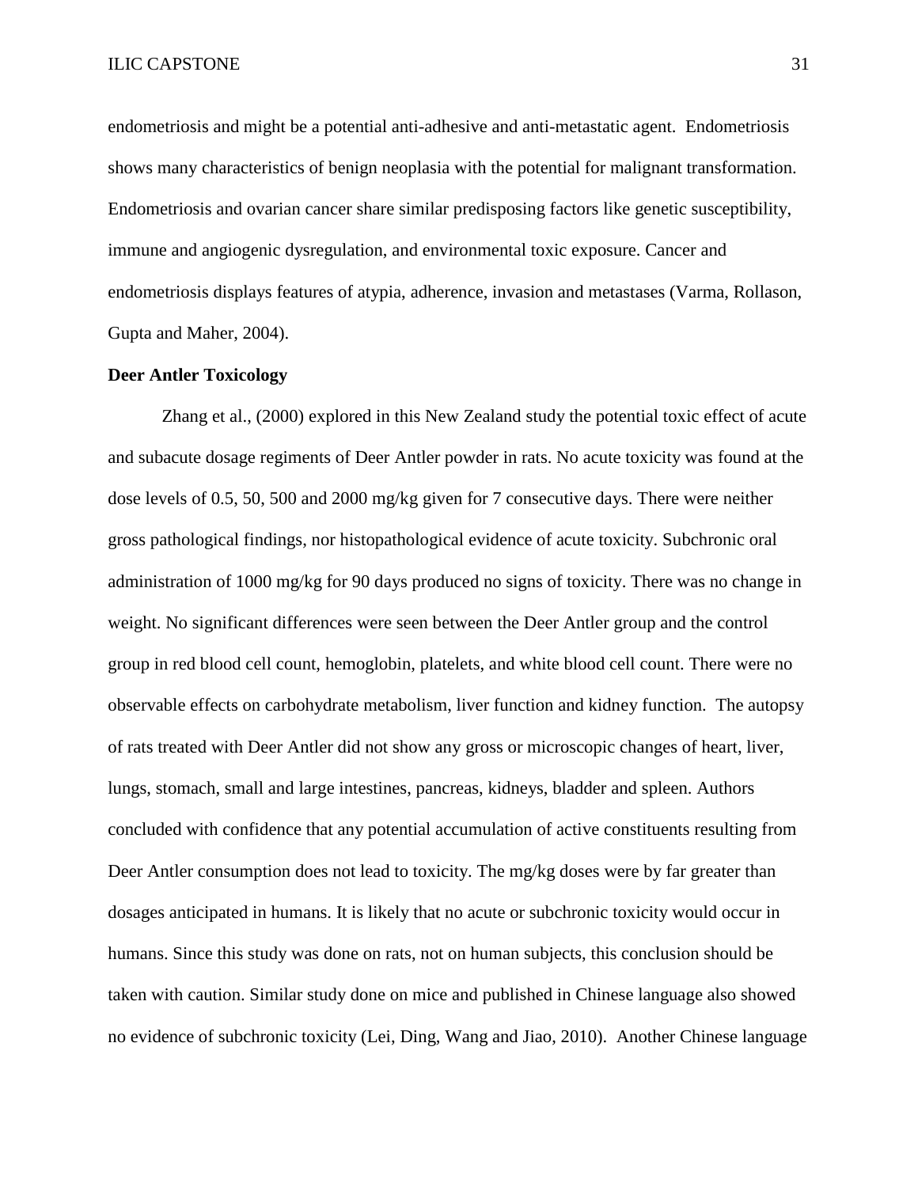endometriosis and might be a potential anti-adhesive and anti-metastatic agent. Endometriosis shows many characteristics of benign neoplasia with the potential for malignant transformation. Endometriosis and ovarian cancer share similar predisposing factors like genetic susceptibility, immune and angiogenic dysregulation, and environmental toxic exposure. Cancer and endometriosis displays features of atypia, adherence, invasion and metastases (Varma, Rollason, Gupta and Maher, 2004).

**Deer Antler Toxicology**

Zhang et al., (2000) explored in this New Zealand study the potential toxic effect of acute and subacute dosage regiments of Deer Antler powder in rats. No acute toxicity was found at the dose levels of 0.5, 50, 500 and 2000 mg/kg given for 7 consecutive days. There were neither gross pathological findings, nor histopathological evidence of acute toxicity. Subchronic oral administration of 1000 mg/kg for 90 days produced no signs of toxicity. There was no change in weight. No significant differences were seen between the Deer Antler group and the control group in red blood cell count, hemoglobin, platelets, and white blood cell count. There were no observable effects on carbohydrate metabolism, liver function and kidney function. The autopsy of rats treated with Deer Antler did not show any gross or microscopic changes of heart, liver, lungs, stomach, small and large intestines, pancreas, kidneys, bladder and spleen. Authors concluded with confidence that any potential accumulation of active constituents resulting from Deer Antler consumption does not lead to toxicity. The mg/kg doses were by far greater than dosages anticipated in humans. It is likely that no acute or subchronic toxicity would occur in humans. Since this study was done on rats, not on human subjects, this conclusion should be taken with caution. Similar study done on mice and published in Chinese language also showed no evidence of subchronic toxicity (Lei, Ding, Wang and Jiao, 2010). Another Chinese language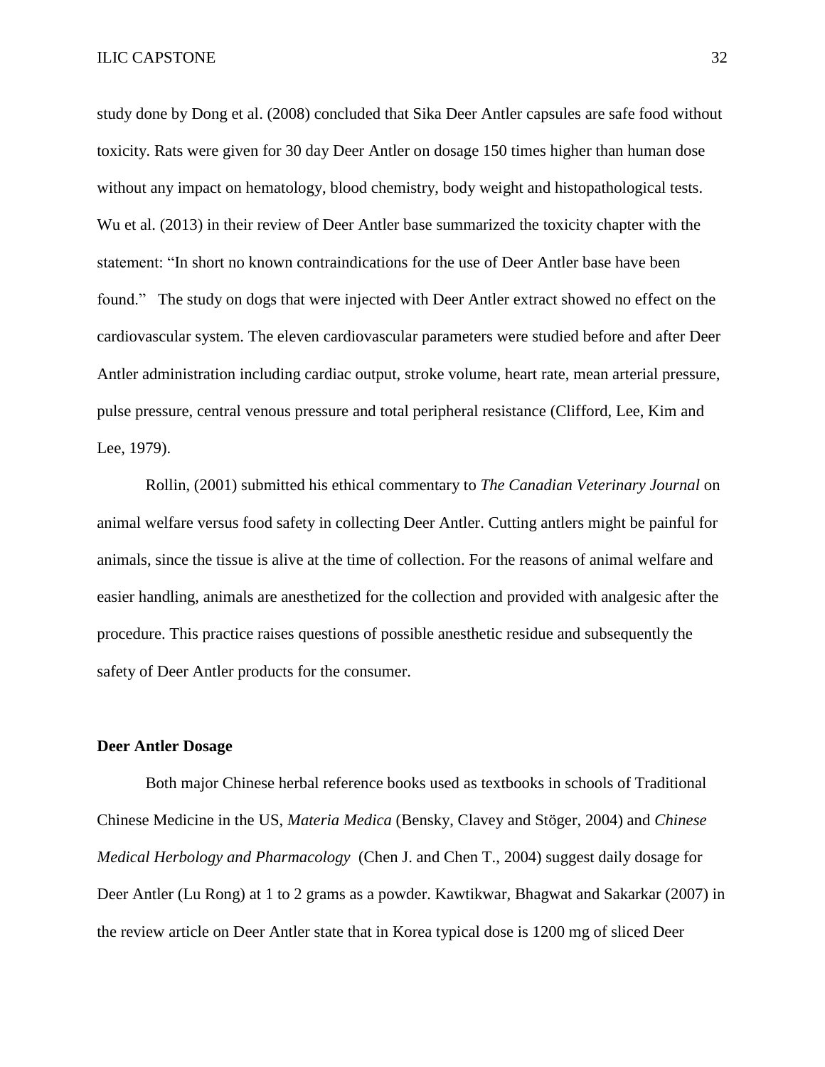study done by Dong et al. (2008) concluded that Sika Deer Antler capsules are safe food without toxicity. Rats were given for 30 day Deer Antler on dosage 150 times higher than human dose without any impact on hematology, blood chemistry, body weight and histopathological tests. Wu et al. (2013) in their review of Deer Antler base summarized the toxicity chapter with the statement: "In short no known contraindications for the use of Deer Antler base have been found." The study on dogs that were injected with Deer Antler extract showed no effect on the cardiovascular system. The eleven cardiovascular parameters were studied before and after Deer Antler administration including cardiac output, stroke volume, heart rate, mean arterial pressure, pulse pressure, central venous pressure and total peripheral resistance (Clifford, Lee, Kim and Lee, 1979).

Rollin, (2001) submitted his ethical commentary to *The Canadian Veterinary Journal* on animal welfare versus food safety in collecting Deer Antler. Cutting antlers might be painful for animals, since the tissue is alive at the time of collection. For the reasons of animal welfare and easier handling, animals are anesthetized for the collection and provided with analgesic after the procedure. This practice raises questions of possible anesthetic residue and subsequently the safety of Deer Antler products for the consumer.

**Deer Antler Dosage**

Both major Chinese herbal reference books used as textbooks in schools of Traditional Chinese Medicine in the US, *Materia Medica* (Bensky, Clavey and Stöger, 2004) and *Chinese Medical Herbology and Pharmacology* (Chen J. and Chen T., 2004) suggest daily dosage for Deer Antler (Lu Rong) at 1 to 2 grams as a powder. Kawtikwar, Bhagwat and Sakarkar (2007) in the review article on Deer Antler state that in Korea typical dose is 1200 mg of sliced Deer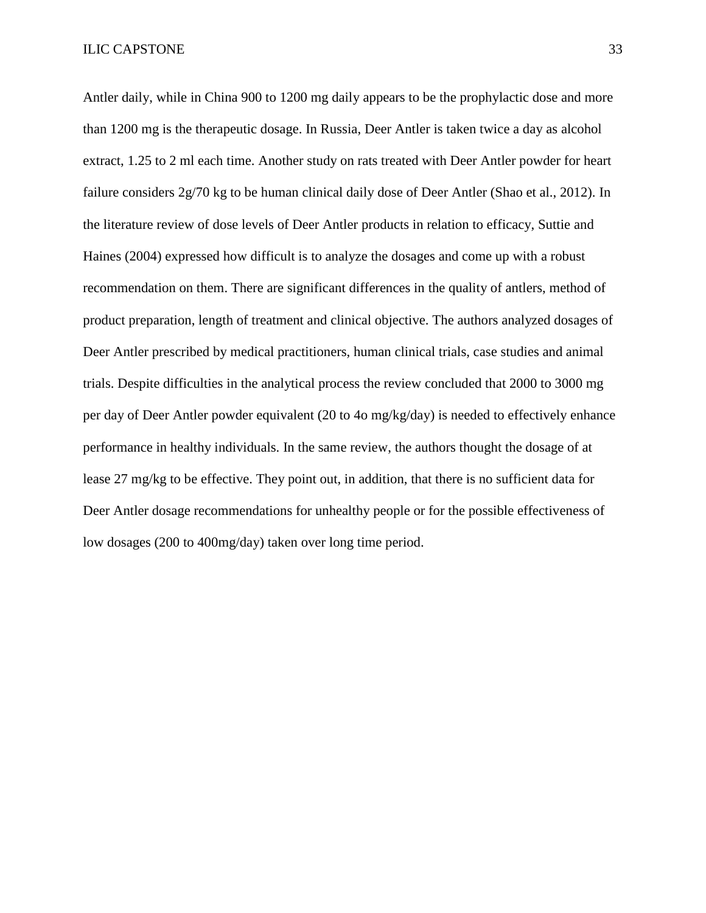Antler daily, while in China 900 to 1200 mg daily appears to be the prophylactic dose and more than 1200 mg is the therapeutic dosage. In Russia, Deer Antler is taken twice a day as alcohol extract, 1.25 to 2 ml each time. Another study on rats treated with Deer Antler powder for heart failure considers 2g/70 kg to be human clinical daily dose of Deer Antler (Shao et al., 2012). In the literature review of dose levels of Deer Antler products in relation to efficacy, Suttie and Haines (2004) expressed how difficult is to analyze the dosages and come up with a robust recommendation on them. There are significant differences in the quality of antlers, method of product preparation, length of treatment and clinical objective. The authors analyzed dosages of Deer Antler prescribed by medical practitioners, human clinical trials, case studies and animal trials. Despite difficulties in the analytical process the review concluded that 2000 to 3000 mg per day of Deer Antler powder equivalent (20 to 4o mg/kg/day) is needed to effectively enhance performance in healthy individuals. In the same review, the authors thought the dosage of at lease 27 mg/kg to be effective. They point out, in addition, that there is no sufficient data for Deer Antler dosage recommendations for unhealthy people or for the possible effectiveness of low dosages (200 to 400mg/day) taken over long time period.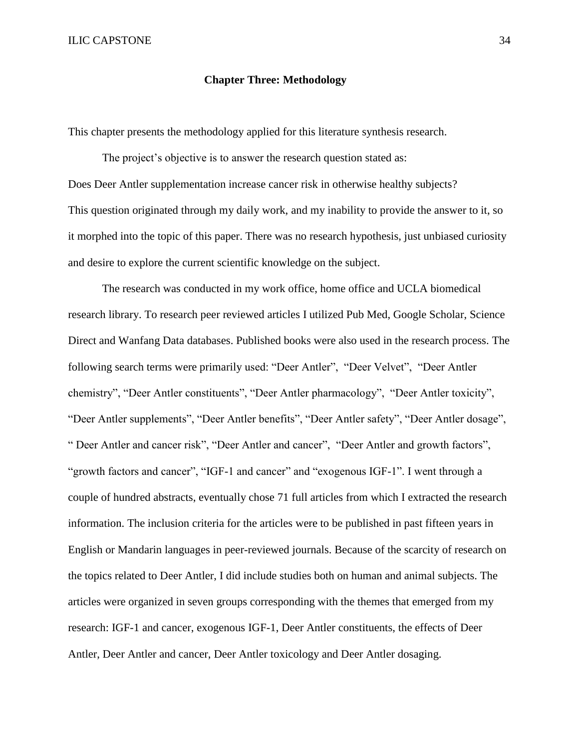## Chapter Three: Methodology

This chapter presents the methodology applied for this literature synthesis research.

The project's objective is to answer the research question stated as:
Does Deer Antler supplementation increase cancer risk in otherwise healthy subjects?
This question originated through my daily work, and my inability to provide the answer to it, so it morphed into the topic of this paper. There was no research hypothesis, just unbiased curiosity and desire to explore the current scientific knowledge on the subject.

The research was conducted in my work office, home office and UCLA biomedical research library. To research peer reviewed articles I utilized Pub Med, Google Scholar, Science Direct and Wanfang Data databases. Published books were also used in the research process. The following search terms were primarily used: "Deer Antler", "Deer Velvet", "Deer Antler chemistry", "Deer Antler constituents", "Deer Antler pharmacology", "Deer Antler toxicity", "Deer Antler supplements", "Deer Antler benefits", "Deer Antler safety", "Deer Antler dosage", " Deer Antler and cancer risk", "Deer Antler and cancer", "Deer Antler and growth factors", "growth factors and cancer", "IGF-1 and cancer" and "exogenous IGF-1". I went through a couple of hundred abstracts, eventually chose 71 full articles from which I extracted the research information. The inclusion criteria for the articles were to be published in past fifteen years in English or Mandarin languages in peer-reviewed journals. Because of the scarcity of research on the topics related to Deer Antler, I did include studies both on human and animal subjects. The articles were organized in seven groups corresponding with the themes that emerged from my research: IGF-1 and cancer, exogenous IGF-1, Deer Antler constituents, the effects of Deer Antler, Deer Antler and cancer, Deer Antler toxicology and Deer Antler dosaging.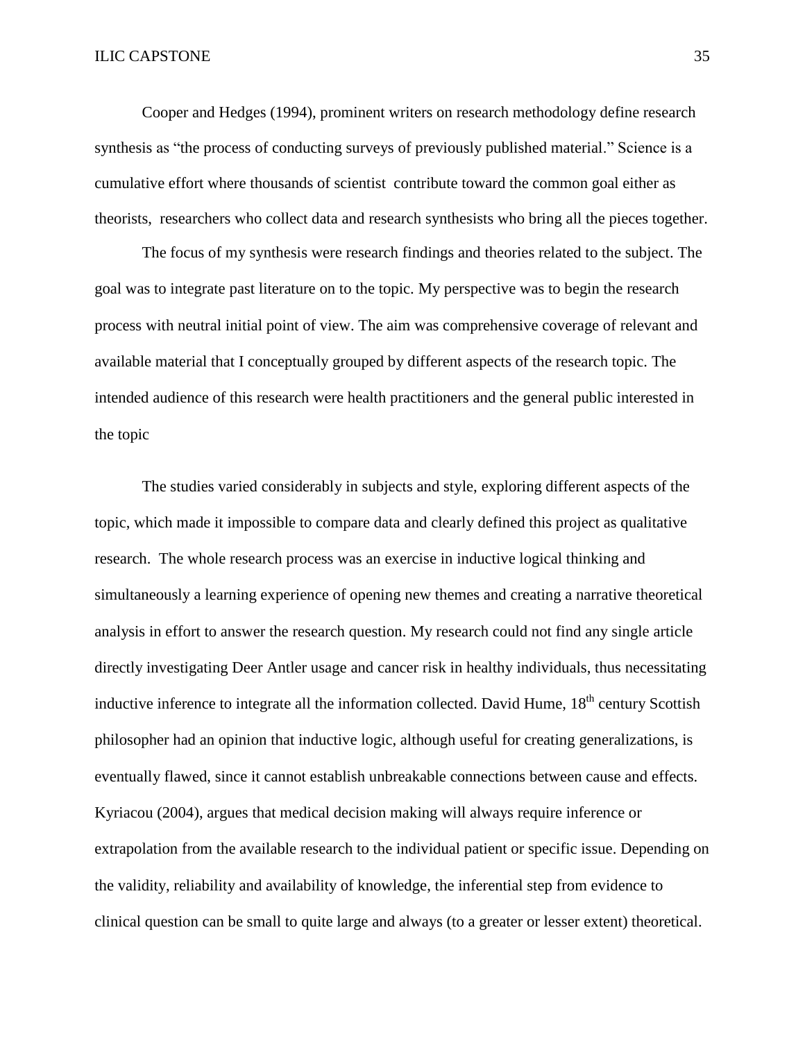Cooper and Hedges (1994), prominent writers on research methodology define research synthesis as "the process of conducting surveys of previously published material." Science is a cumulative effort where thousands of scientist contribute toward the common goal either as theorists, researchers who collect data and research synthesists who bring all the pieces together.

The focus of my synthesis were research findings and theories related to the subject. The goal was to integrate past literature on to the topic. My perspective was to begin the research process with neutral initial point of view. The aim was comprehensive coverage of relevant and available material that I conceptually grouped by different aspects of the research topic. The intended audience of this research were health practitioners and the general public interested in the topic

The studies varied considerably in subjects and style, exploring different aspects of the topic, which made it impossible to compare data and clearly defined this project as qualitative research. The whole research process was an exercise in inductive logical thinking and simultaneously a learning experience of opening new themes and creating a narrative theoretical analysis in effort to answer the research question. My research could not find any single article directly investigating Deer Antler usage and cancer risk in healthy individuals, thus necessitating inductive inference to integrate all the information collected. David Hume, 18th century Scottish philosopher had an opinion that inductive logic, although useful for creating generalizations, is eventually flawed, since it cannot establish unbreakable connections between cause and effects. Kyriacou (2004), argues that medical decision making will always require inference or extrapolation from the available research to the individual patient or specific issue. Depending on the validity, reliability and availability of knowledge, the inferential step from evidence to clinical question can be small to quite large and always (to a greater or lesser extent) theoretical.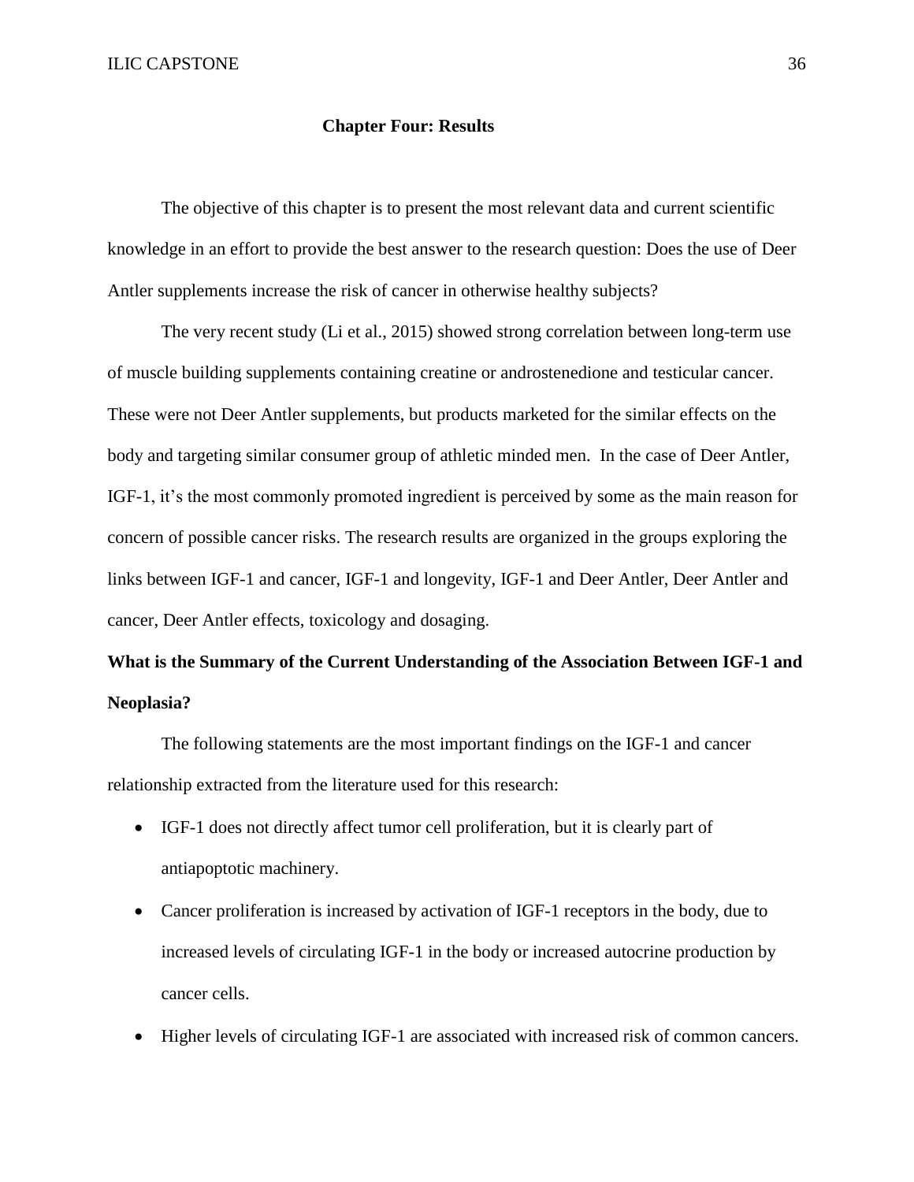# Chapter Four: Results

The objective of this chapter is to present the most relevant data and current scientific knowledge in an effort to provide the best answer to the research question: Does the use of Deer Antler supplements increase the risk of cancer in otherwise healthy subjects?

The very recent study (Li et al., 2015) showed strong correlation between long-term use of muscle building supplements containing creatine or androstenedione and testicular cancer. These were not Deer Antler supplements, but products marketed for the similar effects on the body and targeting similar consumer group of athletic minded men. In the case of Deer Antler, IGF-1, it's the most commonly promoted ingredient is perceived by some as the main reason for concern of possible cancer risks. The research results are organized in the groups exploring the links between IGF-1 and cancer, IGF-1 and longevity, IGF-1 and Deer Antler, Deer Antler and cancer, Deer Antler effects, toxicology and dosaging.

## What is the Summary of the Current Understanding of the Association Between IGF-1 and Neoplasia?

The following statements are the most important findings on the IGF-1 and cancer relationship extracted from the literature used for this research:

- IGF-1 does not directly affect tumor cell proliferation, but it is clearly part of antiapoptotic machinery.
- Cancer proliferation is increased by activation of IGF-1 receptors in the body, due to increased levels of circulating IGF-1 in the body or increased autocrine production by cancer cells.
- Higher levels of circulating IGF-1 are associated with increased risk of common cancers.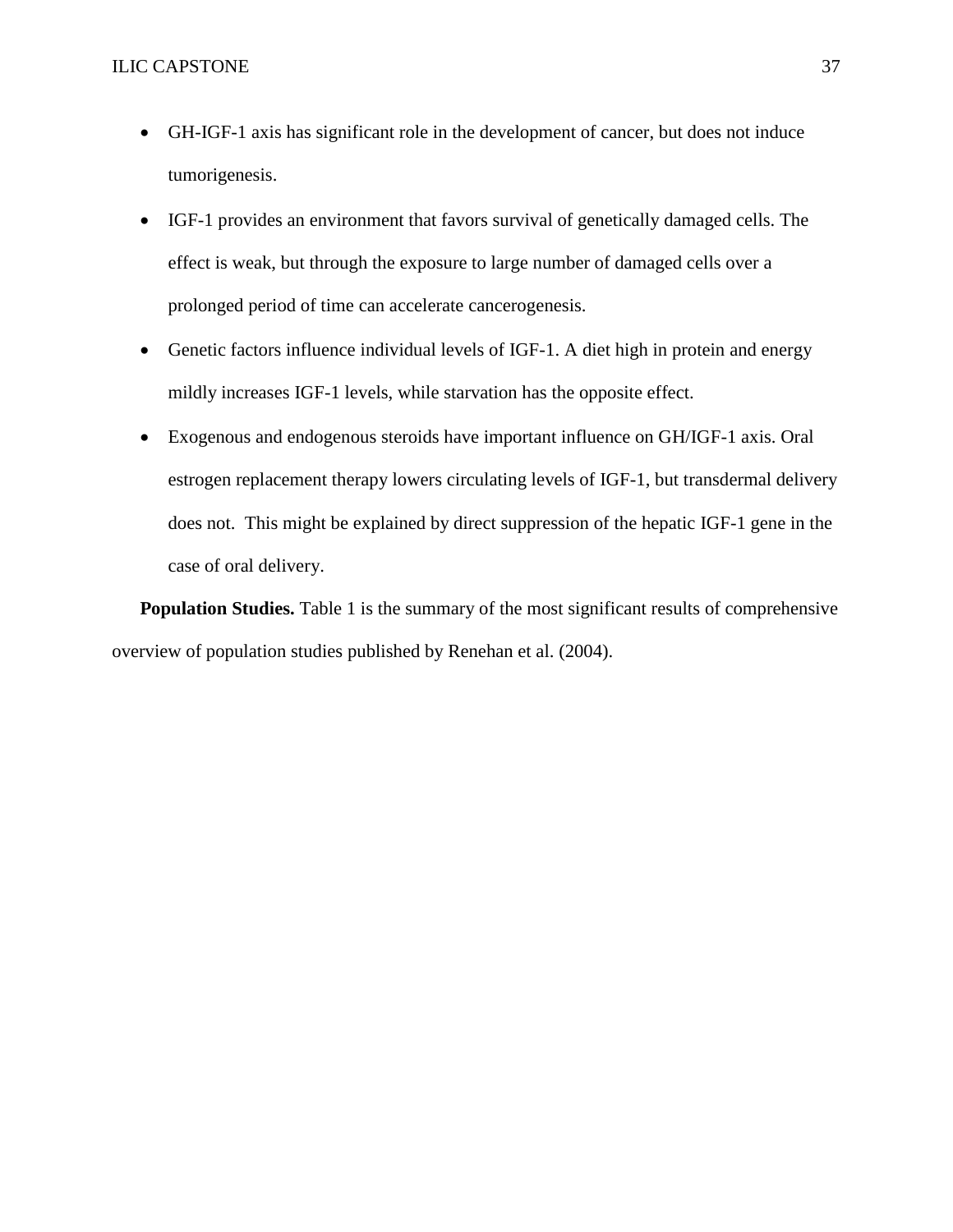- GH-IGF-1 axis has significant role in the development of cancer, but does not induce tumorigenesis.
- IGF-1 provides an environment that favors survival of genetically damaged cells. The effect is weak, but through the exposure to large number of damaged cells over a prolonged period of time can accelerate cancerogenesis.
- Genetic factors influence individual levels of IGF-1. A diet high in protein and energy mildly increases IGF-1 levels, while starvation has the opposite effect.
- Exogenous and endogenous steroids have important influence on GH/IGF-1 axis. Oral estrogen replacement therapy lowers circulating levels of IGF-1, but transdermal delivery does not. This might be explained by direct suppression of the hepatic IGF-1 gene in the case of oral delivery.

**Population Studies.** Table 1 is the summary of the most significant results of comprehensive overview of population studies published by Renehan et al. (2004).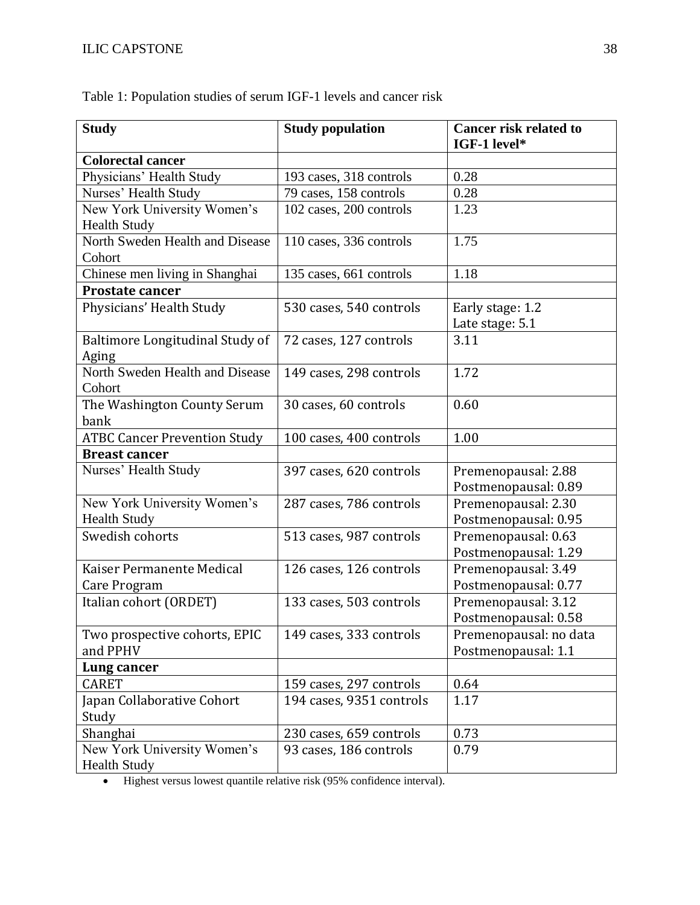Table 1: Population studies of serum IGF-1 levels and cancer risk

| Study | Study population | Cancer risk related to IGF-1 level* |
|---|---|---|
| **Colorectal cancer** | | |
| Physicians' Health Study | 193 cases, 318 controls | 0.28 |
| Nurses' Health Study | 79 cases, 158 controls | 0.28 |
| New York University Women's Health Study | 102 cases, 200 controls | 1.23 |
| North Sweden Health and Disease Cohort | 110 cases, 336 controls | 1.75 |
| Chinese men living in Shanghai | 135 cases, 661 controls | 1.18 |
| **Prostate cancer** | | |
| Physicians' Health Study | 530 cases, 540 controls | Early stage: 1.2<br>Late stage: 5.1 |
| Baltimore Longitudinal Study of Aging | 72 cases, 127 controls | 3.11 |
| North Sweden Health and Disease Cohort | 149 cases, 298 controls | 1.72 |
| The Washington County Serum bank | 30 cases, 60 controls | 0.60 |
| ATBC Cancer Prevention Study | 100 cases, 400 controls | 1.00 |
| **Breast cancer** | | |
| Nurses' Health Study | 397 cases, 620 controls | Premenopausal: 2.88<br>Postmenopausal: 0.89 |
| New York University Women's Health Study | 287 cases, 786 controls | Premenopausal: 2.30<br>Postmenopausal: 0.95 |
| Swedish cohorts | 513 cases, 987 controls | Premenopausal: 0.63<br>Postmenopausal: 1.29 |
| Kaiser Permanente Medical Care Program | 126 cases, 126 controls | Premenopausal: 3.49<br>Postmenopausal: 0.77 |
| Italian cohort (ORDET) | 133 cases, 503 controls | Premenopausal: 3.12<br>Postmenopausal: 0.58 |
| Two prospective cohorts, EPIC and PPHV | 149 cases, 333 controls | Premenopausal: no data<br>Postmenopausal: 1.1 |
| **Lung cancer** | | |
| CARET | 159 cases, 297 controls | 0.64 |
| Japan Collaborative Cohort Study | 194 cases, 9351 controls | 1.17 |
| Shanghai | 230 cases, 659 controls | 0.73 |
| New York University Women's Health Study | 93 cases, 186 controls | 0.79 |

- Highest versus lowest quantile relative risk (95% confidence interval).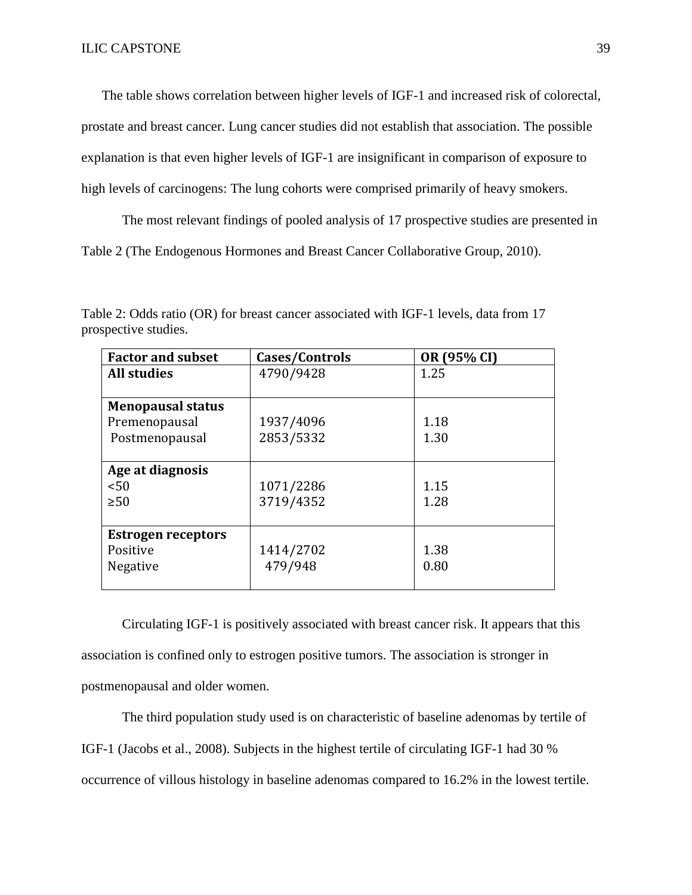The table shows correlation between higher levels of IGF-1 and increased risk of colorectal, prostate and breast cancer. Lung cancer studies did not establish that association. The possible explanation is that even higher levels of IGF-1 are insignificant in comparison of exposure to high levels of carcinogens: The lung cohorts were comprised primarily of heavy smokers.

The most relevant findings of pooled analysis of 17 prospective studies are presented in Table 2 (The Endogenous Hormones and Breast Cancer Collaborative Group, 2010).

Table 2: Odds ratio (OR) for breast cancer associated with IGF-1 levels, data from 17 prospective studies.

| Factor and subset | Cases/Controls | OR (95% CI) |
|---|---|---|
| **All studies** | 4790/9428 | 1.25 |
| **Menopausal status** | | |
| Premenopausal | 1937/4096 | 1.18 |
| Postmenopausal | 2853/5332 | 1.30 |
| **Age at diagnosis** | | |
| <50 | 1071/2286 | 1.15 |
| ≥50 | 3719/4352 | 1.28 |
| **Estrogen receptors** | | |
| Positive | 1414/2702 | 1.38 |
| Negative | 479/948 | 0.80 |

Circulating IGF-1 is positively associated with breast cancer risk. It appears that this association is confined only to estrogen positive tumors. The association is stronger in postmenopausal and older women.

The third population study used is on characteristic of baseline adenomas by tertile of IGF-1 (Jacobs et al., 2008). Subjects in the highest tertile of circulating IGF-1 had 30 % occurrence of villous histology in baseline adenomas compared to 16.2% in the lowest tertile.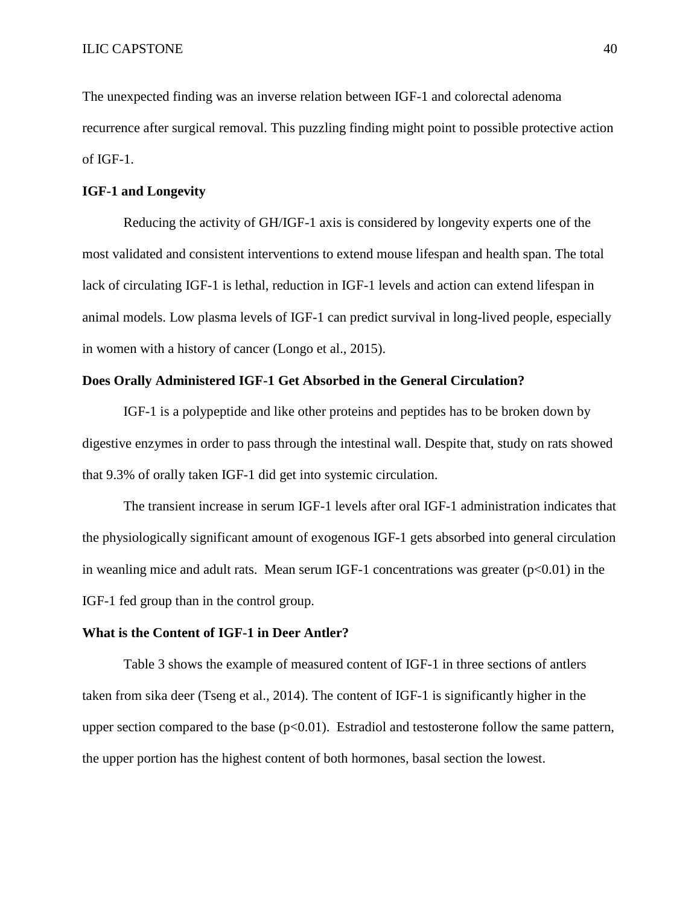The unexpected finding was an inverse relation between IGF-1 and colorectal adenoma recurrence after surgical removal. This puzzling finding might point to possible protective action of IGF-1.

### IGF-1 and Longevity

Reducing the activity of GH/IGF-1 axis is considered by longevity experts one of the most validated and consistent interventions to extend mouse lifespan and health span. The total lack of circulating IGF-1 is lethal, reduction in IGF-1 levels and action can extend lifespan in animal models. Low plasma levels of IGF-1 can predict survival in long-lived people, especially in women with a history of cancer (Longo et al., 2015).

### Does Orally Administered IGF-1 Get Absorbed in the General Circulation?

IGF-1 is a polypeptide and like other proteins and peptides has to be broken down by digestive enzymes in order to pass through the intestinal wall. Despite that, study on rats showed that 9.3% of orally taken IGF-1 did get into systemic circulation.

The transient increase in serum IGF-1 levels after oral IGF-1 administration indicates that the physiologically significant amount of exogenous IGF-1 gets absorbed into general circulation in weanling mice and adult rats. Mean serum IGF-1 concentrations was greater ($p<0.01$) in the IGF-1 fed group than in the control group.

### What is the Content of IGF-1 in Deer Antler?

Table 3 shows the example of measured content of IGF-1 in three sections of antlers taken from sika deer (Tseng et al., 2014). The content of IGF-1 is significantly higher in the upper section compared to the base ($p<0.01$). Estradiol and testosterone follow the same pattern, the upper portion has the highest content of both hormones, basal section the lowest.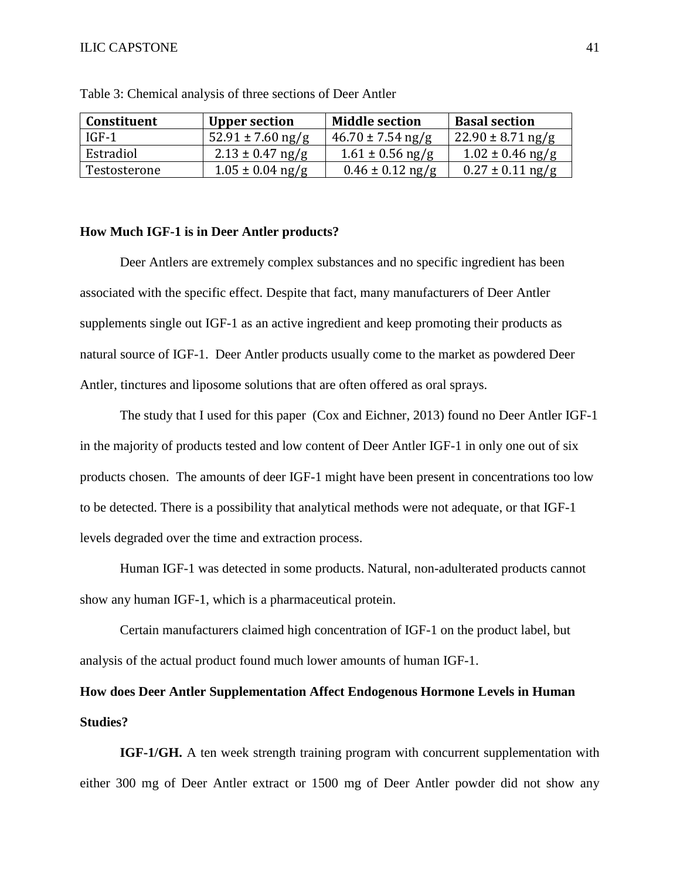Table 3: Chemical analysis of three sections of Deer Antler

| Constituent | Upper section | Middle section | Basal section |
|---|---|---|---|
| IGF-1 | 52.91 ± 7.60 ng/g | 46.70 ± 7.54 ng/g | 22.90 ± 8.71 ng/g |
| Estradiol | 2.13 ± 0.47 ng/g | 1.61 ± 0.56 ng/g | 1.02 ± 0.46 ng/g |
| Testosterone | 1.05 ± 0.04 ng/g | 0.46 ± 0.12 ng/g | 0.27 ± 0.11 ng/g |

**How Much IGF-1 is in Deer Antler products?**

Deer Antlers are extremely complex substances and no specific ingredient has been associated with the specific effect. Despite that fact, many manufacturers of Deer Antler supplements single out IGF-1 as an active ingredient and keep promoting their products as natural source of IGF-1. Deer Antler products usually come to the market as powdered Deer Antler, tinctures and liposome solutions that are often offered as oral sprays.

The study that I used for this paper (Cox and Eichner, 2013) found no Deer Antler IGF-1 in the majority of products tested and low content of Deer Antler IGF-1 in only one out of six products chosen. The amounts of deer IGF-1 might have been present in concentrations too low to be detected. There is a possibility that analytical methods were not adequate, or that IGF-1 levels degraded over the time and extraction process.

Human IGF-1 was detected in some products. Natural, non-adulterated products cannot show any human IGF-1, which is a pharmaceutical protein.

Certain manufacturers claimed high concentration of IGF-1 on the product label, but analysis of the actual product found much lower amounts of human IGF-1.

**How does Deer Antler Supplementation Affect Endogenous Hormone Levels in Human Studies?**

**IGF-1/GH.** A ten week strength training program with concurrent supplementation with either 300 mg of Deer Antler extract or 1500 mg of Deer Antler powder did not show any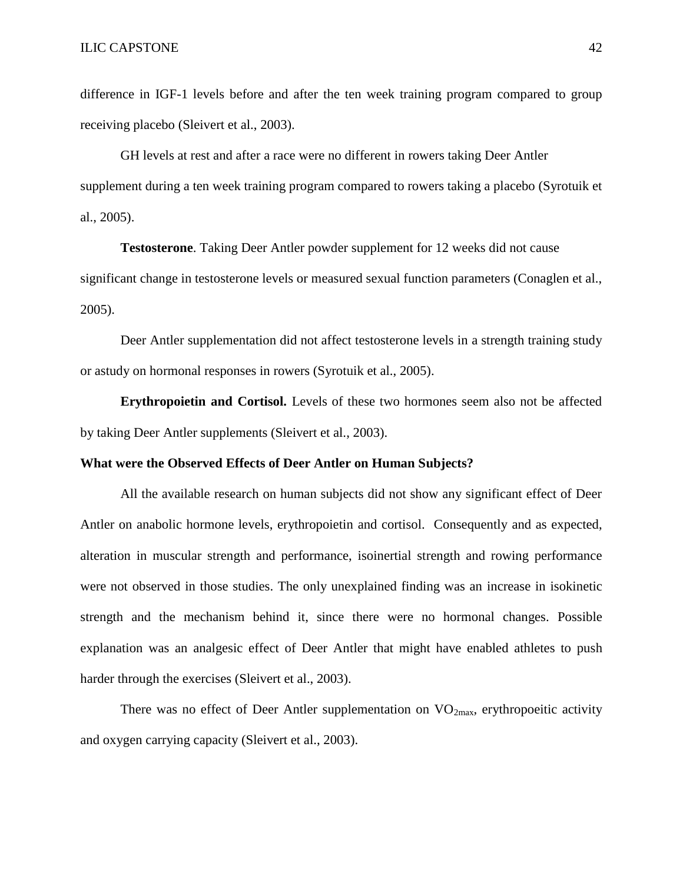difference in IGF-1 levels before and after the ten week training program compared to group receiving placebo (Sleivert et al., 2003).

GH levels at rest and after a race were no different in rowers taking Deer Antler supplement during a ten week training program compared to rowers taking a placebo (Syrotuik et al., 2005).

**Testosterone**. Taking Deer Antler powder supplement for 12 weeks did not cause significant change in testosterone levels or measured sexual function parameters (Conaglen et al., 2005).

Deer Antler supplementation did not affect testosterone levels in a strength training study or astudy on hormonal responses in rowers (Syrotuik et al., 2005).

**Erythropoietin and Cortisol.** Levels of these two hormones seem also not be affected by taking Deer Antler supplements (Sleivert et al., 2003).

**What were the Observed Effects of Deer Antler on Human Subjects?**

All the available research on human subjects did not show any significant effect of Deer Antler on anabolic hormone levels, erythropoietin and cortisol. Consequently and as expected, alteration in muscular strength and performance, isoinertial strength and rowing performance were not observed in those studies. The only unexplained finding was an increase in isokinetic strength and the mechanism behind it, since there were no hormonal changes. Possible explanation was an analgesic effect of Deer Antler that might have enabled athletes to push harder through the exercises (Sleivert et al., 2003).

There was no effect of Deer Antler supplementation on $VO_{2max}$, erythropoeitic activity and oxygen carrying capacity (Sleivert et al., 2003).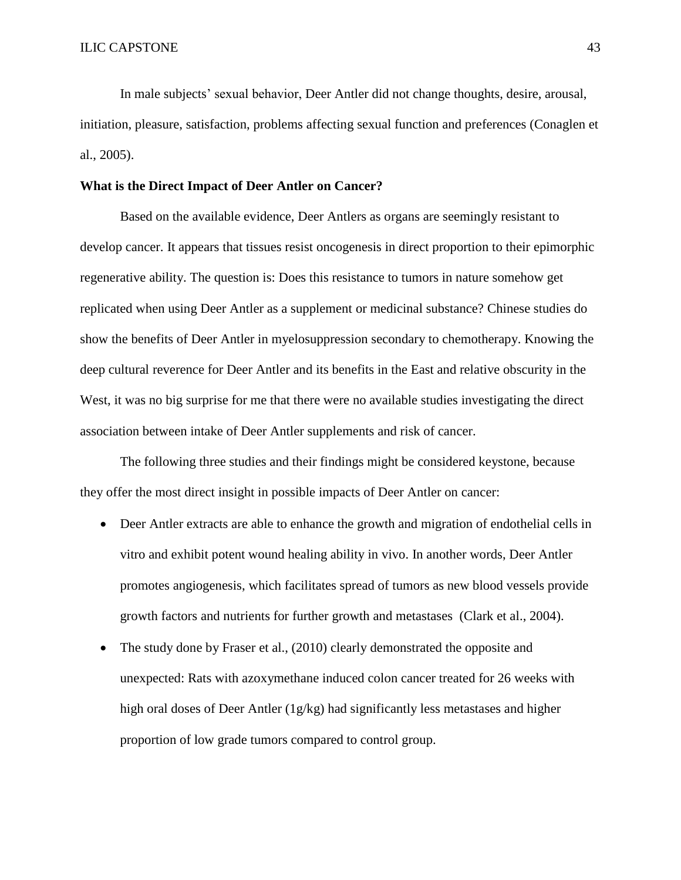In male subjects' sexual behavior, Deer Antler did not change thoughts, desire, arousal, initiation, pleasure, satisfaction, problems affecting sexual function and preferences (Conaglen et al., 2005).

**What is the Direct Impact of Deer Antler on Cancer?**

Based on the available evidence, Deer Antlers as organs are seemingly resistant to develop cancer. It appears that tissues resist oncogenesis in direct proportion to their epimorphic regenerative ability. The question is: Does this resistance to tumors in nature somehow get replicated when using Deer Antler as a supplement or medicinal substance? Chinese studies do show the benefits of Deer Antler in myelosuppression secondary to chemotherapy. Knowing the deep cultural reverence for Deer Antler and its benefits in the East and relative obscurity in the West, it was no big surprise for me that there were no available studies investigating the direct association between intake of Deer Antler supplements and risk of cancer.

The following three studies and their findings might be considered keystone, because they offer the most direct insight in possible impacts of Deer Antler on cancer:

- Deer Antler extracts are able to enhance the growth and migration of endothelial cells in vitro and exhibit potent wound healing ability in vivo. In another words, Deer Antler promotes angiogenesis, which facilitates spread of tumors as new blood vessels provide growth factors and nutrients for further growth and metastases (Clark et al., 2004).
- The study done by Fraser et al., (2010) clearly demonstrated the opposite and unexpected: Rats with azoxymethane induced colon cancer treated for 26 weeks with high oral doses of Deer Antler (1g/kg) had significantly less metastases and higher proportion of low grade tumors compared to control group.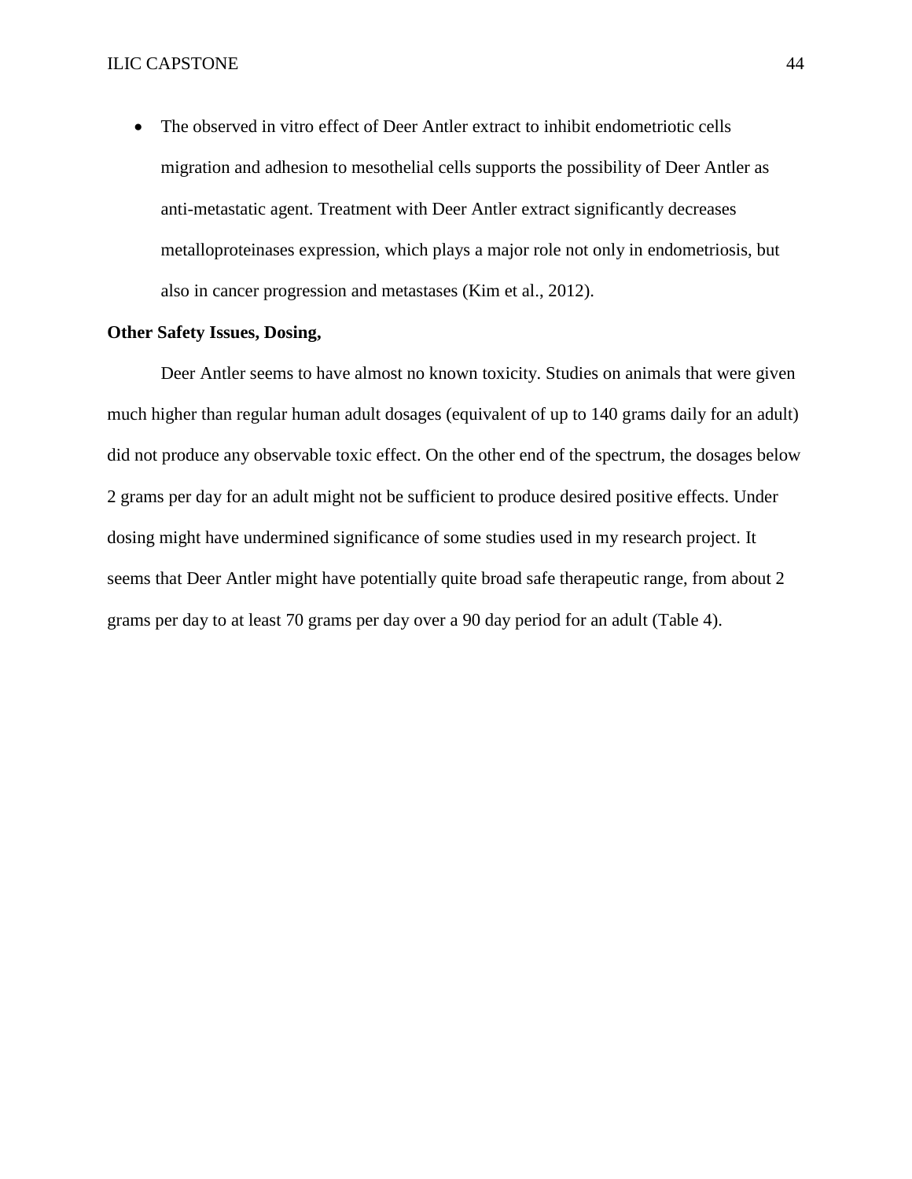- The observed in vitro effect of Deer Antler extract to inhibit endometriotic cells migration and adhesion to mesothelial cells supports the possibility of Deer Antler as anti-metastatic agent. Treatment with Deer Antler extract significantly decreases metalloproteinases expression, which plays a major role not only in endometriosis, but also in cancer progression and metastases (Kim et al., 2012).

**Other Safety Issues, Dosing,**

Deer Antler seems to have almost no known toxicity. Studies on animals that were given much higher than regular human adult dosages (equivalent of up to 140 grams daily for an adult) did not produce any observable toxic effect. On the other end of the spectrum, the dosages below 2 grams per day for an adult might not be sufficient to produce desired positive effects. Under dosing might have undermined significance of some studies used in my research project. It seems that Deer Antler might have potentially quite broad safe therapeutic range, from about 2 grams per day to at least 70 grams per day over a 90 day period for an adult (Table 4).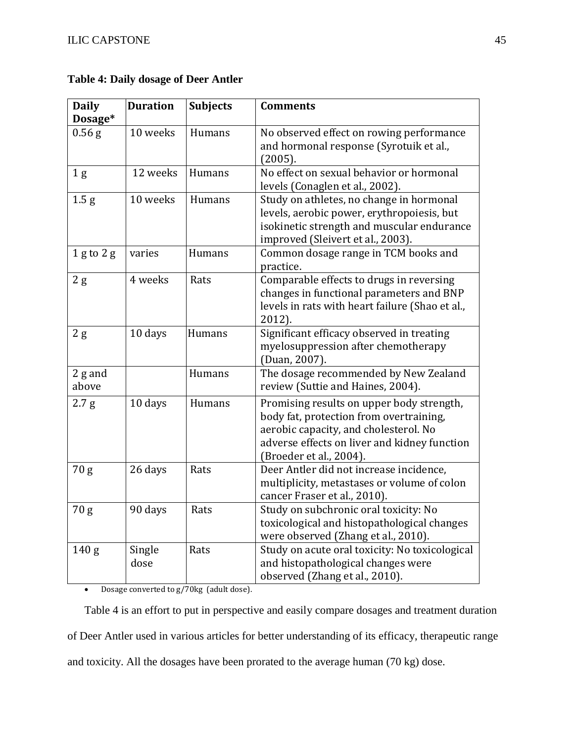**Table 4: Daily dosage of Deer Antler**

| Daily Dosage* | Duration | Subjects | Comments |
|---|---|---|---|
| 0.56 g | 10 weeks | Humans | No observed effect on rowing performance and hormonal response (Syrotuik et al., (2005). |
| 1 g | 12 weeks | Humans | No effect on sexual behavior or hormonal levels (Conaglen et al., 2002). |
| 1.5 g | 10 weeks | Humans | Study on athletes, no change in hormonal levels, aerobic power, erythropoiesis, but isokinetic strength and muscular endurance improved (Sleivert et al., 2003). |
| 1 g to 2 g | varies | Humans | Common dosage range in TCM books and practice. |
| 2 g | 4 weeks | Rats | Comparable effects to drugs in reversing changes in functional parameters and BNP levels in rats with heart failure (Shao et al., 2012). |
| 2 g | 10 days | Humans | Significant efficacy observed in treating myelosuppression after chemotherapy (Duan, 2007). |
| 2 g and above | | Humans | The dosage recommended by New Zealand review (Suttie and Haines, 2004). |
| 2.7 g | 10 days | Humans | Promising results on upper body strength, body fat, protection from overtraining, aerobic capacity, and cholesterol. No adverse effects on liver and kidney function (Broeder et al., 2004). |
| 70 g | 26 days | Rats | Deer Antler did not increase incidence, multiplicity, metastases or volume of colon cancer Fraser et al., 2010). |
| 70 g | 90 days | Rats | Study on subchronic oral toxicity: No toxicological and histopathological changes were observed (Zhang et al., 2010). |
| 140 g | Single dose | Rats | Study on acute oral toxicity: No toxicological and histopathological changes were observed (Zhang et al., 2010). |

- Dosage converted to g/70kg (adult dose).

Table 4 is an effort to put in perspective and easily compare dosages and treatment duration of Deer Antler used in various articles for better understanding of its efficacy, therapeutic range and toxicity. All the dosages have been prorated to the average human (70 kg) dose.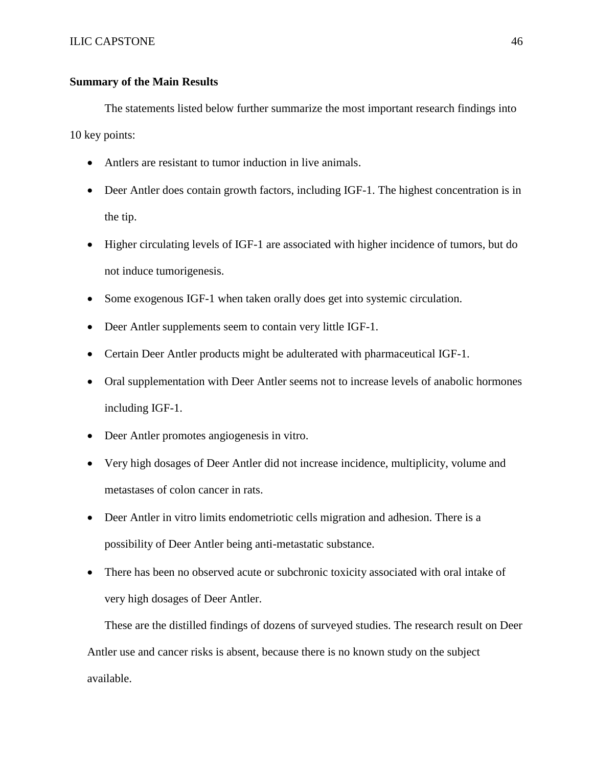**Summary of the Main Results**

The statements listed below further summarize the most important research findings into 10 key points:

- Antlers are resistant to tumor induction in live animals.
- Deer Antler does contain growth factors, including IGF-1. The highest concentration is in the tip.
- Higher circulating levels of IGF-1 are associated with higher incidence of tumors, but do not induce tumorigenesis.
- Some exogenous IGF-1 when taken orally does get into systemic circulation.
- Deer Antler supplements seem to contain very little IGF-1.
- Certain Deer Antler products might be adulterated with pharmaceutical IGF-1.
- Oral supplementation with Deer Antler seems not to increase levels of anabolic hormones including IGF-1.
- Deer Antler promotes angiogenesis in vitro.
- Very high dosages of Deer Antler did not increase incidence, multiplicity, volume and metastases of colon cancer in rats.
- Deer Antler in vitro limits endometriotic cells migration and adhesion. There is a possibility of Deer Antler being anti-metastatic substance.
- There has been no observed acute or subchronic toxicity associated with oral intake of very high dosages of Deer Antler.

These are the distilled findings of dozens of surveyed studies. The research result on Deer Antler use and cancer risks is absent, because there is no known study on the subject available.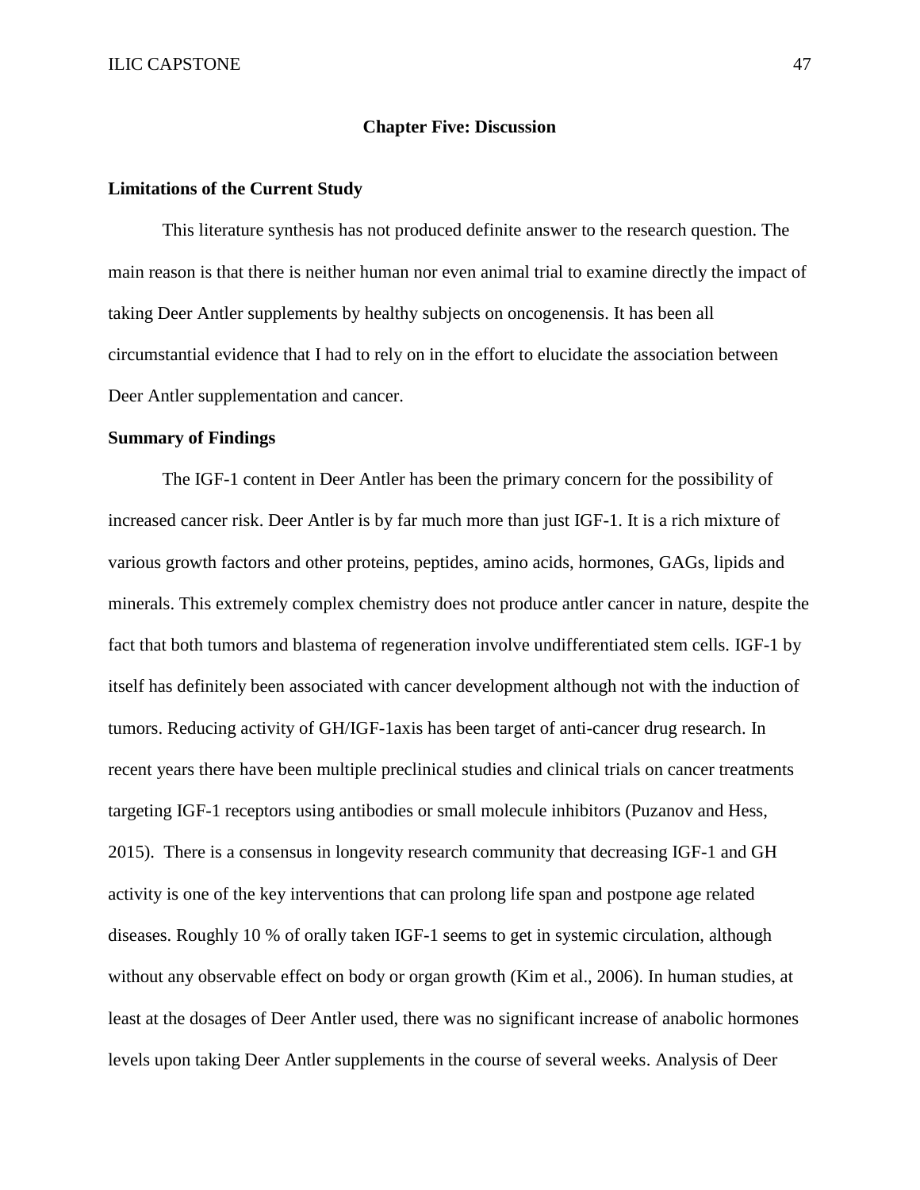# Chapter Five: Discussion

## Limitations of the Current Study

This literature synthesis has not produced definite answer to the research question. The main reason is that there is neither human nor even animal trial to examine directly the impact of taking Deer Antler supplements by healthy subjects on oncogenensis. It has been all circumstantial evidence that I had to rely on in the effort to elucidate the association between Deer Antler supplementation and cancer.

## Summary of Findings

The IGF-1 content in Deer Antler has been the primary concern for the possibility of increased cancer risk. Deer Antler is by far much more than just IGF-1. It is a rich mixture of various growth factors and other proteins, peptides, amino acids, hormones, GAGs, lipids and minerals. This extremely complex chemistry does not produce antler cancer in nature, despite the fact that both tumors and blastema of regeneration involve undifferentiated stem cells. IGF-1 by itself has definitely been associated with cancer development although not with the induction of tumors. Reducing activity of GH/IGF-1axis has been target of anti-cancer drug research. In recent years there have been multiple preclinical studies and clinical trials on cancer treatments targeting IGF-1 receptors using antibodies or small molecule inhibitors (Puzanov and Hess, 2015). There is a consensus in longevity research community that decreasing IGF-1 and GH activity is one of the key interventions that can prolong life span and postpone age related diseases. Roughly 10 % of orally taken IGF-1 seems to get in systemic circulation, although without any observable effect on body or organ growth (Kim et al., 2006). In human studies, at least at the dosages of Deer Antler used, there was no significant increase of anabolic hormones levels upon taking Deer Antler supplements in the course of several weeks. Analysis of Deer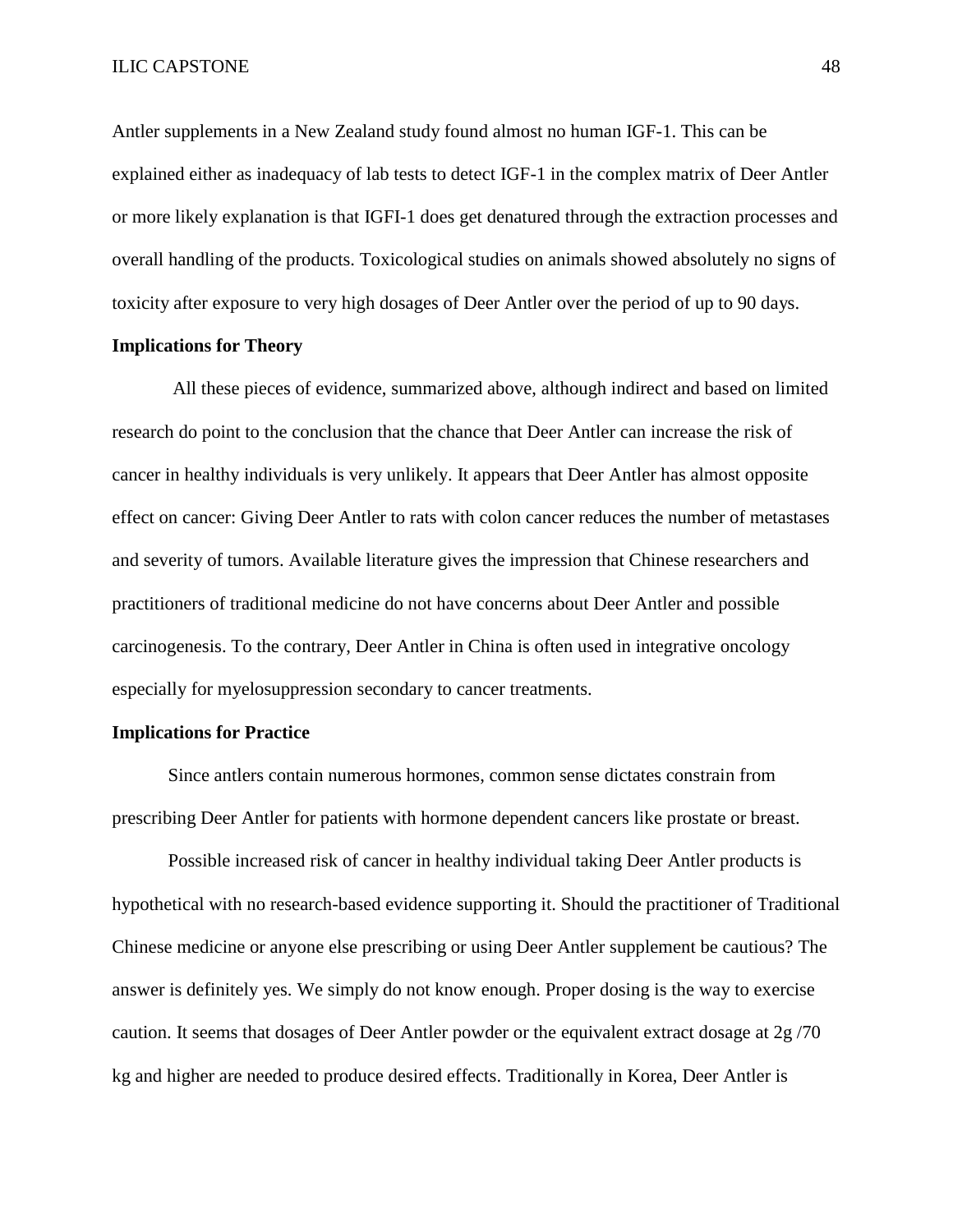Antler supplements in a New Zealand study found almost no human IGF-1. This can be explained either as inadequacy of lab tests to detect IGF-1 in the complex matrix of Deer Antler or more likely explanation is that IGFI-1 does get denatured through the extraction processes and overall handling of the products. Toxicological studies on animals showed absolutely no signs of toxicity after exposure to very high dosages of Deer Antler over the period of up to 90 days.

**Implications for Theory**

All these pieces of evidence, summarized above, although indirect and based on limited research do point to the conclusion that the chance that Deer Antler can increase the risk of cancer in healthy individuals is very unlikely. It appears that Deer Antler has almost opposite effect on cancer: Giving Deer Antler to rats with colon cancer reduces the number of metastases and severity of tumors. Available literature gives the impression that Chinese researchers and practitioners of traditional medicine do not have concerns about Deer Antler and possible carcinogenesis. To the contrary, Deer Antler in China is often used in integrative oncology especially for myelosuppression secondary to cancer treatments.

**Implications for Practice**

Since antlers contain numerous hormones, common sense dictates constrain from prescribing Deer Antler for patients with hormone dependent cancers like prostate or breast.

Possible increased risk of cancer in healthy individual taking Deer Antler products is hypothetical with no research-based evidence supporting it. Should the practitioner of Traditional Chinese medicine or anyone else prescribing or using Deer Antler supplement be cautious? The answer is definitely yes. We simply do not know enough. Proper dosing is the way to exercise caution. It seems that dosages of Deer Antler powder or the equivalent extract dosage at 2g /70 kg and higher are needed to produce desired effects. Traditionally in Korea, Deer Antler is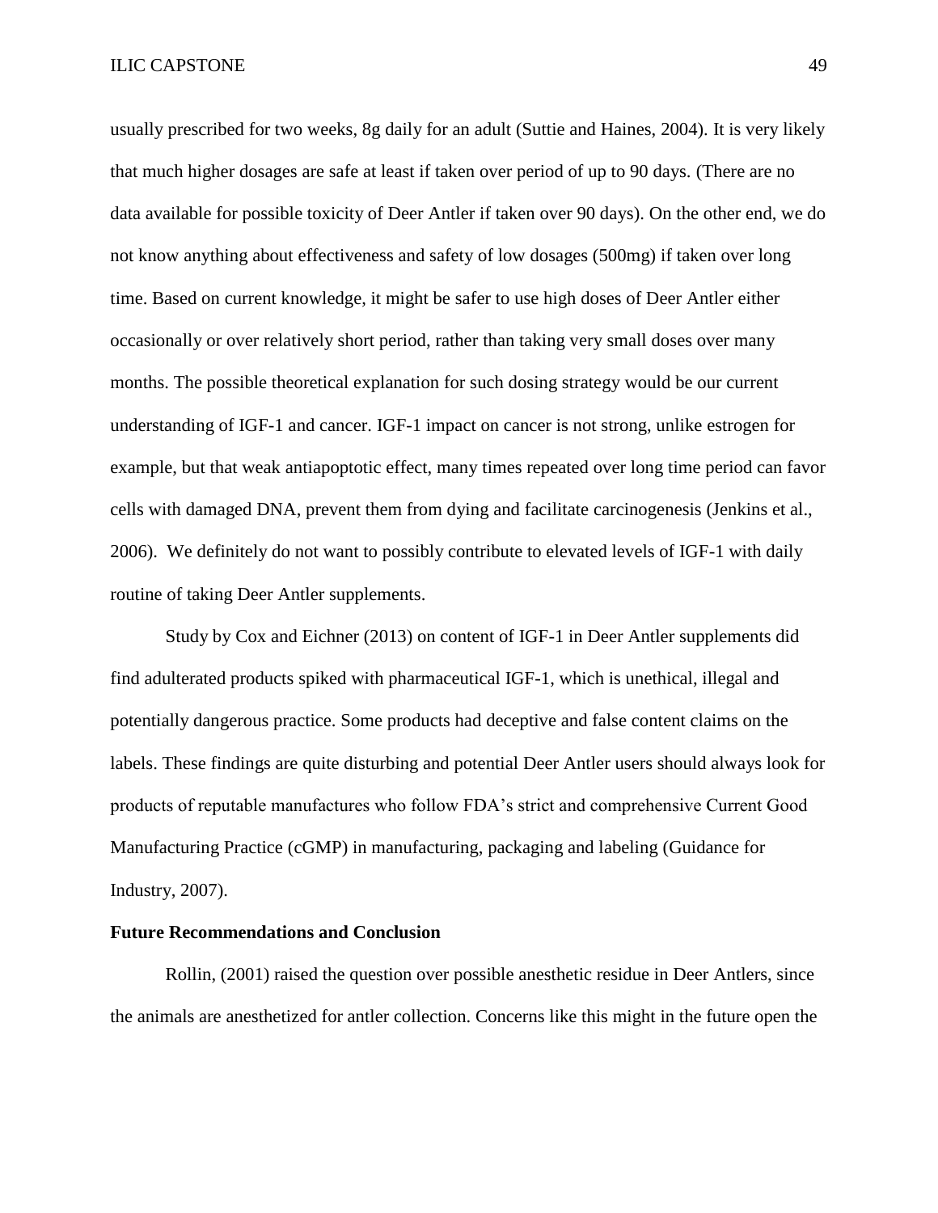usually prescribed for two weeks, 8g daily for an adult (Suttie and Haines, 2004). It is very likely that much higher dosages are safe at least if taken over period of up to 90 days. (There are no data available for possible toxicity of Deer Antler if taken over 90 days). On the other end, we do not know anything about effectiveness and safety of low dosages (500mg) if taken over long time. Based on current knowledge, it might be safer to use high doses of Deer Antler either occasionally or over relatively short period, rather than taking very small doses over many months. The possible theoretical explanation for such dosing strategy would be our current understanding of IGF-1 and cancer. IGF-1 impact on cancer is not strong, unlike estrogen for example, but that weak antiapoptotic effect, many times repeated over long time period can favor cells with damaged DNA, prevent them from dying and facilitate carcinogenesis (Jenkins et al., 2006). We definitely do not want to possibly contribute to elevated levels of IGF-1 with daily routine of taking Deer Antler supplements.

Study by Cox and Eichner (2013) on content of IGF-1 in Deer Antler supplements did find adulterated products spiked with pharmaceutical IGF-1, which is unethical, illegal and potentially dangerous practice. Some products had deceptive and false content claims on the labels. These findings are quite disturbing and potential Deer Antler users should always look for products of reputable manufactures who follow FDA's strict and comprehensive Current Good Manufacturing Practice (cGMP) in manufacturing, packaging and labeling (Guidance for Industry, 2007).

**Future Recommendations and Conclusion**

Rollin, (2001) raised the question over possible anesthetic residue in Deer Antlers, since the animals are anesthetized for antler collection. Concerns like this might in the future open the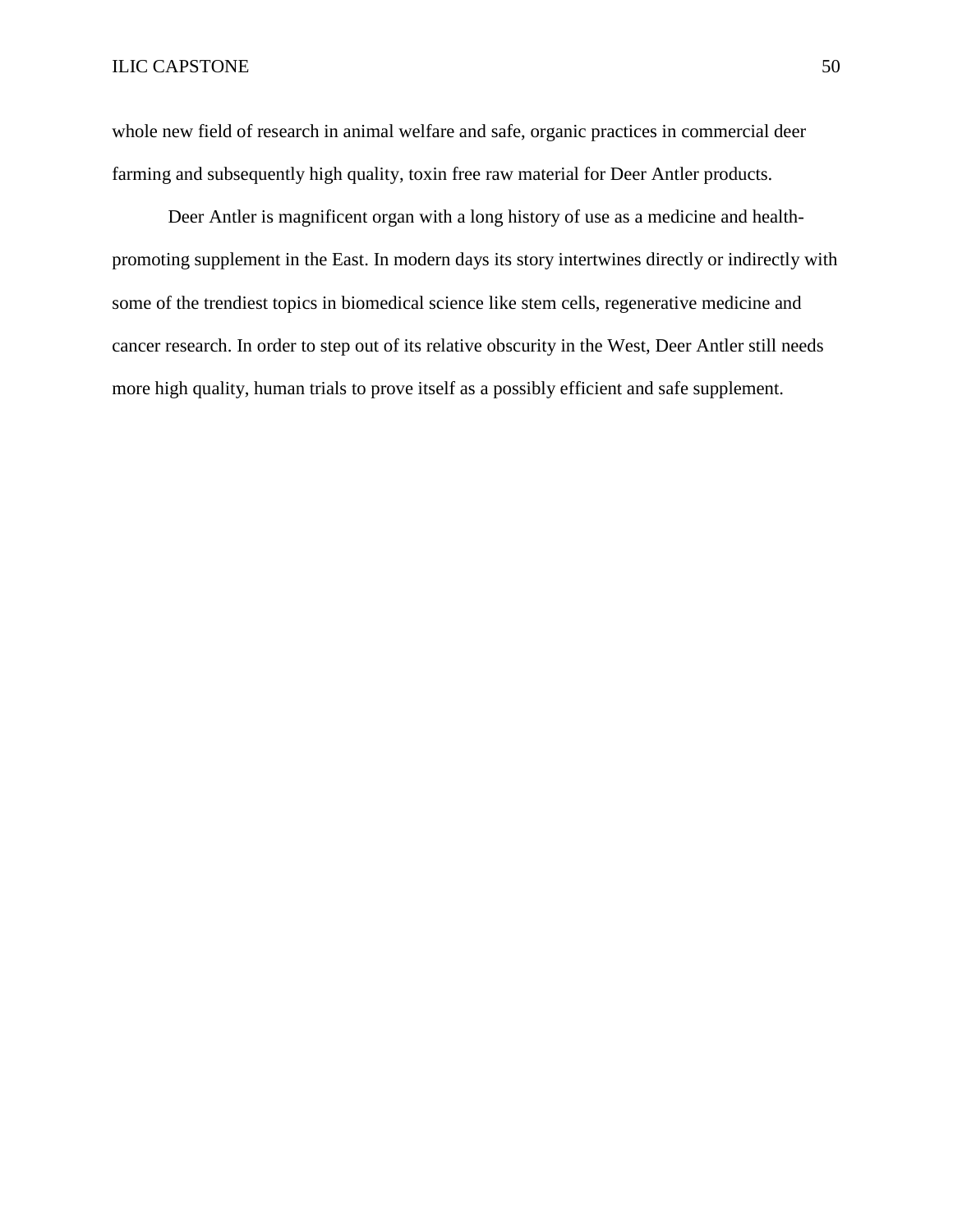whole new field of research in animal welfare and safe, organic practices in commercial deer farming and subsequently high quality, toxin free raw material for Deer Antler products.

Deer Antler is magnificent organ with a long history of use as a medicine and health-promoting supplement in the East. In modern days its story intertwines directly or indirectly with some of the trendiest topics in biomedical science like stem cells, regenerative medicine and cancer research. In order to step out of its relative obscurity in the West, Deer Antler still needs more high quality, human trials to prove itself as a possibly efficient and safe supplement.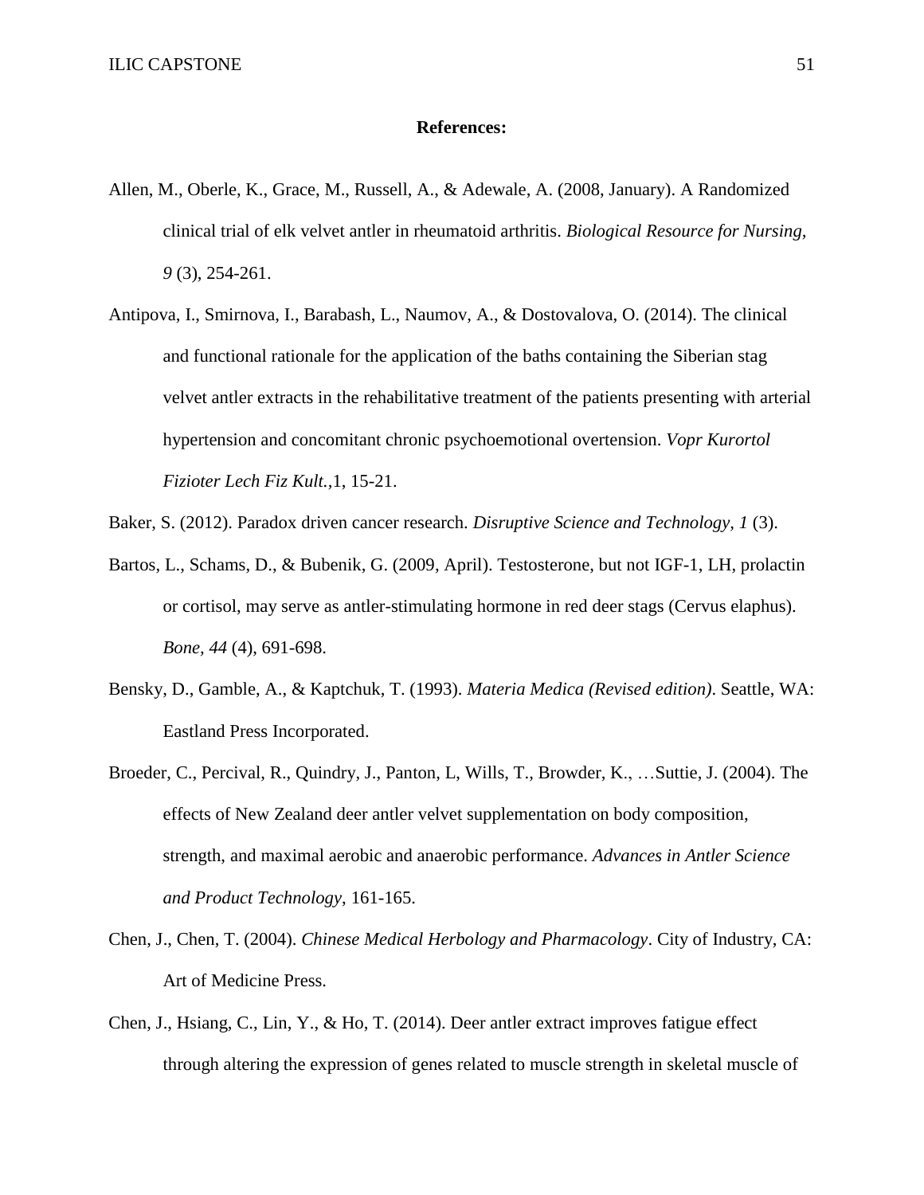**References:**

Allen, M., Oberle, K., Grace, M., Russell, A., & Adewale, A. (2008, January). A Randomized clinical trial of elk velvet antler in rheumatoid arthritis. *Biological Resource for Nursing, 9* (3), 254-261.

Antipova, I., Smirnova, I., Barabash, L., Naumov, A., & Dostovalova, O. (2014). The clinical and functional rationale for the application of the baths containing the Siberian stag velvet antler extracts in the rehabilitative treatment of the patients presenting with arterial hypertension and concomitant chronic psychoemotional overtension. *Vopr Kurortol Fizioter Lech Fiz Kult.*,1, 15-21.

Baker, S. (2012). Paradox driven cancer research. *Disruptive Science and Technology, 1* (3).

Bartos, L., Schams, D., & Bubenik, G. (2009, April). Testosterone, but not IGF-1, LH, prolactin or cortisol, may serve as antler-stimulating hormone in red deer stags (Cervus elaphus). *Bone, 44* (4), 691-698.

Bensky, D., Gamble, A., & Kaptchuk, T. (1993). *Materia Medica (Revised edition)*. Seattle, WA: Eastland Press Incorporated.

Broeder, C., Percival, R., Quindry, J., Panton, L, Wills, T., Browder, K., …Suttie, J. (2004). The effects of New Zealand deer antler velvet supplementation on body composition, strength, and maximal aerobic and anaerobic performance. *Advances in Antler Science and Product Technology*, 161-165.

Chen, J., Chen, T. (2004). *Chinese Medical Herbology and Pharmacology*. City of Industry, CA: Art of Medicine Press.

Chen, J., Hsiang, C., Lin, Y., & Ho, T. (2014). Deer antler extract improves fatigue effect through altering the expression of genes related to muscle strength in skeletal muscle of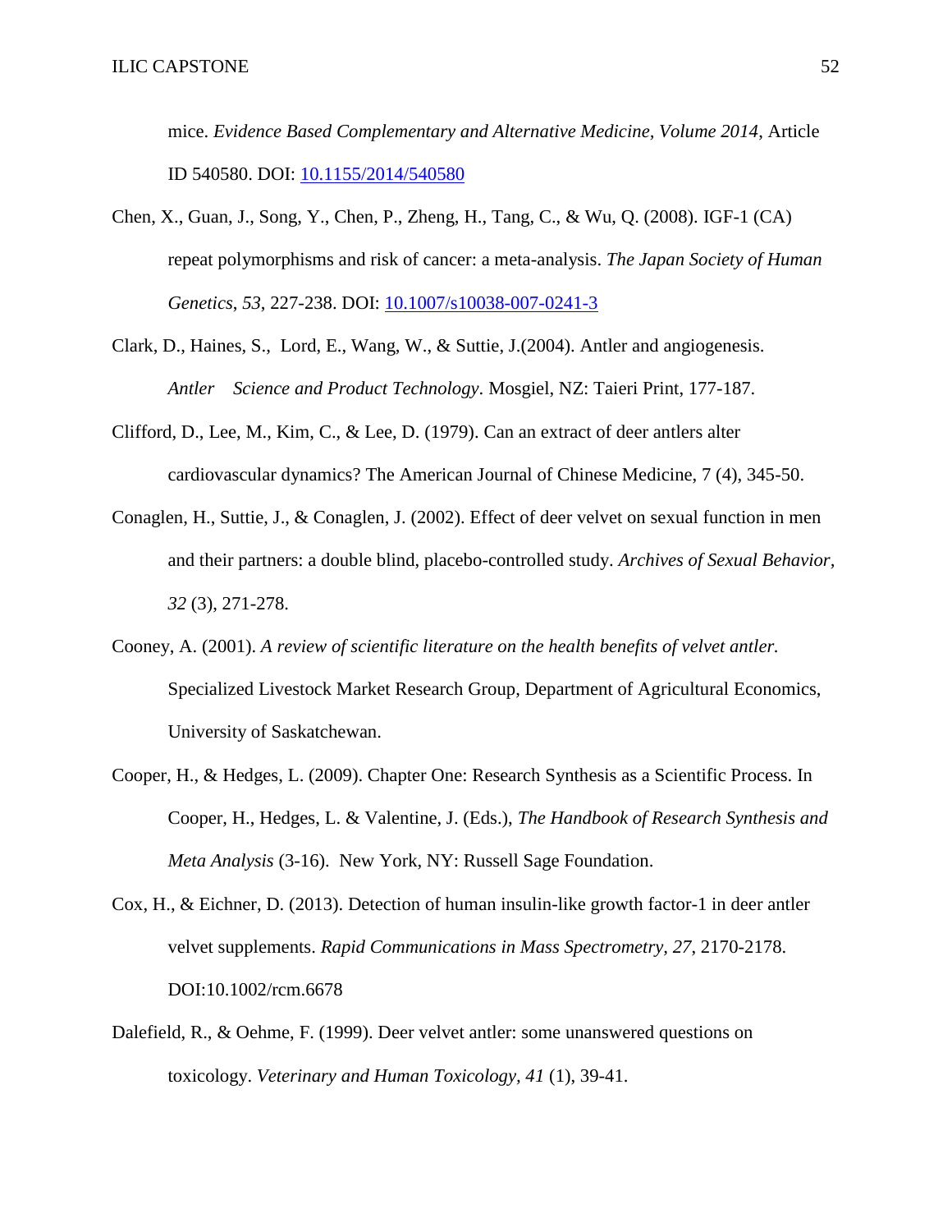mice. *Evidence Based Complementary and Alternative Medicine, Volume 2014,* Article ID 540580. DOI: [10.1155/2014/540580](https://doi.org/10.1155/2014/540580)

Chen, X., Guan, J., Song, Y., Chen, P., Zheng, H., Tang, C., & Wu, Q. (2008). IGF-1 (CA) repeat polymorphisms and risk of cancer: a meta-analysis. *The Japan Society of Human Genetics*, *53*, 227-238. DOI: [10.1007/s10038-007-0241-3](https://doi.org/10.1007/s10038-007-0241-3)

Clark, D., Haines, S., Lord, E., Wang, W., & Suttie, J.(2004). Antler and angiogenesis. *Antler Science and Product Technology*. Mosgiel, NZ: Taieri Print, 177-187.

Clifford, D., Lee, M., Kim, C., & Lee, D. (1979). Can an extract of deer antlers alter cardiovascular dynamics? The American Journal of Chinese Medicine, 7 (4), 345-50.

Conaglen, H., Suttie, J., & Conaglen, J. (2002). Effect of deer velvet on sexual function in men and their partners: a double blind, placebo-controlled study. *Archives of Sexual Behavior*, *32* (3), 271-278.

Cooney, A. (2001). *A review of scientific literature on the health benefits of velvet antler.* Specialized Livestock Market Research Group, Department of Agricultural Economics, University of Saskatchewan.

Cooper, H., & Hedges, L. (2009). Chapter One: Research Synthesis as a Scientific Process. In Cooper, H., Hedges, L. & Valentine, J. (Eds.), *The Handbook of Research Synthesis and Meta Analysis* (3-16). New York, NY: Russell Sage Foundation.

Cox, H., & Eichner, D. (2013). Detection of human insulin-like growth factor-1 in deer antler velvet supplements. *Rapid Communications in Mass Spectrometry, 27*, 2170-2178. DOI:10.1002/rcm.6678

Dalefield, R., & Oehme, F. (1999). Deer velvet antler: some unanswered questions on toxicology. *Veterinary and Human Toxicology, 41* (1), 39-41.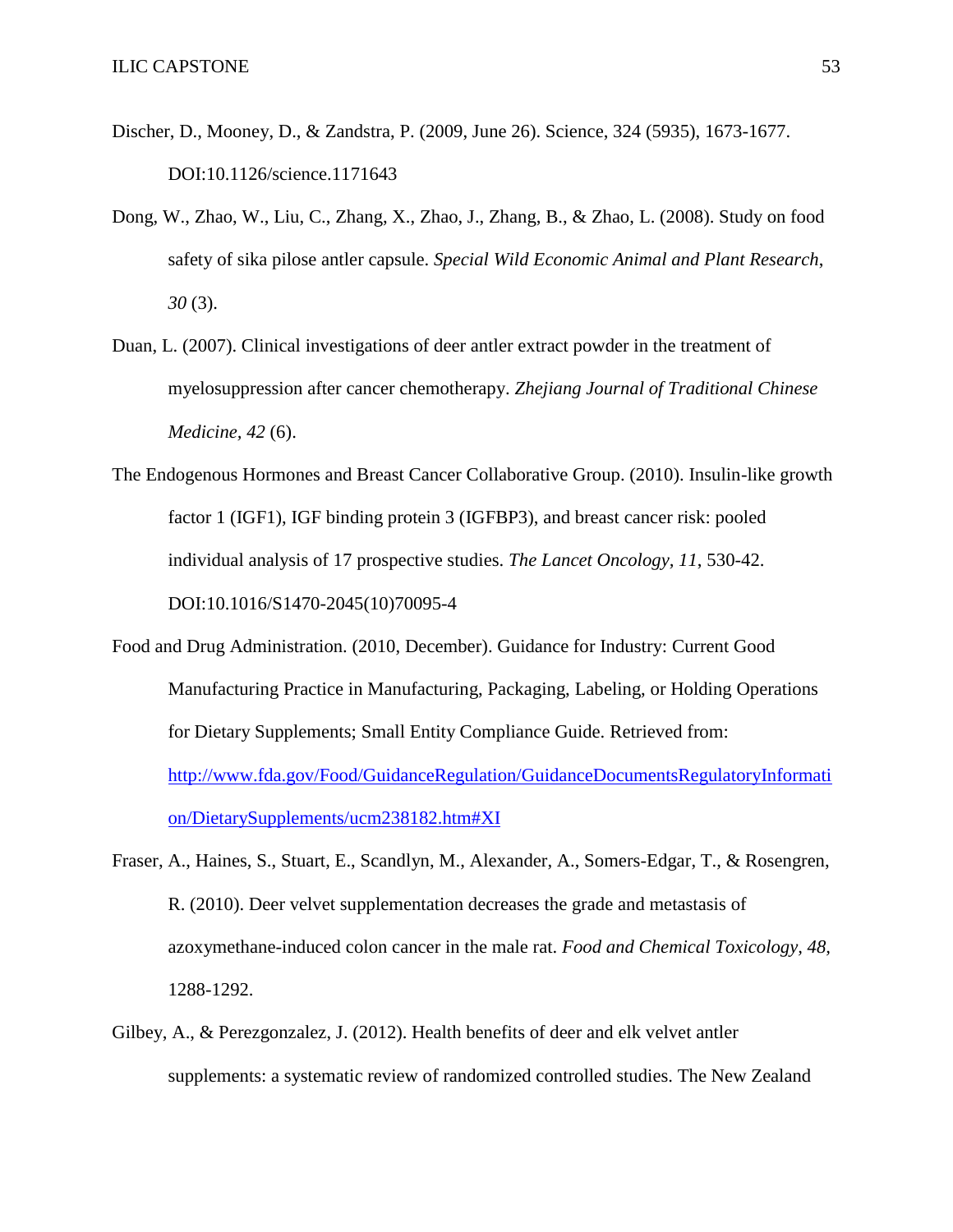Discher, D., Mooney, D., & Zandstra, P. (2009, June 26). Science, 324 (5935), 1673-1677. DOI:10.1126/science.1171643

Dong, W., Zhao, W., Liu, C., Zhang, X., Zhao, J., Zhang, B., & Zhao, L. (2008). Study on food safety of sika pilose antler capsule. *Special Wild Economic Animal and Plant Research*, *30* (3).

Duan, L. (2007). Clinical investigations of deer antler extract powder in the treatment of myelosuppression after cancer chemotherapy. *Zhejiang Journal of Traditional Chinese Medicine*, *42* (6).

The Endogenous Hormones and Breast Cancer Collaborative Group. (2010). Insulin-like growth factor 1 (IGF1), IGF binding protein 3 (IGFBP3), and breast cancer risk: pooled individual analysis of 17 prospective studies. *The Lancet Oncology*, *11*, 530-42. DOI:10.1016/S1470-2045(10)70095-4

Food and Drug Administration. (2010, December). Guidance for Industry: Current Good Manufacturing Practice in Manufacturing, Packaging, Labeling, or Holding Operations for Dietary Supplements; Small Entity Compliance Guide. Retrieved from: [http://www.fda.gov/Food/GuidanceRegulation/GuidanceDocumentsRegulatoryInformation/DietarySupplements/ucm238182.htm#XI](http://www.fda.gov/Food/GuidanceRegulation/GuidanceDocumentsRegulatoryInformation/DietarySupplements/ucm238182.htm#XI)

Fraser, A., Haines, S., Stuart, E., Scandlyn, M., Alexander, A., Somers-Edgar, T., & Rosengren, R. (2010). Deer velvet supplementation decreases the grade and metastasis of azoxymethane-induced colon cancer in the male rat. *Food and Chemical Toxicology*, *48*, 1288-1292.

Gilbey, A., & Perezgonzalez, J. (2012). Health benefits of deer and elk velvet antler supplements: a systematic review of randomized controlled studies. The New Zealand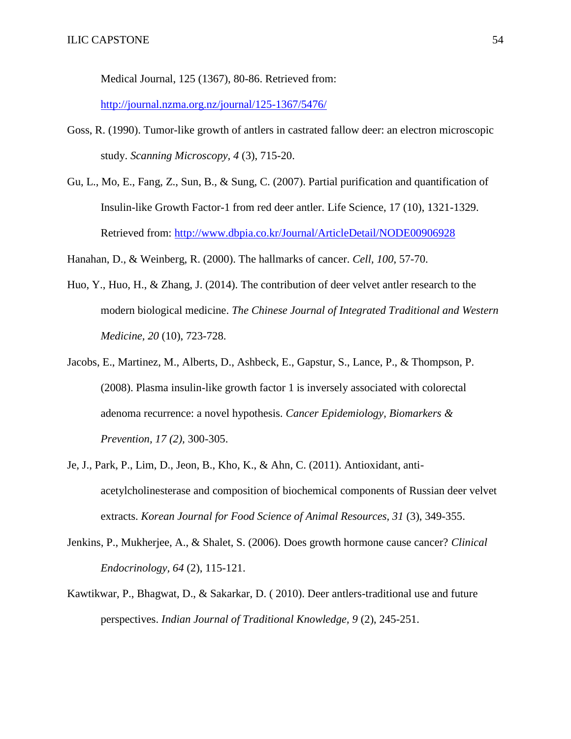Medical Journal, 125 (1367), 80-86. Retrieved from: http://journal.nzma.org.nz/journal/125-1367/5476/

Goss, R. (1990). Tumor-like growth of antlers in castrated fallow deer: an electron microscopic study. *Scanning Microscopy, 4* (3), 715-20.

Gu, L., Mo, E., Fang, Z., Sun, B., & Sung, C. (2007). Partial purification and quantification of Insulin-like Growth Factor-1 from red deer antler. Life Science, 17 (10), 1321-1329. Retrieved from: http://www.dbpia.co.kr/Journal/ArticleDetail/NODE00906928

Hanahan, D., & Weinberg, R. (2000). The hallmarks of cancer. *Cell, 100*, 57-70.

Huo, Y., Huo, H., & Zhang, J. (2014). The contribution of deer velvet antler research to the modern biological medicine. *The Chinese Journal of Integrated Traditional and Western Medicine, 20* (10), 723-728.

Jacobs, E., Martinez, M., Alberts, D., Ashbeck, E., Gapstur, S., Lance, P., & Thompson, P. (2008). Plasma insulin-like growth factor 1 is inversely associated with colorectal adenoma recurrence: a novel hypothesis. *Cancer Epidemiology, Biomarkers & Prevention, 17 (2),* 300-305.

Je, J., Park, P., Lim, D., Jeon, B., Kho, K., & Ahn, C. (2011). Antioxidant, anti-acetylcholinesterase and composition of biochemical components of Russian deer velvet extracts. *Korean Journal for Food Science of Animal Resources, 31* (3), 349-355.

Jenkins, P., Mukherjee, A., & Shalet, S. (2006). Does growth hormone cause cancer? *Clinical Endocrinology, 64* (2), 115-121.

Kawtikwar, P., Bhagwat, D., & Sakarkar, D. ( 2010). Deer antlers-traditional use and future perspectives. *Indian Journal of Traditional Knowledge, 9* (2), 245-251.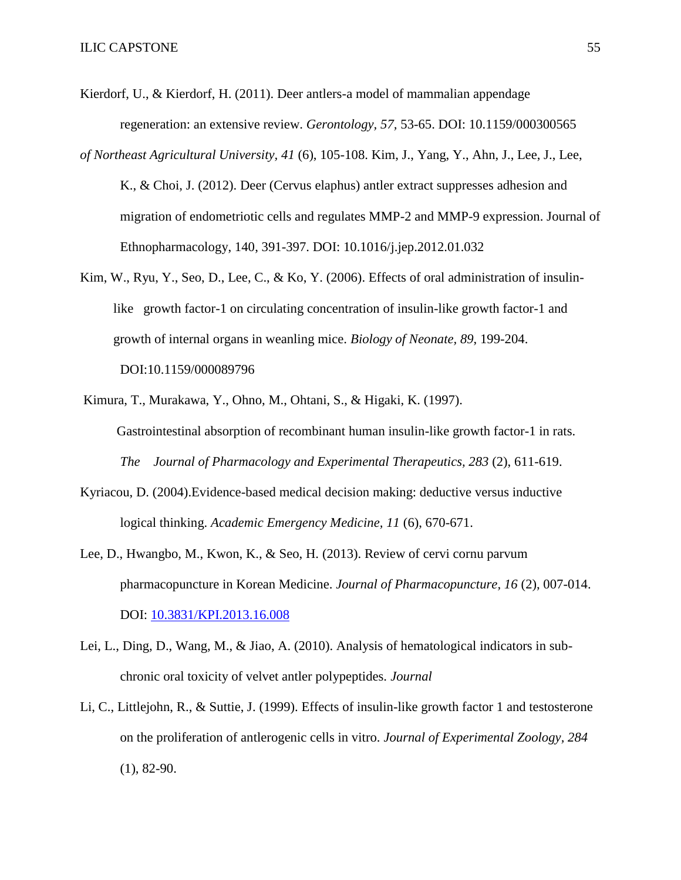Kierdorf, U., & Kierdorf, H. (2011). Deer antlers-a model of mammalian appendage regeneration: an extensive review. *Gerontology, 57,* 53-65. DOI: 10.1159/000300565

*of Northeast Agricultural University, 41* (6), 105-108. Kim, J., Yang, Y., Ahn, J., Lee, J., Lee, K., & Choi, J. (2012). Deer (Cervus elaphus) antler extract suppresses adhesion and migration of endometriotic cells and regulates MMP-2 and MMP-9 expression. Journal of Ethnopharmacology, 140, 391-397. DOI: 10.1016/j.jep.2012.01.032

Kim, W., Ryu, Y., Seo, D., Lee, C., & Ko, Y. (2006). Effects of oral administration of insulin-like growth factor-1 on circulating concentration of insulin-like growth factor-1 and growth of internal organs in weanling mice. *Biology of Neonate, 89,* 199-204. DOI:10.1159/000089796

Kimura, T., Murakawa, Y., Ohno, M., Ohtani, S., & Higaki, K. (1997). Gastrointestinal absorption of recombinant human insulin-like growth factor-1 in rats. *The Journal of Pharmacology and Experimental Therapeutics, 283* (2), 611-619.

Kyriacou, D. (2004).Evidence-based medical decision making: deductive versus inductive logical thinking. *Academic Emergency Medicine, 11* (6), 670-671.

Lee, D., Hwangbo, M., Kwon, K., & Seo, H. (2013). Review of cervi cornu parvum pharmacopuncture in Korean Medicine. *Journal of Pharmacopuncture, 16* (2), 007-014. DOI: [10.3831/KPI.2013.16.008](10.3831/KPI.2013.16.008)

Lei, L., Ding, D., Wang, M., & Jiao, A. (2010). Analysis of hematological indicators in sub-chronic oral toxicity of velvet antler polypeptides. *Journal*

Li, C., Littlejohn, R., & Suttie, J. (1999). Effects of insulin-like growth factor 1 and testosterone on the proliferation of antlerogenic cells in vitro. *Journal of Experimental Zoology, 284* (1), 82-90.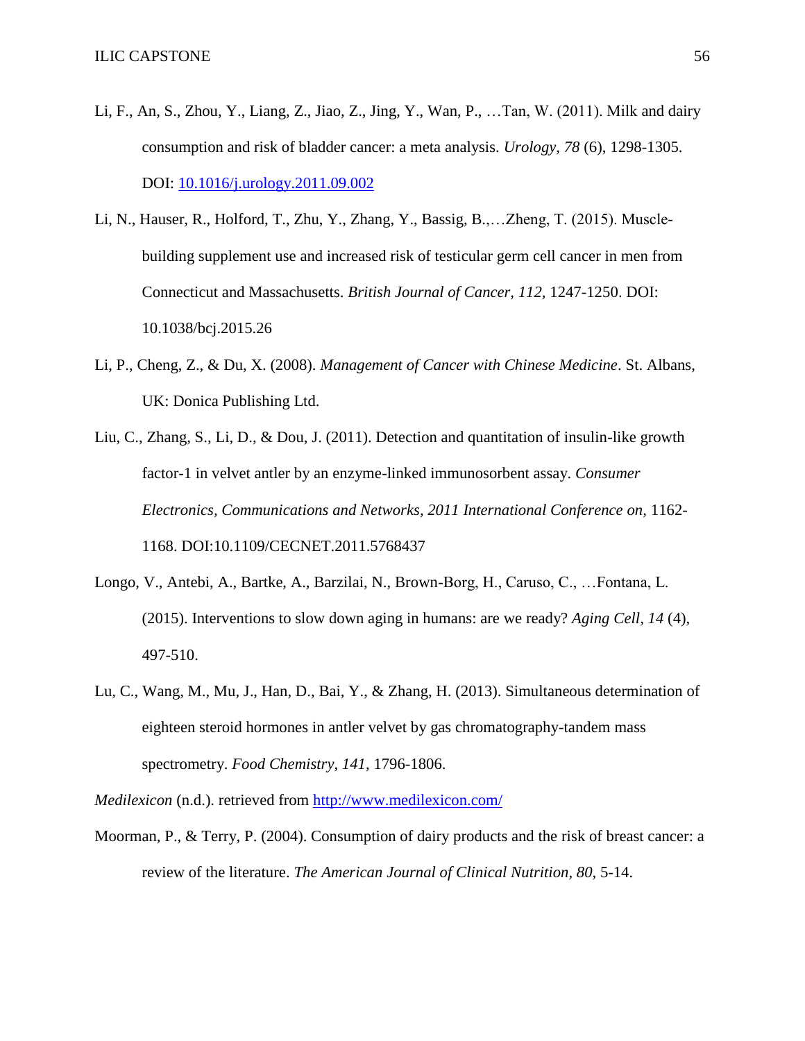Li, F., An, S., Zhou, Y., Liang, Z., Jiao, Z., Jing, Y., Wan, P., …Tan, W. (2011). Milk and dairy consumption and risk of bladder cancer: a meta analysis. *Urology, 78* (6), 1298-1305. DOI: [10.1016/j.urology.2011.09.002](10.1016/j.urology.2011.09.002)

Li, N., Hauser, R., Holford, T., Zhu, Y., Zhang, Y., Bassig, B.,…Zheng, T. (2015). Muscle-building supplement use and increased risk of testicular germ cell cancer in men from Connecticut and Massachusetts. *British Journal of Cancer, 112,* 1247-1250. DOI: 10.1038/bcj.2015.26

Li, P., Cheng, Z., & Du, X. (2008). *Management of Cancer with Chinese Medicine*. St. Albans, UK: Donica Publishing Ltd.

Liu, C., Zhang, S., Li, D., & Dou, J. (2011). Detection and quantitation of insulin-like growth factor-1 in velvet antler by an enzyme-linked immunosorbent assay. *Consumer Electronics, Communications and Networks, 2011 International Conference on,* 1162-1168. DOI:10.1109/CECNET.2011.5768437

Longo, V., Antebi, A., Bartke, A., Barzilai, N., Brown-Borg, H., Caruso, C., …Fontana, L. (2015). Interventions to slow down aging in humans: are we ready? *Aging Cell, 14* (4), 497-510.

Lu, C., Wang, M., Mu, J., Han, D., Bai, Y., & Zhang, H. (2013). Simultaneous determination of eighteen steroid hormones in antler velvet by gas chromatography-tandem mass spectrometry. *Food Chemistry, 141,* 1796-1806.

*Medilexicon* (n.d.). retrieved from [http://www.medilexicon.com/](http://www.medilexicon.com/)

Moorman, P., & Terry, P. (2004). Consumption of dairy products and the risk of breast cancer: a review of the literature. *The American Journal of Clinical Nutrition, 80,* 5-14.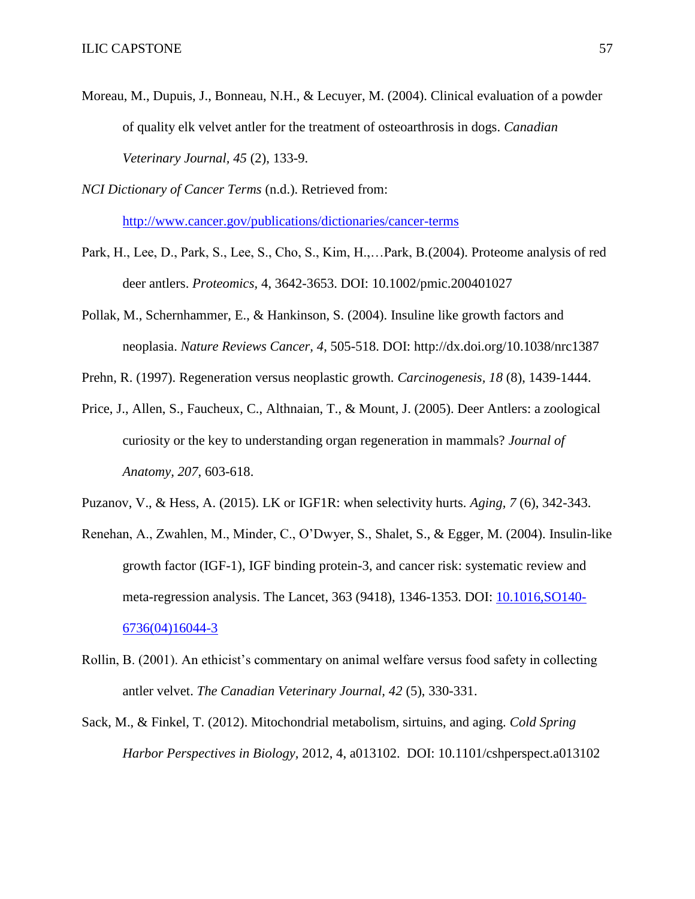Moreau, M., Dupuis, J., Bonneau, N.H., & Lecuyer, M. (2004). Clinical evaluation of a powder of quality elk velvet antler for the treatment of osteoarthrosis in dogs. *Canadian Veterinary Journal, 45* (2), 133-9.

*NCI Dictionary of Cancer Terms* (n.d.). Retrieved from: http://www.cancer.gov/publications/dictionaries/cancer-terms

Park, H., Lee, D., Park, S., Lee, S., Cho, S., Kim, H.,…Park, B.(2004). Proteome analysis of red deer antlers. *Proteomics,* 4, 3642-3653. DOI: 10.1002/pmic.200401027

Pollak, M., Schernhammer, E., & Hankinson, S. (2004). Insuline like growth factors and neoplasia. *Nature Reviews Cancer, 4*, 505-518. DOI: http://dx.doi.org/10.1038/nrc1387

Prehn, R. (1997). Regeneration versus neoplastic growth. *Carcinogenesis, 18* (8), 1439-1444.

Price, J., Allen, S., Faucheux, C., Althnaian, T., & Mount, J. (2005). Deer Antlers: a zoological curiosity or the key to understanding organ regeneration in mammals? *Journal of Anatomy, 207*, 603-618.

Puzanov, V., & Hess, A. (2015). LK or IGF1R: when selectivity hurts. *Aging, 7* (6), 342-343.

Renehan, A., Zwahlen, M., Minder, C., O'Dwyer, S., Shalet, S., & Egger, M. (2004). Insulin-like growth factor (IGF-1), IGF binding protein-3, and cancer risk: systematic review and meta-regression analysis. The Lancet, 363 (9418), 1346-1353. DOI: 10.1016,SO140-6736(04)16044-3

Rollin, B. (2001). An ethicist's commentary on animal welfare versus food safety in collecting antler velvet. *The Canadian Veterinary Journal, 42* (5), 330-331.

Sack, M., & Finkel, T. (2012). Mitochondrial metabolism, sirtuins, and aging. *Cold Spring Harbor Perspectives in Biology,* 2012, 4, a013102. DOI: 10.1101/cshperspect.a013102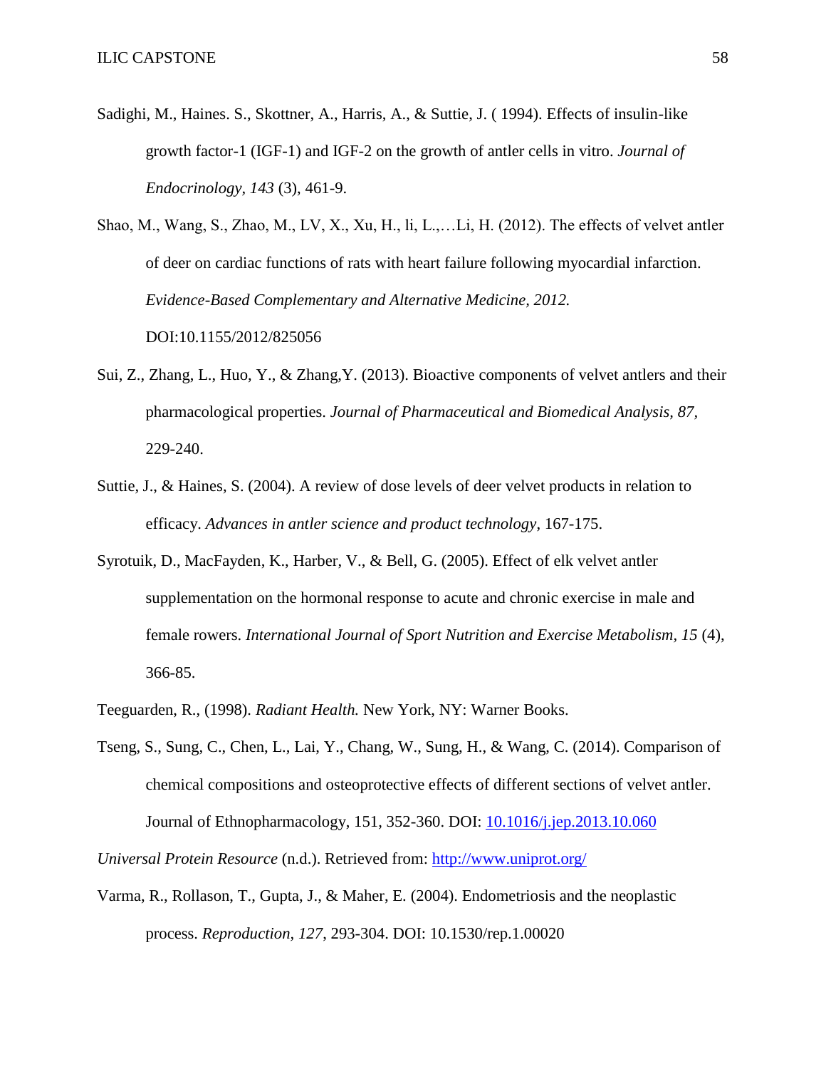Sadighi, M., Haines. S., Skottner, A., Harris, A., & Suttie, J. ( 1994). Effects of insulin-like growth factor-1 (IGF-1) and IGF-2 on the growth of antler cells in vitro. *Journal of Endocrinology, 143* (3), 461-9.

Shao, M., Wang, S., Zhao, M., LV, X., Xu, H., li, L.,…Li, H. (2012). The effects of velvet antler of deer on cardiac functions of rats with heart failure following myocardial infarction. *Evidence-Based Complementary and Alternative Medicine, 2012.* DOI:10.1155/2012/825056

Sui, Z., Zhang, L., Huo, Y., & Zhang,Y. (2013). Bioactive components of velvet antlers and their pharmacological properties. *Journal of Pharmaceutical and Biomedical Analysis, 87*, 229-240.

Suttie, J., & Haines, S. (2004). A review of dose levels of deer velvet products in relation to efficacy. *Advances in antler science and product technology*, 167-175.

Syrotuik, D., MacFayden, K., Harber, V., & Bell, G. (2005). Effect of elk velvet antler supplementation on the hormonal response to acute and chronic exercise in male and female rowers. *International Journal of Sport Nutrition and Exercise Metabolism, 15* (4), 366-85.

Teeguarden, R., (1998). *Radiant Health.* New York, NY: Warner Books.

Tseng, S., Sung, C., Chen, L., Lai, Y., Chang, W., Sung, H., & Wang, C. (2014). Comparison of chemical compositions and osteoprotective effects of different sections of velvet antler. Journal of Ethnopharmacology, 151, 352-360. DOI: [10.1016/j.jep.2013.10.060](10.1016/j.jep.2013.10.060)

*Universal Protein Resource* (n.d.). Retrieved from: [http://www.uniprot.org/](http://www.uniprot.org/)

Varma, R., Rollason, T., Gupta, J., & Maher, E. (2004). Endometriosis and the neoplastic process. *Reproduction, 127*, 293-304. DOI: 10.1530/rep.1.00020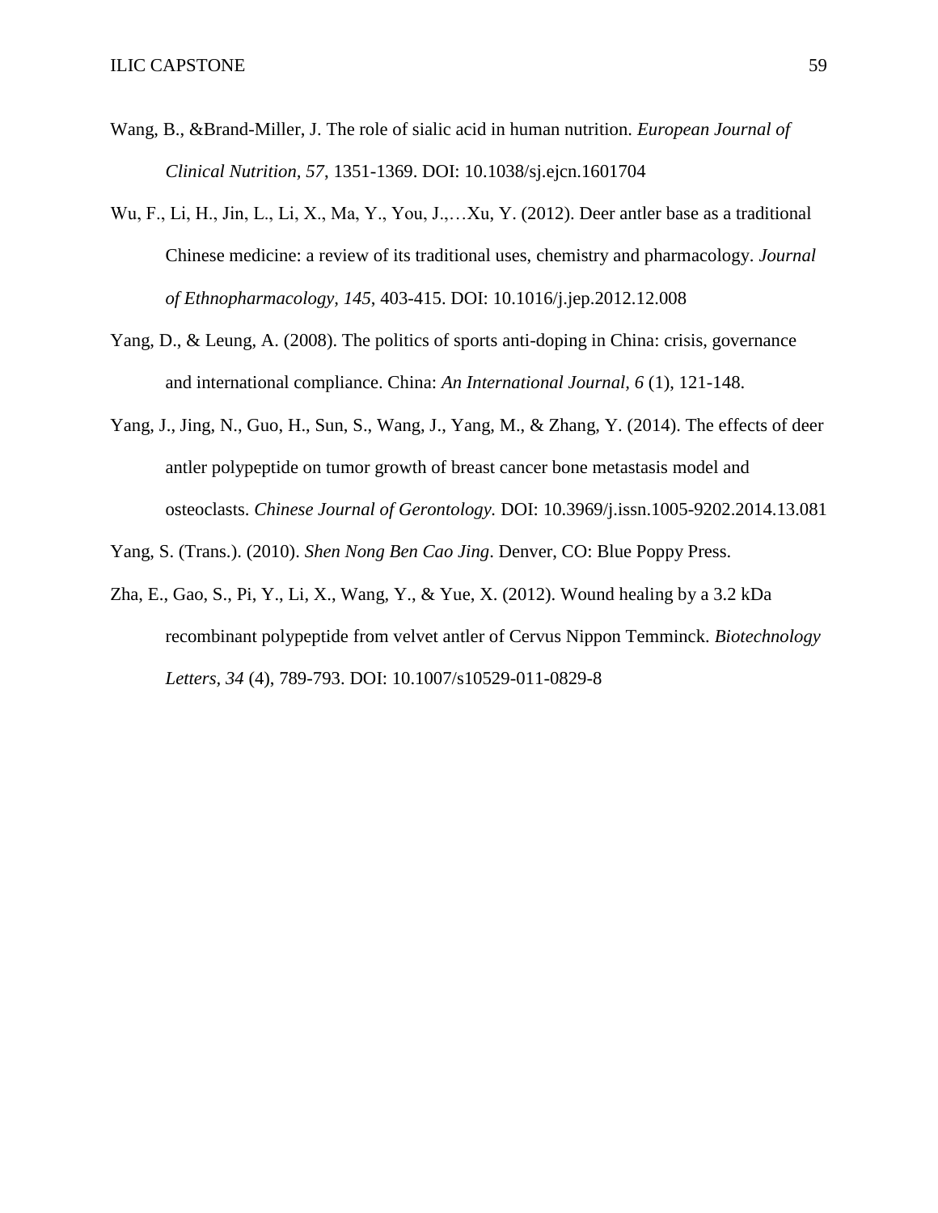Wang, B., &Brand-Miller, J. The role of sialic acid in human nutrition. *European Journal of Clinical Nutrition, 57*, 1351-1369. DOI: 10.1038/sj.ejcn.1601704

Wu, F., Li, H., Jin, L., Li, X., Ma, Y., You, J.,…Xu, Y. (2012). Deer antler base as a traditional Chinese medicine: a review of its traditional uses, chemistry and pharmacology. *Journal of Ethnopharmacology, 145*, 403-415. DOI: 10.1016/j.jep.2012.12.008

Yang, D., & Leung, A. (2008). The politics of sports anti-doping in China: crisis, governance and international compliance. China: *An International Journal, 6* (1), 121-148.

Yang, J., Jing, N., Guo, H., Sun, S., Wang, J., Yang, M., & Zhang, Y. (2014). The effects of deer antler polypeptide on tumor growth of breast cancer bone metastasis model and osteoclasts. *Chinese Journal of Gerontology.* DOI: 10.3969/j.issn.1005-9202.2014.13.081

Yang, S. (Trans.). (2010). *Shen Nong Ben Cao Jing*. Denver, CO: Blue Poppy Press.

Zha, E., Gao, S., Pi, Y., Li, X., Wang, Y., & Yue, X. (2012). Wound healing by a 3.2 kDa recombinant polypeptide from velvet antler of Cervus Nippon Temminck. *Biotechnology Letters, 34* (4), 789-793. DOI: 10.1007/s10529-011-0829-8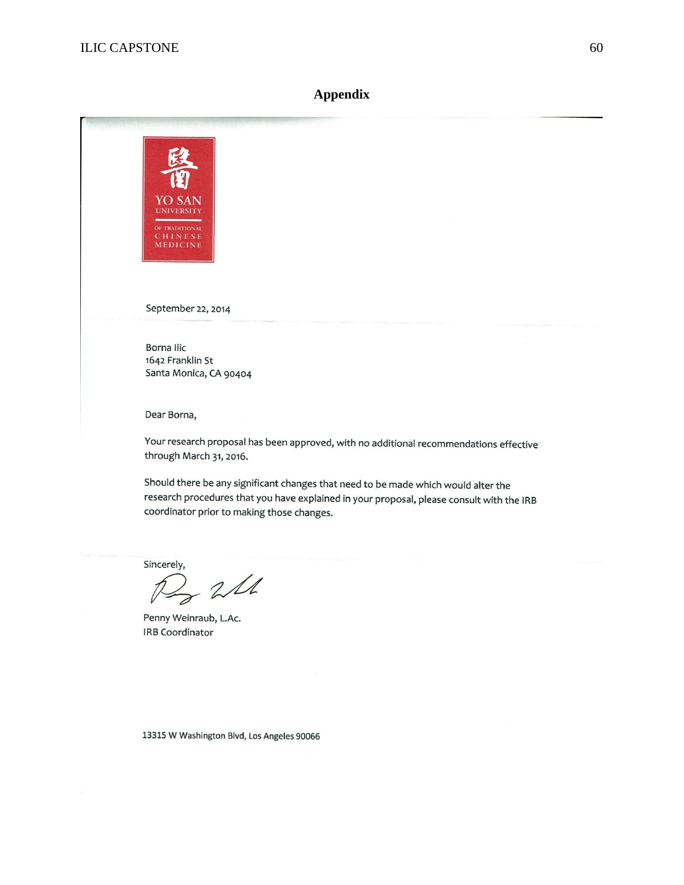## Appendix

醫
YO SAN
UNIVERSITY
OF TRADITIONAL
CHINESE
MEDICINE

September 22, 2014

Borna Ilic
1642 Franklin St
Santa Monica, CA 90404

Dear Borna,

Your research proposal has been approved, with no additional recommendations effective through March 31, 2016.

Should there be any significant changes that need to be made which would alter the research procedures that you have explained in your proposal, please consult with the IRB coordinator prior to making those changes.

Sincerely,

Penny Weinraub, L.Ac.
IRB Coordinator

13315 W Washington Blvd, Los Angeles 90066